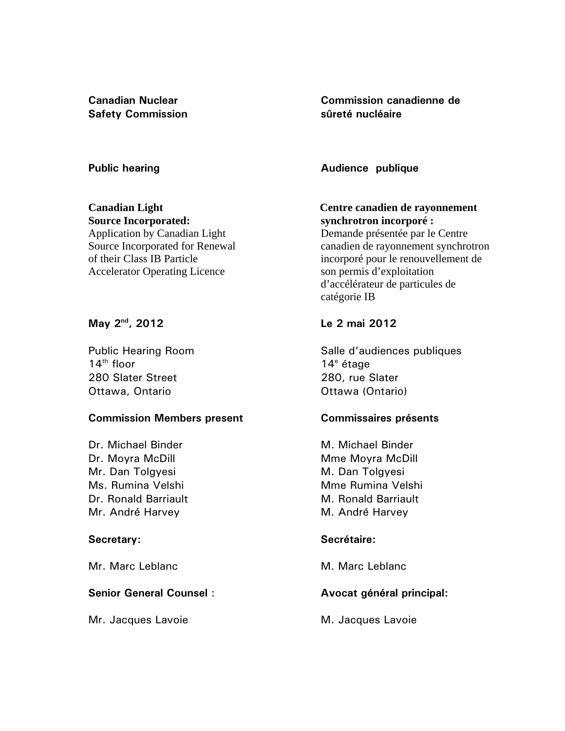**Canadian Nuclear Safety Commission**

**Commission canadienne de sûreté nucléaire**

**Public hearing**

**Audience publique**

**Canadian Light Source Incorporated:**
Application by Canadian Light Source Incorporated for Renewal of their Class IB Particle Accelerator Operating Licence

**Centre canadien de rayonnement synchrotron incorporé :**
Demande présentée par le Centre canadien de rayonnement synchrotron incorporé pour le renouvellement de son permis d'exploitation d'accélérateur de particules de catégorie IB

**May 2nd, 2012**

**Le 2 mai 2012**

Public Hearing Room
14th floor
280 Slater Street
Ottawa, Ontario

Salle d'audiences publiques
14e étage
280, rue Slater
Ottawa (Ontario)

**Commission Members present**

Dr. Michael Binder
Dr. Moyra McDill
Mr. Dan Tolgyesi
Ms. Rumina Velshi
Dr. Ronald Barriault
Mr. André Harvey

**Commissaires présents**

M. Michael Binder
Mme Moyra McDill
M. Dan Tolgyesi
Mme Rumina Velshi
M. Ronald Barriault
M. André Harvey

**Secretary:**

Mr. Marc Leblanc

**Secrétaire:**

M. Marc Leblanc

**Senior General Counsel** :

Mr. Jacques Lavoie

**Avocat général principal:**

M. Jacques Lavoie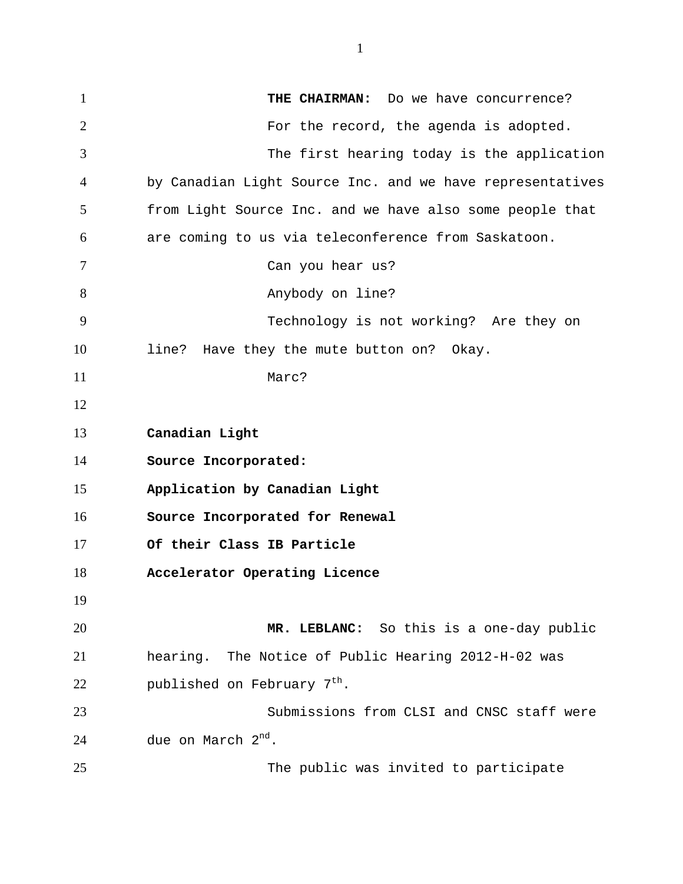**THE CHAIRMAN:** Do we have concurrence?

For the record, the agenda is adopted.

The first hearing today is the application by Canadian Light Source Inc. and we have representatives from Light Source Inc. and we have also some people that are coming to us via teleconference from Saskatoon.

Can you hear us?

Anybody on line?

Technology is not working? Are they on line? Have they the mute button on? Okay.

Marc?

**Canadian Light Source Incorporated:**
**Application by Canadian Light Source Incorporated for Renewal Of their Class IB Particle Accelerator Operating Licence**

**MR. LEBLANC:** So this is a one-day public hearing. The Notice of Public Hearing 2012-H-02 was published on February 7th.

Submissions from CLSI and CNSC staff were due on March 2nd.

The public was invited to participate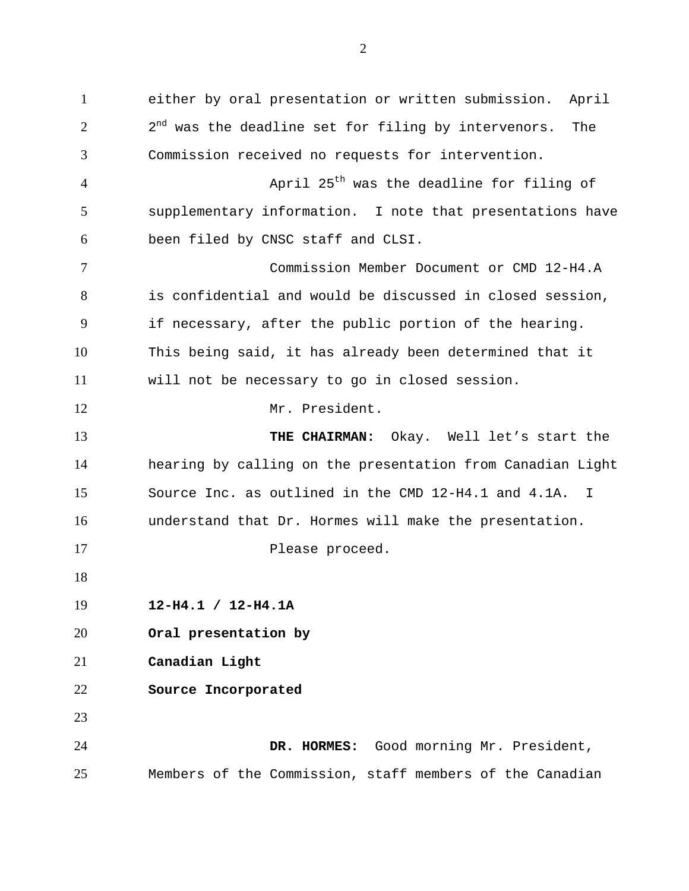either by oral presentation or written submission. April 2nd was the deadline set for filing by intervenors. The Commission received no requests for intervention.

April 25th was the deadline for filing of supplementary information. I note that presentations have been filed by CNSC staff and CLSI.

Commission Member Document or CMD 12-H4.A is confidential and would be discussed in closed session, if necessary, after the public portion of the hearing. This being said, it has already been determined that it will not be necessary to go in closed session.

Mr. President.

**THE CHAIRMAN:** Okay. Well let's start the hearing by calling on the presentation from Canadian Light Source Inc. as outlined in the CMD 12-H4.1 and 4.1A. I understand that Dr. Hormes will make the presentation.

Please proceed.

**12-H4.1 / 12-H4.1A**
**Oral presentation by**
**Canadian Light**
**Source Incorporated**

**DR. HORMES:** Good morning Mr. President, Members of the Commission, staff members of the Canadian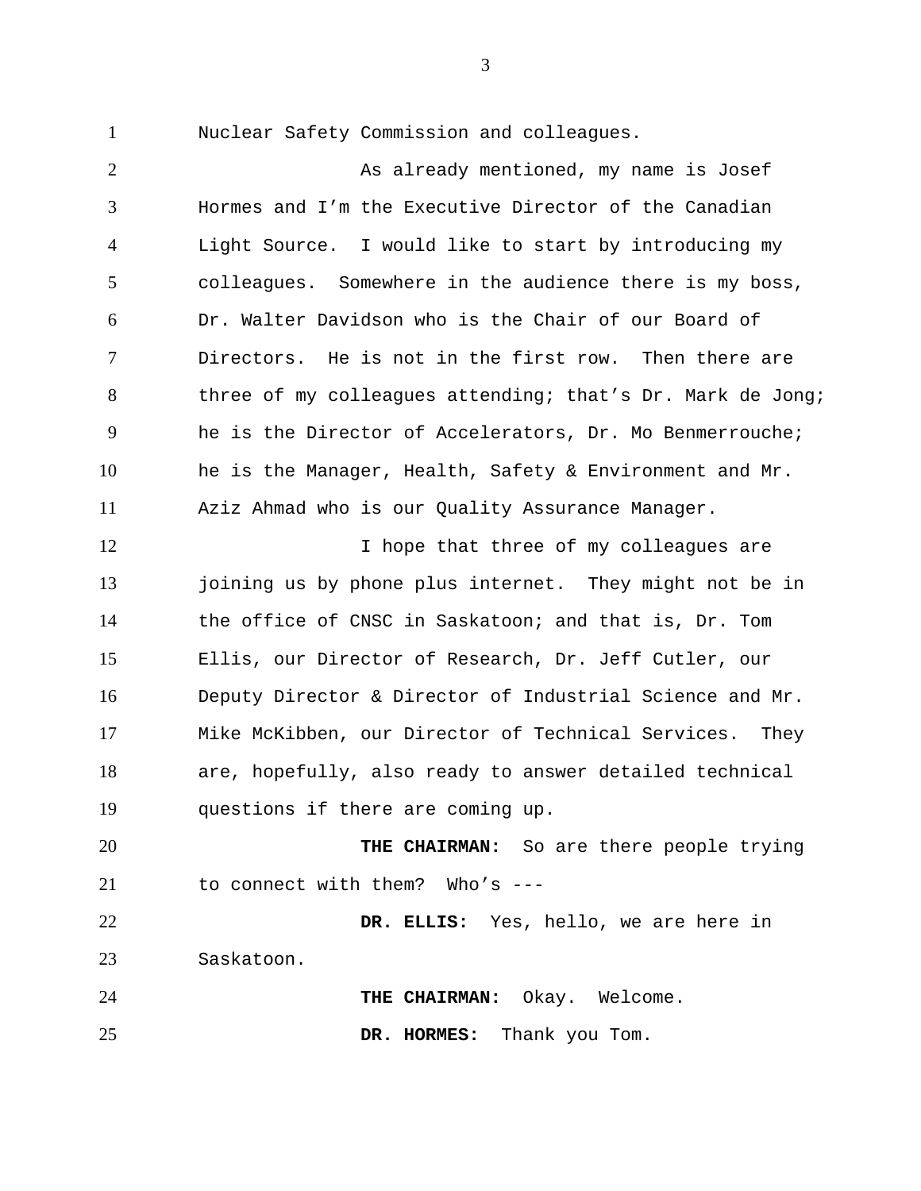Nuclear Safety Commission and colleagues.

As already mentioned, my name is Josef Hormes and I'm the Executive Director of the Canadian Light Source. I would like to start by introducing my colleagues. Somewhere in the audience there is my boss, Dr. Walter Davidson who is the Chair of our Board of Directors. He is not in the first row. Then there are three of my colleagues attending; that's Dr. Mark de Jong; he is the Director of Accelerators, Dr. Mo Benmerrouche; he is the Manager, Health, Safety & Environment and Mr. Aziz Ahmad who is our Quality Assurance Manager.

I hope that three of my colleagues are joining us by phone plus internet. They might not be in the office of CNSC in Saskatoon; and that is, Dr. Tom Ellis, our Director of Research, Dr. Jeff Cutler, our Deputy Director & Director of Industrial Science and Mr. Mike McKibben, our Director of Technical Services. They are, hopefully, also ready to answer detailed technical questions if there are coming up.

**THE CHAIRMAN:** So are there people trying to connect with them? Who's ---

**DR. ELLIS:** Yes, hello, we are here in Saskatoon.

**THE CHAIRMAN:** Okay. Welcome.

**DR. HORMES:** Thank you Tom.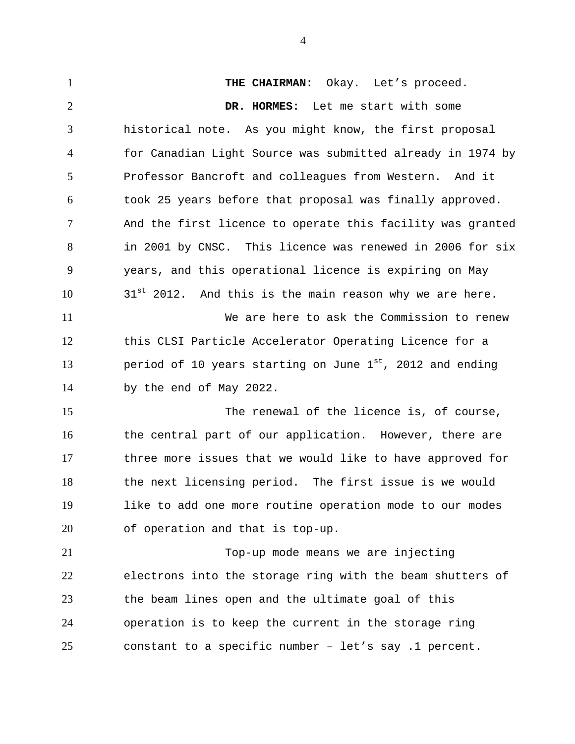**THE CHAIRMAN:** Okay. Let's proceed.

**DR. HORMES:** Let me start with some historical note. As you might know, the first proposal for Canadian Light Source was submitted already in 1974 by Professor Bancroft and colleagues from Western. And it took 25 years before that proposal was finally approved. And the first licence to operate this facility was granted in 2001 by CNSC. This licence was renewed in 2006 for six years, and this operational licence is expiring on May 31st 2012. And this is the main reason why we are here.

We are here to ask the Commission to renew this CLSI Particle Accelerator Operating Licence for a period of 10 years starting on June 1st, 2012 and ending by the end of May 2022.

The renewal of the licence is, of course, the central part of our application. However, there are three more issues that we would like to have approved for the next licensing period. The first issue is we would like to add one more routine operation mode to our modes of operation and that is top-up.

Top-up mode means we are injecting electrons into the storage ring with the beam shutters of the beam lines open and the ultimate goal of this operation is to keep the current in the storage ring constant to a specific number – let's say .1 percent.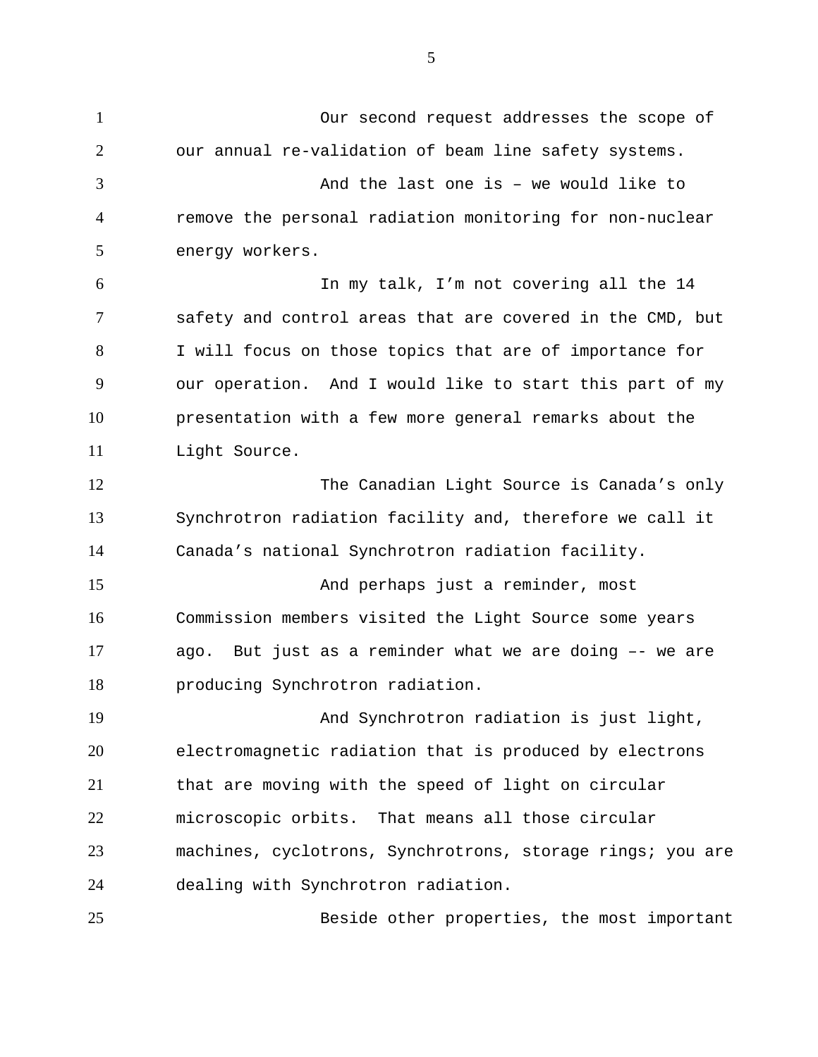Our second request addresses the scope of our annual re-validation of beam line safety systems.

And the last one is – we would like to remove the personal radiation monitoring for non-nuclear energy workers.

In my talk, I'm not covering all the 14 safety and control areas that are covered in the CMD, but I will focus on those topics that are of importance for our operation. And I would like to start this part of my presentation with a few more general remarks about the Light Source.

The Canadian Light Source is Canada's only Synchrotron radiation facility and, therefore we call it Canada's national Synchrotron radiation facility.

And perhaps just a reminder, most Commission members visited the Light Source some years ago. But just as a reminder what we are doing –- we are producing Synchrotron radiation.

And Synchrotron radiation is just light, electromagnetic radiation that is produced by electrons that are moving with the speed of light on circular microscopic orbits. That means all those circular machines, cyclotrons, Synchrotrons, storage rings; you are dealing with Synchrotron radiation.

Beside other properties, the most important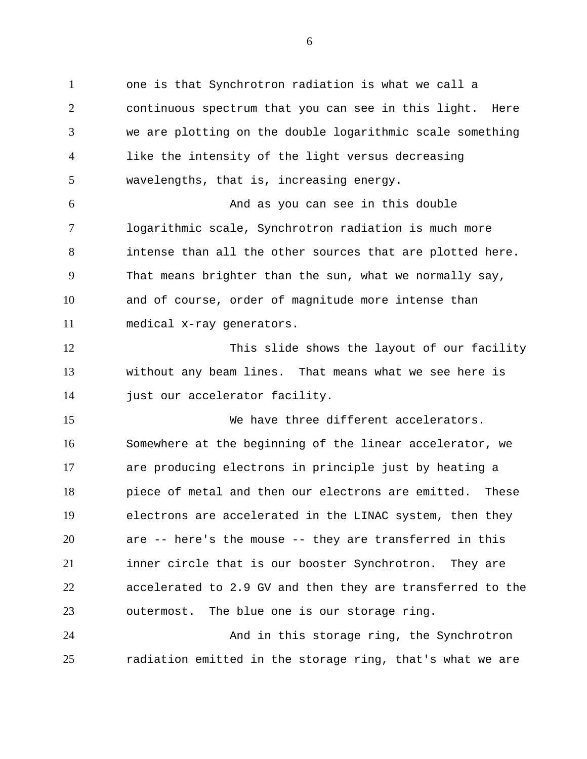one is that Synchrotron radiation is what we call a continuous spectrum that you can see in this light. Here we are plotting on the double logarithmic scale something like the intensity of the light versus decreasing wavelengths, that is, increasing energy.

And as you can see in this double logarithmic scale, Synchrotron radiation is much more intense than all the other sources that are plotted here. That means brighter than the sun, what we normally say, and of course, order of magnitude more intense than medical x-ray generators.

This slide shows the layout of our facility without any beam lines. That means what we see here is just our accelerator facility.

We have three different accelerators. Somewhere at the beginning of the linear accelerator, we are producing electrons in principle just by heating a piece of metal and then our electrons are emitted. These electrons are accelerated in the LINAC system, then they are -- here's the mouse -- they are transferred in this inner circle that is our booster Synchrotron. They are accelerated to 2.9 GV and then they are transferred to the outermost. The blue one is our storage ring.

And in this storage ring, the Synchrotron radiation emitted in the storage ring, that's what we are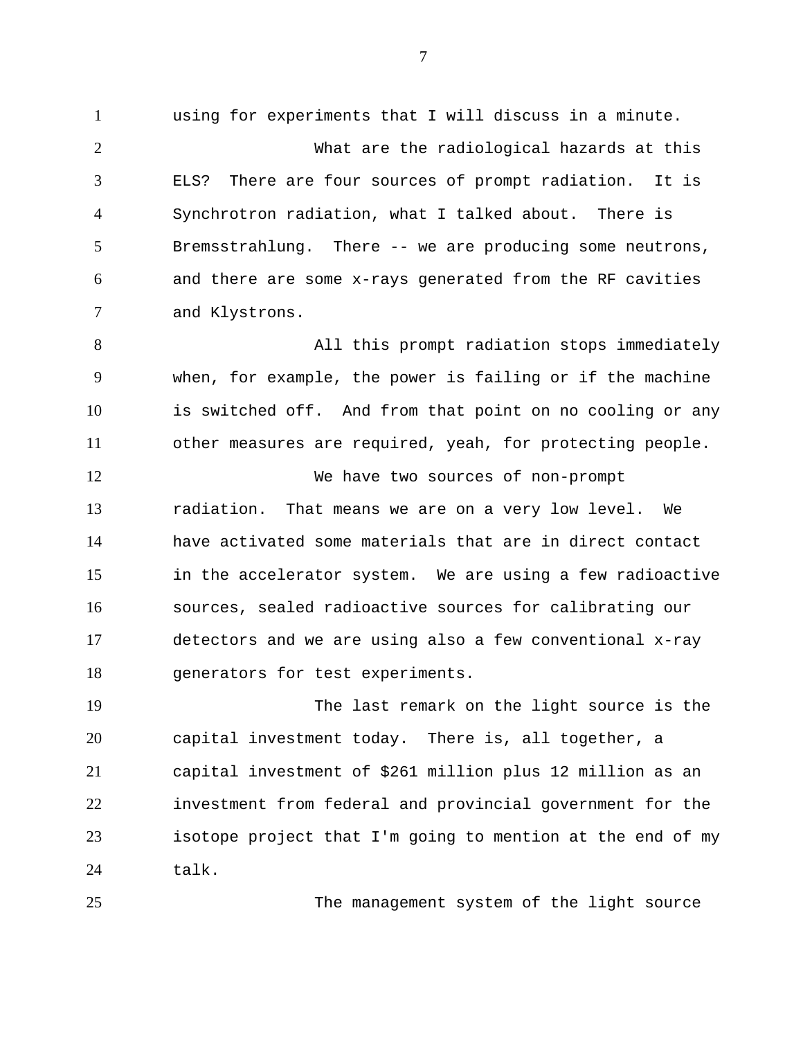using for experiments that I will discuss in a minute.

What are the radiological hazards at this ELS? There are four sources of prompt radiation. It is Synchrotron radiation, what I talked about. There is Bremsstrahlung. There -- we are producing some neutrons, and there are some x-rays generated from the RF cavities and Klystrons.

All this prompt radiation stops immediately when, for example, the power is failing or if the machine is switched off. And from that point on no cooling or any other measures are required, yeah, for protecting people.

We have two sources of non-prompt radiation. That means we are on a very low level. We have activated some materials that are in direct contact in the accelerator system. We are using a few radioactive sources, sealed radioactive sources for calibrating our detectors and we are using also a few conventional x-ray generators for test experiments.

The last remark on the light source is the capital investment today. There is, all together, a capital investment of $261 million plus 12 million as an investment from federal and provincial government for the isotope project that I'm going to mention at the end of my talk.

The management system of the light source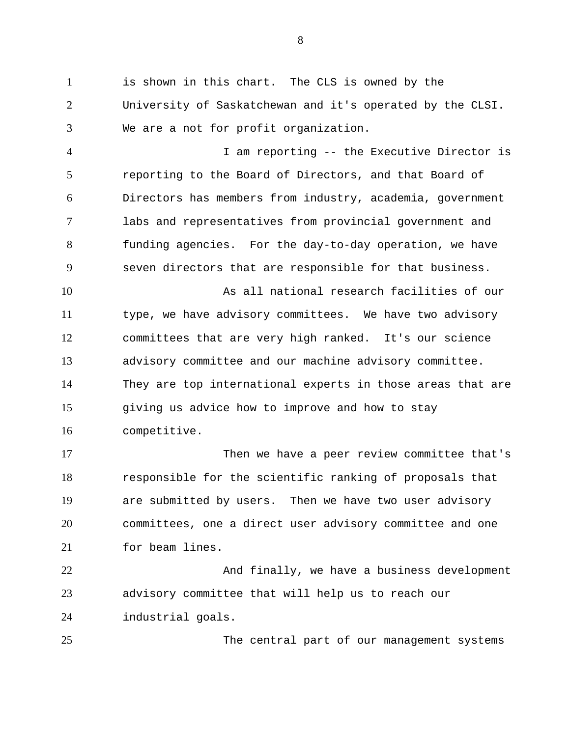is shown in this chart. The CLS is owned by the University of Saskatchewan and it's operated by the CLSI. We are a not for profit organization.

I am reporting -- the Executive Director is reporting to the Board of Directors, and that Board of Directors has members from industry, academia, government labs and representatives from provincial government and funding agencies. For the day-to-day operation, we have seven directors that are responsible for that business.

As all national research facilities of our type, we have advisory committees. We have two advisory committees that are very high ranked. It's our science advisory committee and our machine advisory committee. They are top international experts in those areas that are giving us advice how to improve and how to stay competitive.

Then we have a peer review committee that's responsible for the scientific ranking of proposals that are submitted by users. Then we have two user advisory committees, one a direct user advisory committee and one for beam lines.

And finally, we have a business development advisory committee that will help us to reach our industrial goals.

The central part of our management systems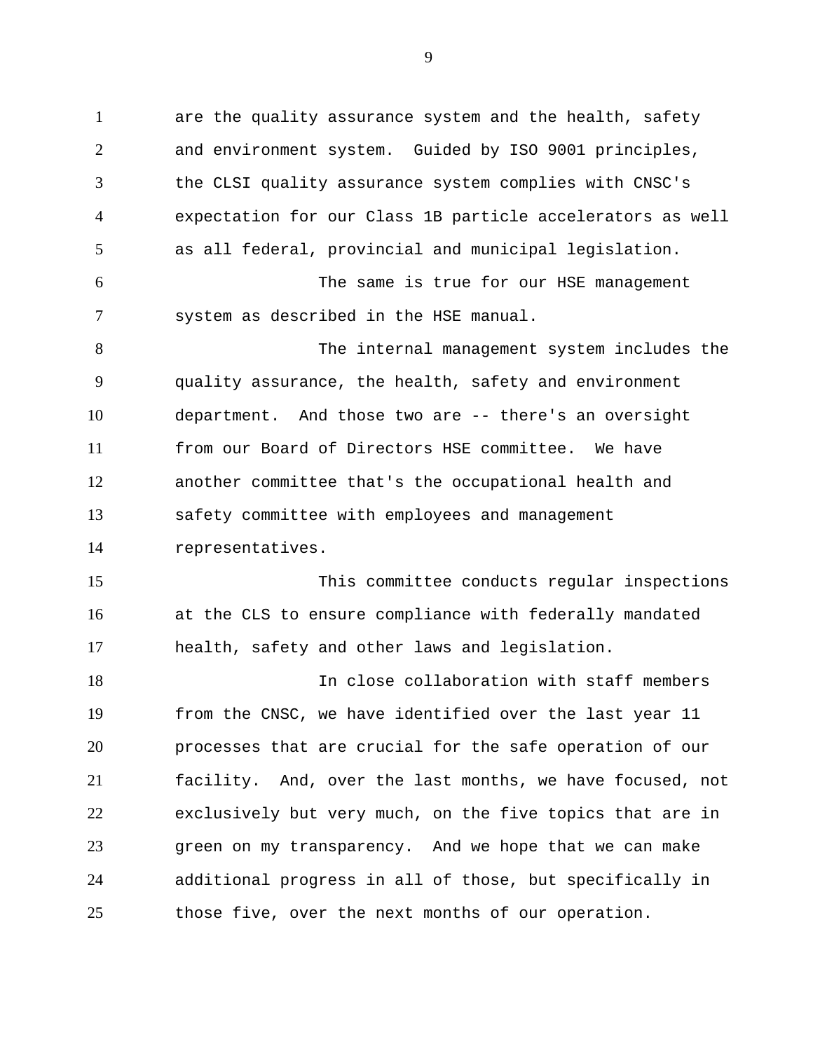are the quality assurance system and the health, safety and environment system. Guided by ISO 9001 principles, the CLSI quality assurance system complies with CNSC's expectation for our Class 1B particle accelerators as well as all federal, provincial and municipal legislation.

The same is true for our HSE management system as described in the HSE manual.

The internal management system includes the quality assurance, the health, safety and environment department. And those two are -- there's an oversight from our Board of Directors HSE committee. We have another committee that's the occupational health and safety committee with employees and management representatives.

This committee conducts regular inspections at the CLS to ensure compliance with federally mandated health, safety and other laws and legislation.

In close collaboration with staff members from the CNSC, we have identified over the last year 11 processes that are crucial for the safe operation of our facility. And, over the last months, we have focused, not exclusively but very much, on the five topics that are in green on my transparency. And we hope that we can make additional progress in all of those, but specifically in those five, over the next months of our operation.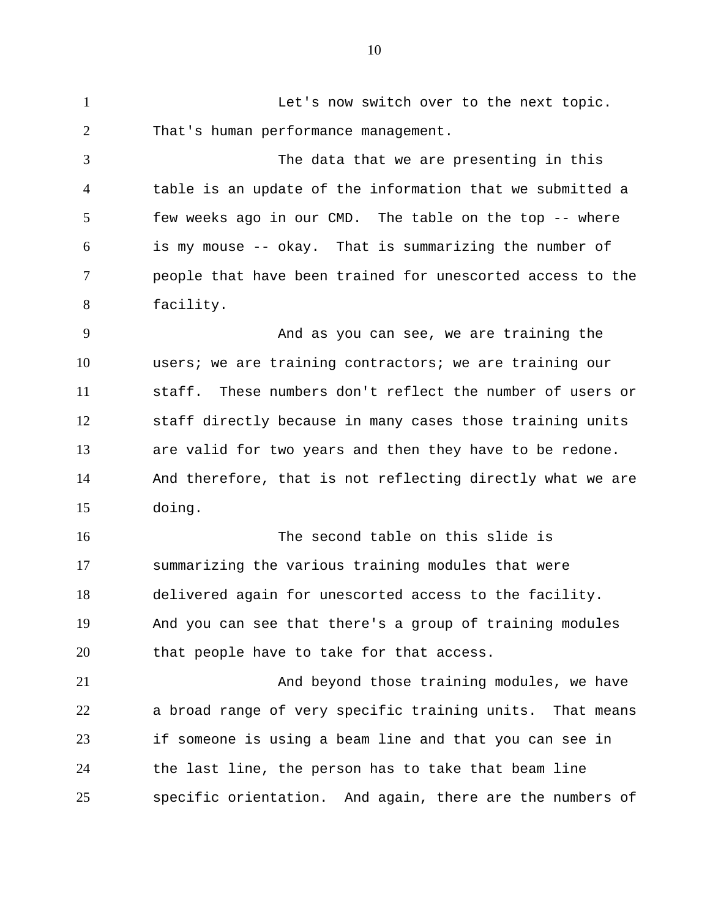Let's now switch over to the next topic. That's human performance management.

The data that we are presenting in this table is an update of the information that we submitted a few weeks ago in our CMD. The table on the top -- where is my mouse -- okay. That is summarizing the number of people that have been trained for unescorted access to the facility.

And as you can see, we are training the users; we are training contractors; we are training our staff. These numbers don't reflect the number of users or staff directly because in many cases those training units are valid for two years and then they have to be redone. And therefore, that is not reflecting directly what we are doing.

The second table on this slide is summarizing the various training modules that were delivered again for unescorted access to the facility. And you can see that there's a group of training modules that people have to take for that access.

And beyond those training modules, we have a broad range of very specific training units. That means if someone is using a beam line and that you can see in the last line, the person has to take that beam line specific orientation. And again, there are the numbers of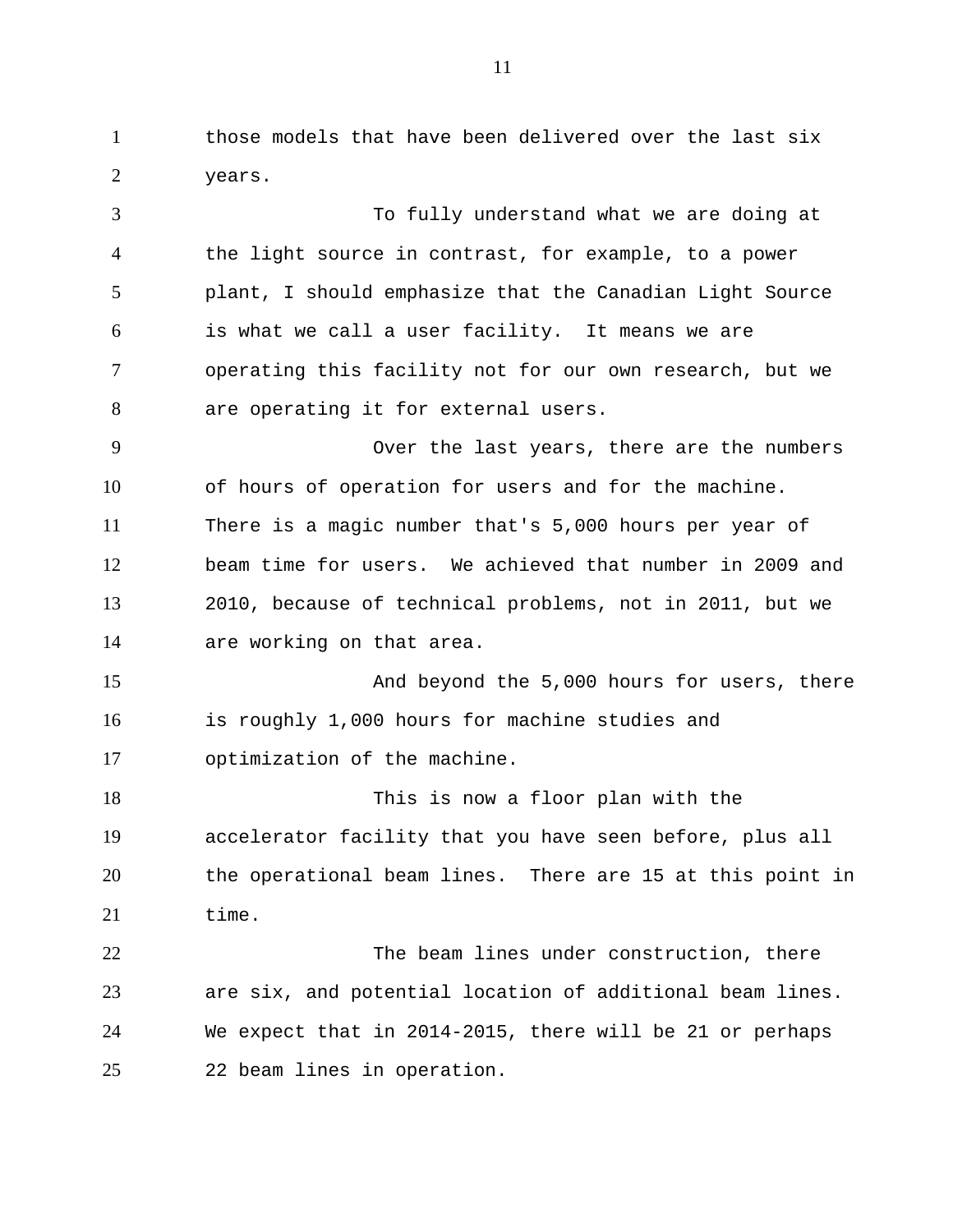those models that have been delivered over the last six years.

To fully understand what we are doing at the light source in contrast, for example, to a power plant, I should emphasize that the Canadian Light Source is what we call a user facility. It means we are operating this facility not for our own research, but we are operating it for external users.

Over the last years, there are the numbers of hours of operation for users and for the machine. There is a magic number that's 5,000 hours per year of beam time for users. We achieved that number in 2009 and 2010, because of technical problems, not in 2011, but we are working on that area.

And beyond the 5,000 hours for users, there is roughly 1,000 hours for machine studies and optimization of the machine.

This is now a floor plan with the accelerator facility that you have seen before, plus all the operational beam lines. There are 15 at this point in time.

The beam lines under construction, there are six, and potential location of additional beam lines. We expect that in 2014-2015, there will be 21 or perhaps 22 beam lines in operation.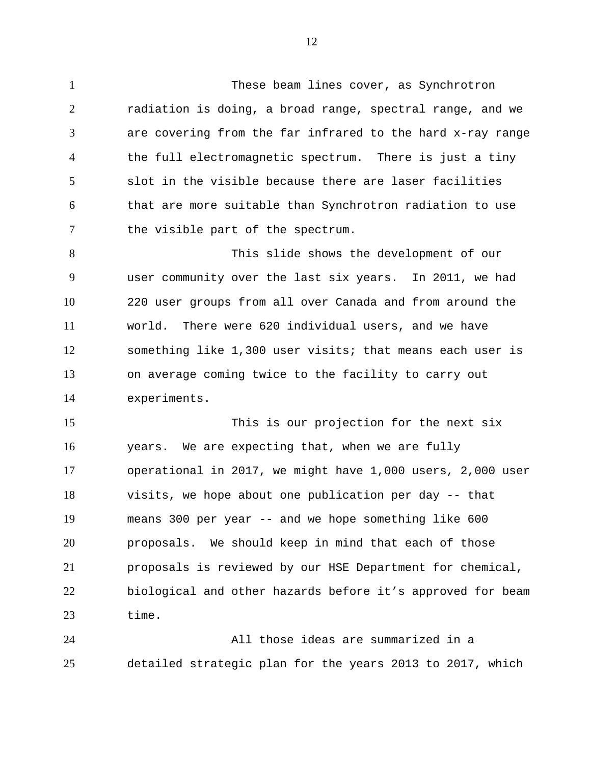These beam lines cover, as Synchrotron radiation is doing, a broad range, spectral range, and we are covering from the far infrared to the hard x-ray range the full electromagnetic spectrum.  There is just a tiny slot in the visible because there are laser facilities that are more suitable than Synchrotron radiation to use the visible part of the spectrum.

This slide shows the development of our user community over the last six years.  In 2011, we had 220 user groups from all over Canada and from around the world.  There were 620 individual users, and we have something like 1,300 user visits; that means each user is on average coming twice to the facility to carry out experiments.

This is our projection for the next six years.  We are expecting that, when we are fully operational in 2017, we might have 1,000 users, 2,000 user visits, we hope about one publication per day -- that means 300 per year -- and we hope something like 600 proposals.  We should keep in mind that each of those proposals is reviewed by our HSE Department for chemical, biological and other hazards before it’s approved for beam time.

All those ideas are summarized in a detailed strategic plan for the years 2013 to 2017, which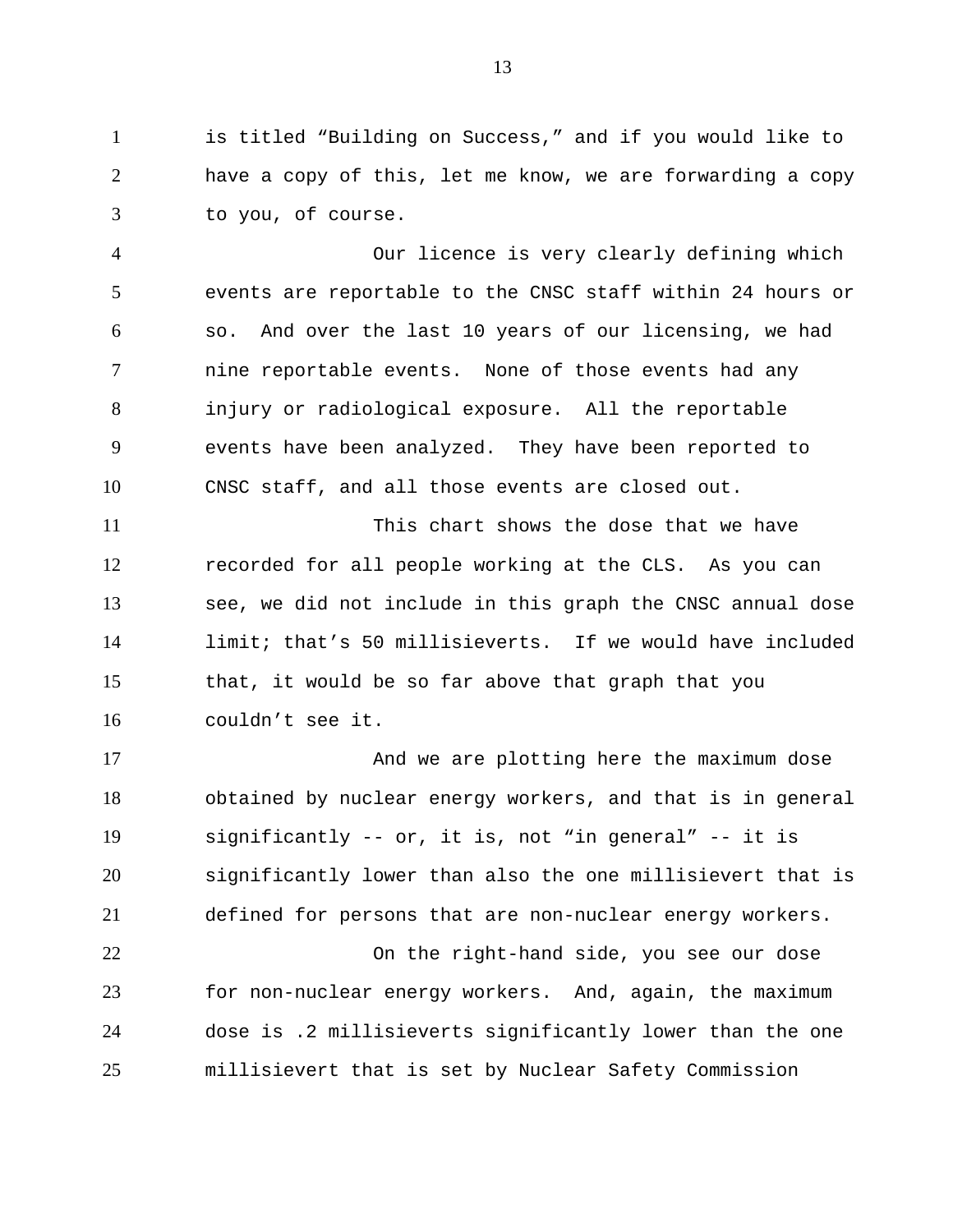is titled “Building on Success,” and if you would like to have a copy of this, let me know, we are forwarding a copy to you, of course.

Our licence is very clearly defining which events are reportable to the CNSC staff within 24 hours or so. And over the last 10 years of our licensing, we had nine reportable events. None of those events had any injury or radiological exposure. All the reportable events have been analyzed. They have been reported to CNSC staff, and all those events are closed out.

This chart shows the dose that we have recorded for all people working at the CLS. As you can see, we did not include in this graph the CNSC annual dose limit; that’s 50 millisieverts. If we would have included that, it would be so far above that graph that you couldn’t see it.

And we are plotting here the maximum dose obtained by nuclear energy workers, and that is in general significantly -- or, it is, not “in general” -- it is significantly lower than also the one millisievert that is defined for persons that are non-nuclear energy workers.

On the right-hand side, you see our dose for non-nuclear energy workers. And, again, the maximum dose is .2 millisieverts significantly lower than the one millisievert that is set by Nuclear Safety Commission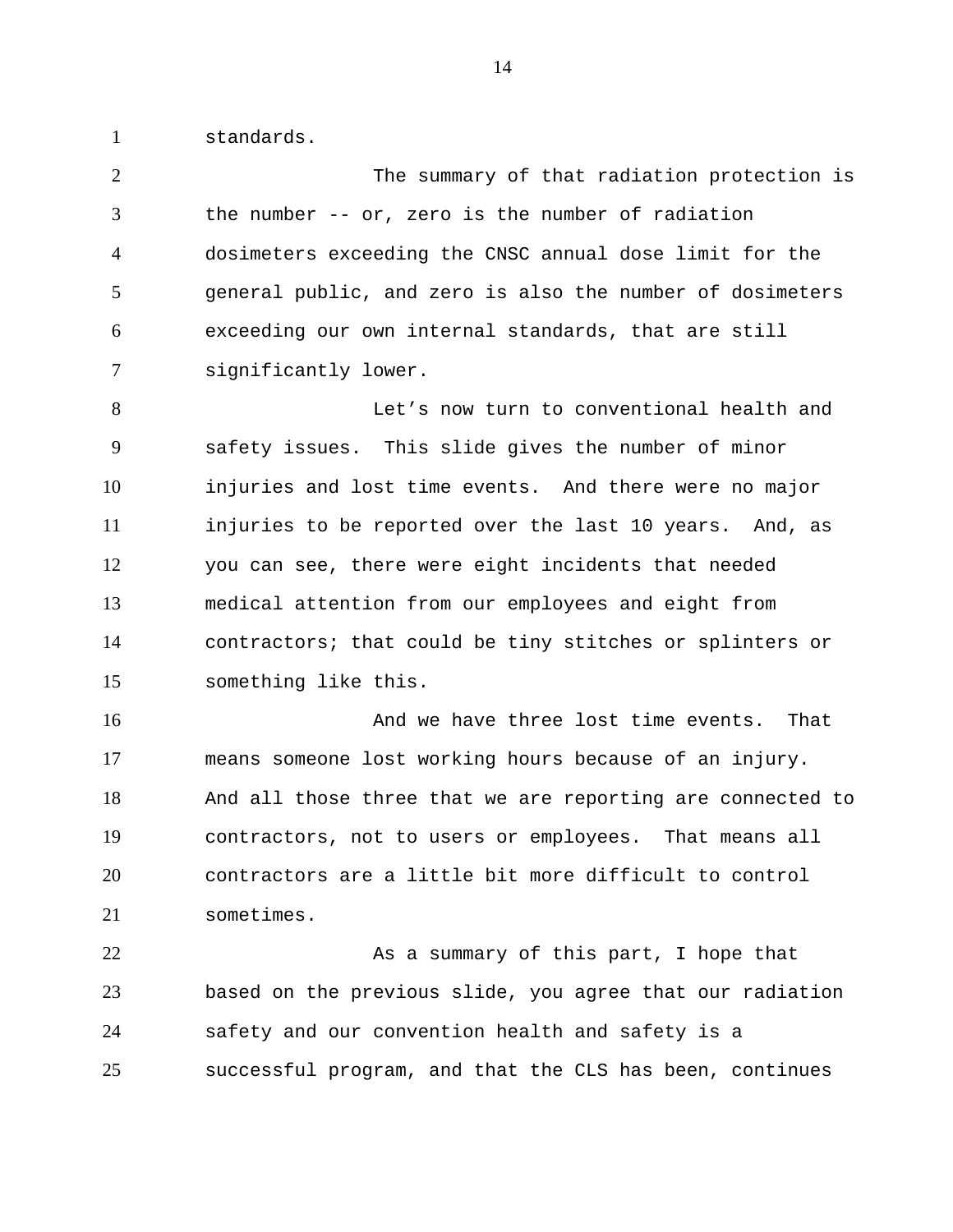standards.

The summary of that radiation protection is the number -- or, zero is the number of radiation dosimeters exceeding the CNSC annual dose limit for the general public, and zero is also the number of dosimeters exceeding our own internal standards, that are still significantly lower.

Let’s now turn to conventional health and safety issues. This slide gives the number of minor injuries and lost time events. And there were no major injuries to be reported over the last 10 years. And, as you can see, there were eight incidents that needed medical attention from our employees and eight from contractors; that could be tiny stitches or splinters or something like this.

And we have three lost time events. That means someone lost working hours because of an injury. And all those three that we are reporting are connected to contractors, not to users or employees. That means all contractors are a little bit more difficult to control sometimes.

As a summary of this part, I hope that based on the previous slide, you agree that our radiation safety and our convention health and safety is a successful program, and that the CLS has been, continues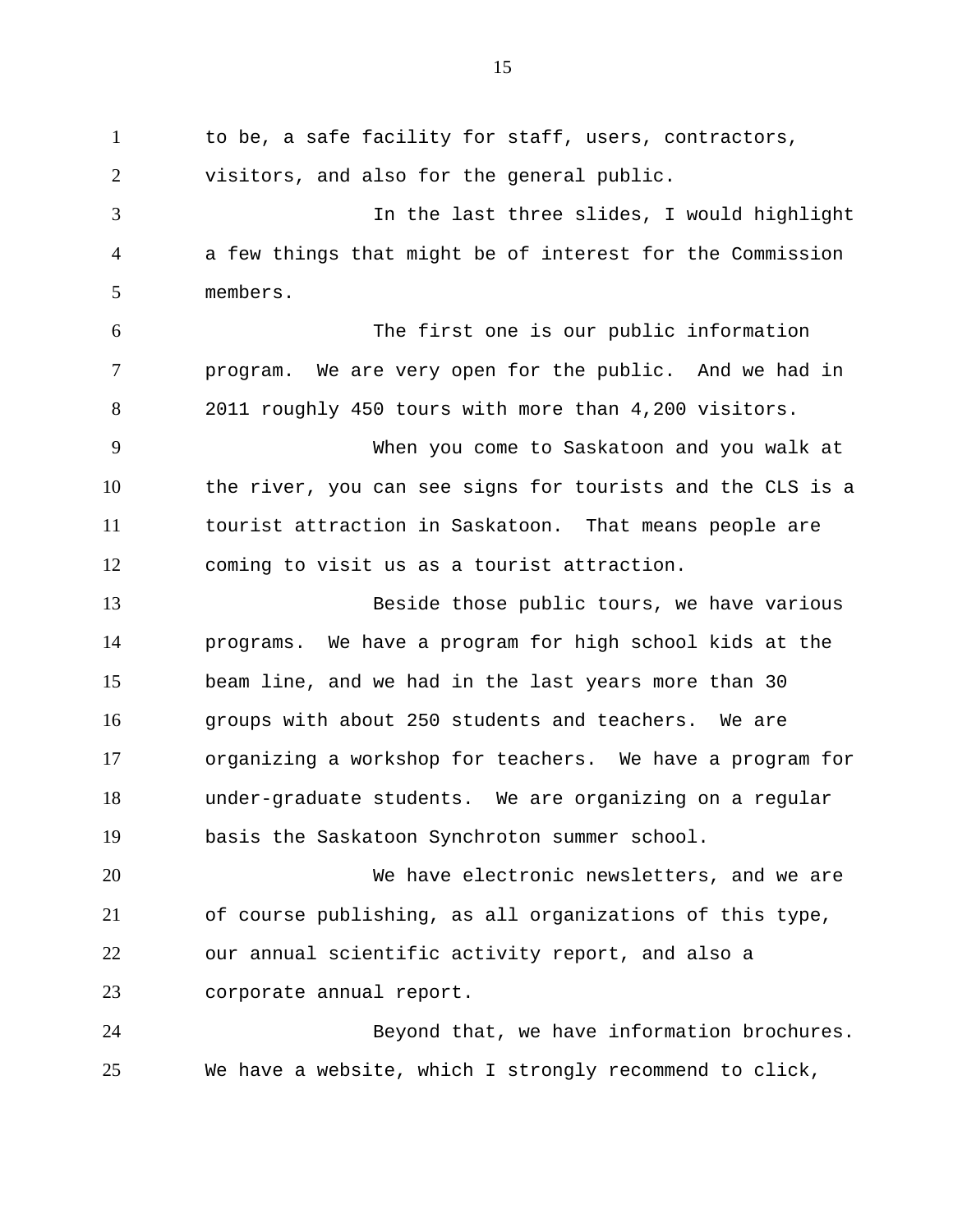to be, a safe facility for staff, users, contractors, visitors, and also for the general public.

In the last three slides, I would highlight a few things that might be of interest for the Commission members.

The first one is our public information program. We are very open for the public. And we had in 2011 roughly 450 tours with more than 4,200 visitors.

When you come to Saskatoon and you walk at the river, you can see signs for tourists and the CLS is a tourist attraction in Saskatoon. That means people are coming to visit us as a tourist attraction.

Beside those public tours, we have various programs. We have a program for high school kids at the beam line, and we had in the last years more than 30 groups with about 250 students and teachers. We are organizing a workshop for teachers. We have a program for under-graduate students. We are organizing on a regular basis the Saskatoon Synchroton summer school.

We have electronic newsletters, and we are of course publishing, as all organizations of this type, our annual scientific activity report, and also a corporate annual report.

Beyond that, we have information brochures. We have a website, which I strongly recommend to click,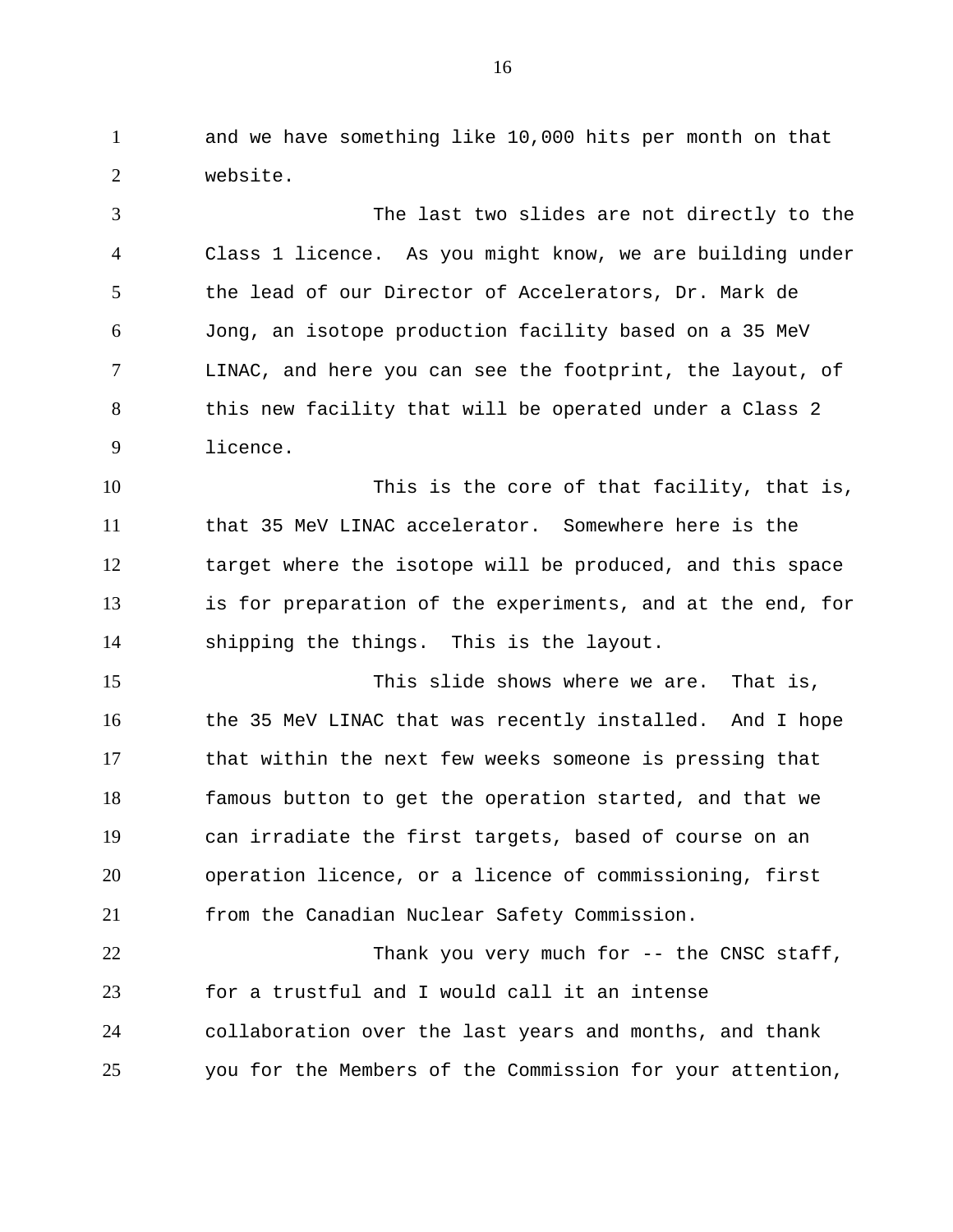and we have something like 10,000 hits per month on that website.

The last two slides are not directly to the Class 1 licence. As you might know, we are building under the lead of our Director of Accelerators, Dr. Mark de Jong, an isotope production facility based on a 35 MeV LINAC, and here you can see the footprint, the layout, of this new facility that will be operated under a Class 2 licence.

This is the core of that facility, that is, that 35 MeV LINAC accelerator. Somewhere here is the target where the isotope will be produced, and this space is for preparation of the experiments, and at the end, for shipping the things. This is the layout.

This slide shows where we are. That is, the 35 MeV LINAC that was recently installed. And I hope that within the next few weeks someone is pressing that famous button to get the operation started, and that we can irradiate the first targets, based of course on an operation licence, or a licence of commissioning, first from the Canadian Nuclear Safety Commission.

Thank you very much for -- the CNSC staff, for a trustful and I would call it an intense collaboration over the last years and months, and thank you for the Members of the Commission for your attention,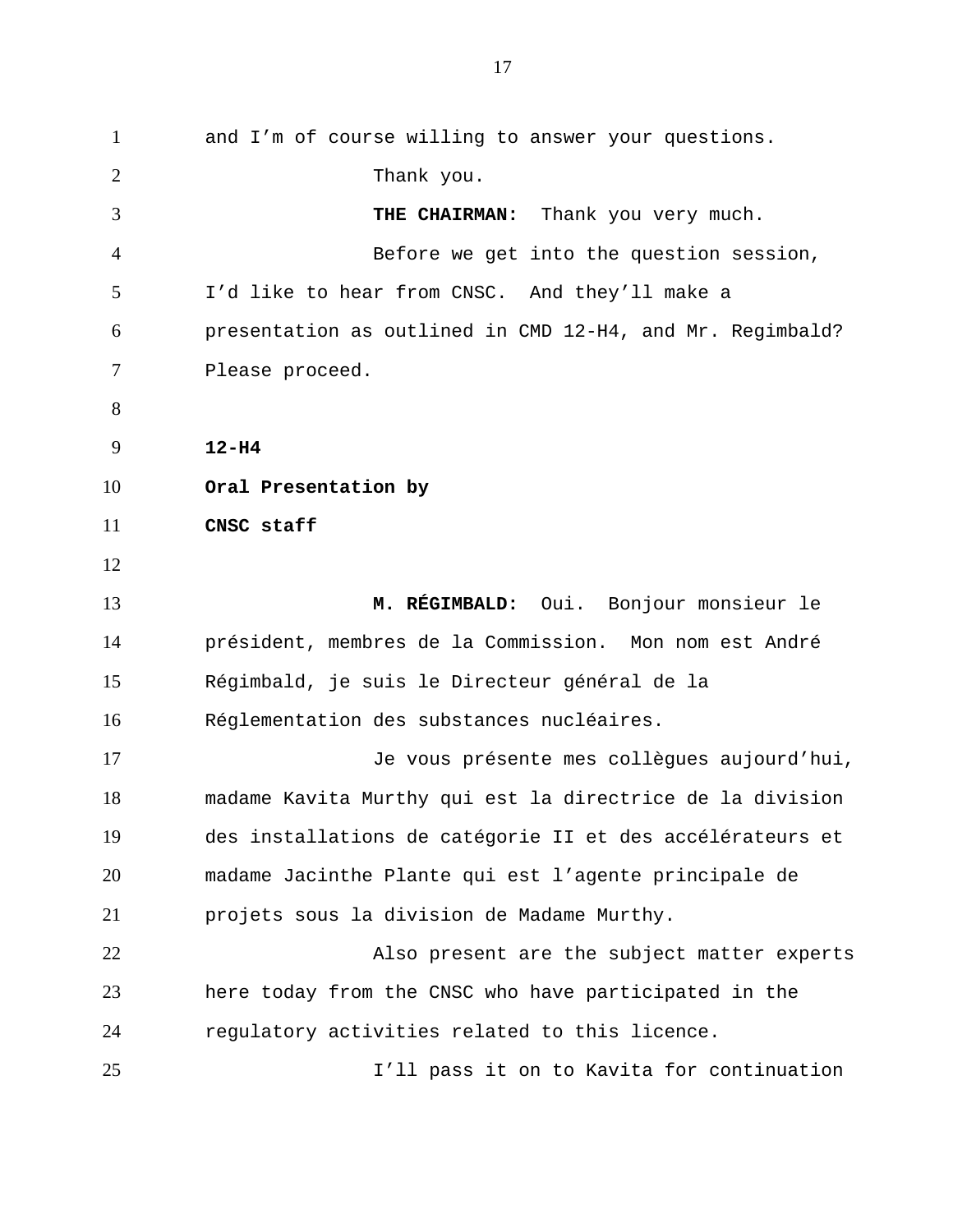and I'm of course willing to answer your questions.

Thank you.

**THE CHAIRMAN:** Thank you very much.

Before we get into the question session, I'd like to hear from CNSC. And they'll make a presentation as outlined in CMD 12-H4, and Mr. Regimbald? Please proceed.

**12-H4**
**Oral Presentation by**
**CNSC staff**

**M. RÉGIMBALD:** Oui. Bonjour monsieur le président, membres de la Commission. Mon nom est André Régimbald, je suis le Directeur général de la Réglementation des substances nucléaires.

Je vous présente mes collègues aujourd'hui, madame Kavita Murthy qui est la directrice de la division des installations de catégorie II et des accélérateurs et madame Jacinthe Plante qui est l'agente principale de projets sous la division de Madame Murthy.

Also present are the subject matter experts here today from the CNSC who have participated in the regulatory activities related to this licence.

I'll pass it on to Kavita for continuation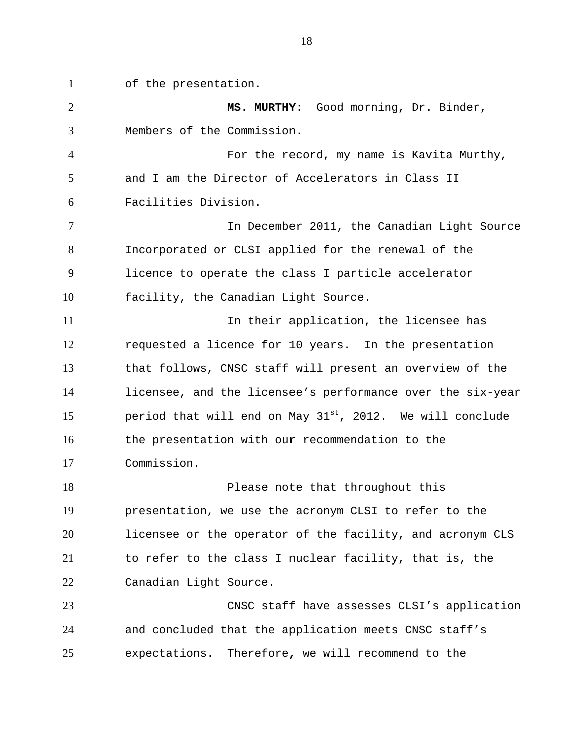of the presentation.

**MS. MURTHY**: Good morning, Dr. Binder, Members of the Commission.

For the record, my name is Kavita Murthy, and I am the Director of Accelerators in Class II Facilities Division.

In December 2011, the Canadian Light Source Incorporated or CLSI applied for the renewal of the licence to operate the class I particle accelerator facility, the Canadian Light Source.

In their application, the licensee has requested a licence for 10 years. In the presentation that follows, CNSC staff will present an overview of the licensee, and the licensee's performance over the six-year period that will end on May 31st, 2012. We will conclude the presentation with our recommendation to the Commission.

Please note that throughout this presentation, we use the acronym CLSI to refer to the licensee or the operator of the facility, and acronym CLS to refer to the class I nuclear facility, that is, the Canadian Light Source.

CNSC staff have assesses CLSI's application and concluded that the application meets CNSC staff's expectations. Therefore, we will recommend to the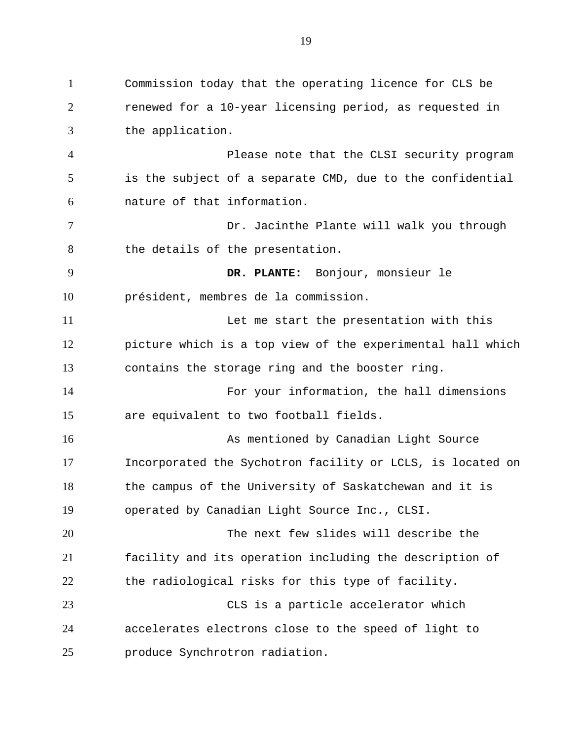Commission today that the operating licence for CLS be renewed for a 10-year licensing period, as requested in the application.

Please note that the CLSI security program is the subject of a separate CMD, due to the confidential nature of that information.

Dr. Jacinthe Plante will walk you through the details of the presentation.

**DR. PLANTE:** Bonjour, monsieur le président, membres de la commission.

Let me start the presentation with this picture which is a top view of the experimental hall which contains the storage ring and the booster ring.

For your information, the hall dimensions are equivalent to two football fields.

As mentioned by Canadian Light Source Incorporated the Sychotron facility or LCLS, is located on the campus of the University of Saskatchewan and it is operated by Canadian Light Source Inc., CLSI.

The next few slides will describe the facility and its operation including the description of the radiological risks for this type of facility.

CLS is a particle accelerator which accelerates electrons close to the speed of light to produce Synchrotron radiation.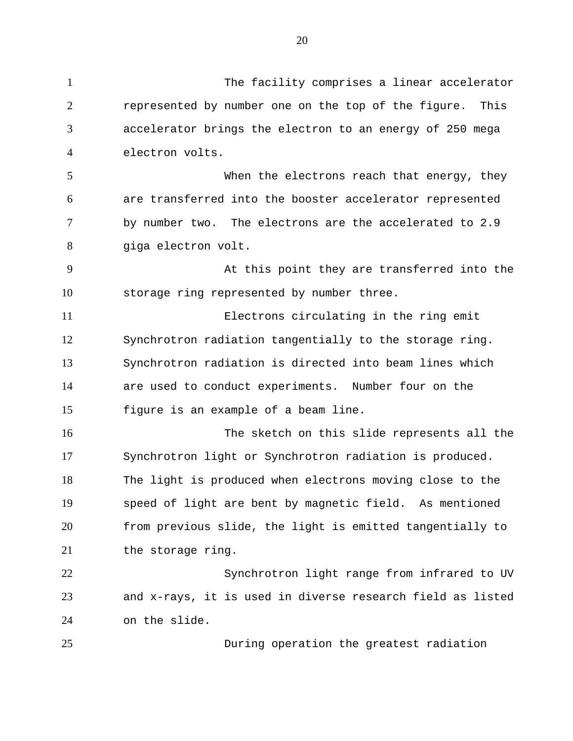The facility comprises a linear accelerator represented by number one on the top of the figure. This accelerator brings the electron to an energy of 250 mega electron volts.

When the electrons reach that energy, they are transferred into the booster accelerator represented by number two. The electrons are the accelerated to 2.9 giga electron volt.

At this point they are transferred into the storage ring represented by number three.

Electrons circulating in the ring emit Synchrotron radiation tangentially to the storage ring. Synchrotron radiation is directed into beam lines which are used to conduct experiments. Number four on the figure is an example of a beam line.

The sketch on this slide represents all the Synchrotron light or Synchrotron radiation is produced. The light is produced when electrons moving close to the speed of light are bent by magnetic field. As mentioned from previous slide, the light is emitted tangentially to the storage ring.

Synchrotron light range from infrared to UV and x-rays, it is used in diverse research field as listed on the slide.

During operation the greatest radiation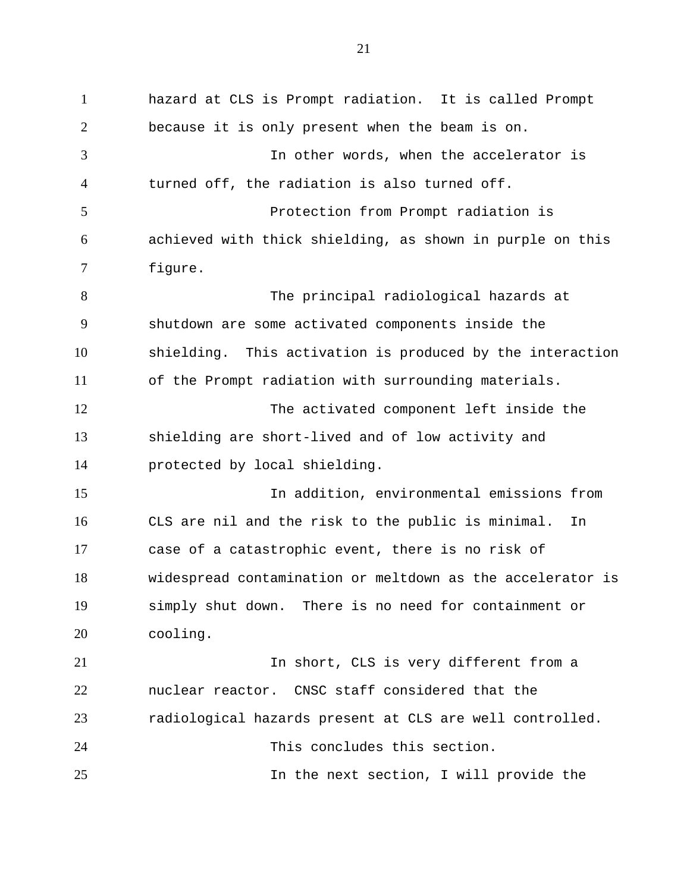hazard at CLS is Prompt radiation. It is called Prompt because it is only present when the beam is on.

In other words, when the accelerator is turned off, the radiation is also turned off.

Protection from Prompt radiation is achieved with thick shielding, as shown in purple on this figure.

The principal radiological hazards at shutdown are some activated components inside the shielding. This activation is produced by the interaction of the Prompt radiation with surrounding materials.

The activated component left inside the shielding are short-lived and of low activity and protected by local shielding.

In addition, environmental emissions from CLS are nil and the risk to the public is minimal. In case of a catastrophic event, there is no risk of widespread contamination or meltdown as the accelerator is simply shut down. There is no need for containment or cooling.

In short, CLS is very different from a nuclear reactor. CNSC staff considered that the radiological hazards present at CLS are well controlled.

This concludes this section.

In the next section, I will provide the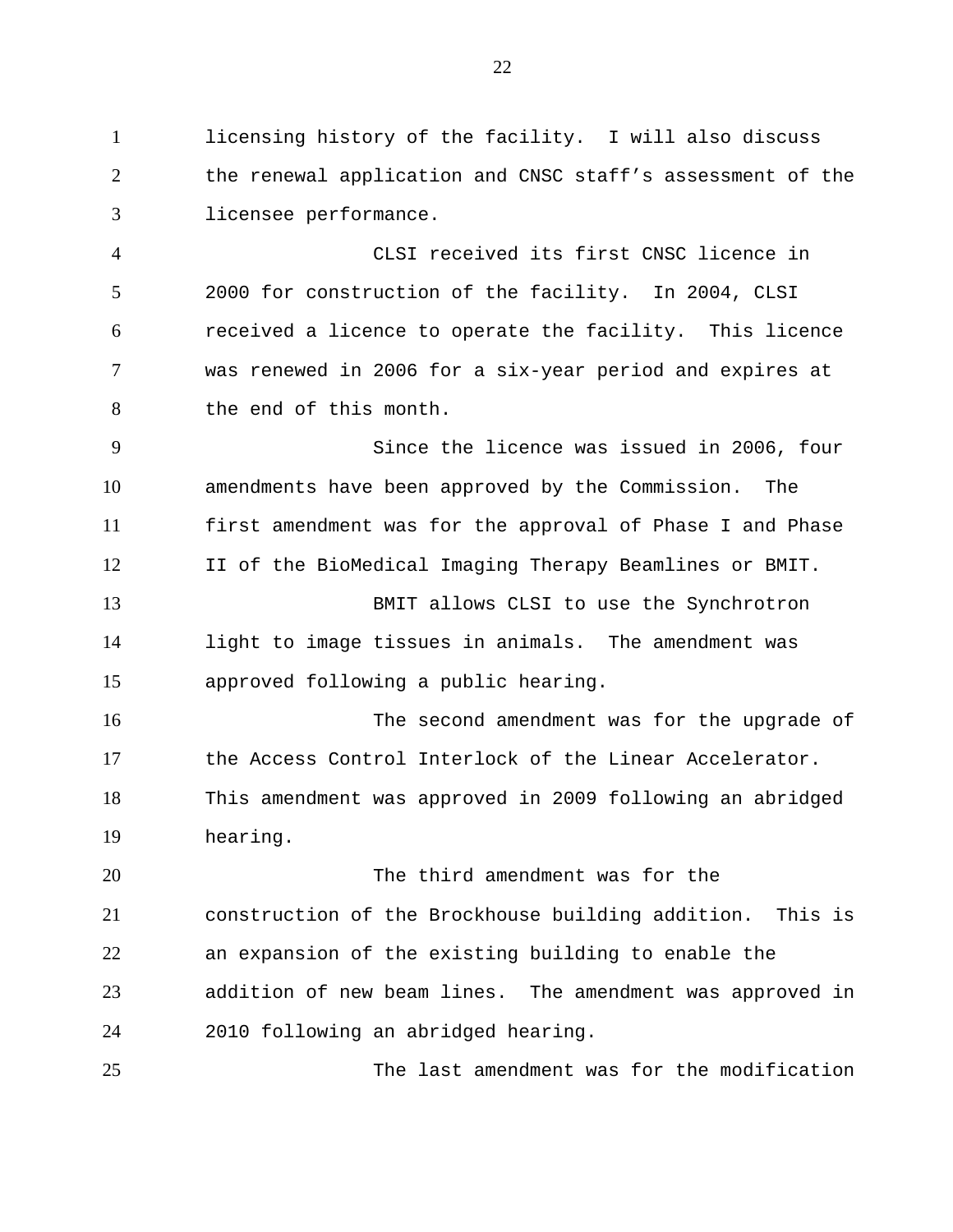licensing history of the facility. I will also discuss the renewal application and CNSC staff's assessment of the licensee performance.

CLSI received its first CNSC licence in 2000 for construction of the facility. In 2004, CLSI received a licence to operate the facility. This licence was renewed in 2006 for a six-year period and expires at the end of this month.

Since the licence was issued in 2006, four amendments have been approved by the Commission. The first amendment was for the approval of Phase I and Phase II of the BioMedical Imaging Therapy Beamlines or BMIT.

BMIT allows CLSI to use the Synchrotron light to image tissues in animals. The amendment was approved following a public hearing.

The second amendment was for the upgrade of the Access Control Interlock of the Linear Accelerator. This amendment was approved in 2009 following an abridged hearing.

The third amendment was for the construction of the Brockhouse building addition. This is an expansion of the existing building to enable the addition of new beam lines. The amendment was approved in 2010 following an abridged hearing.

The last amendment was for the modification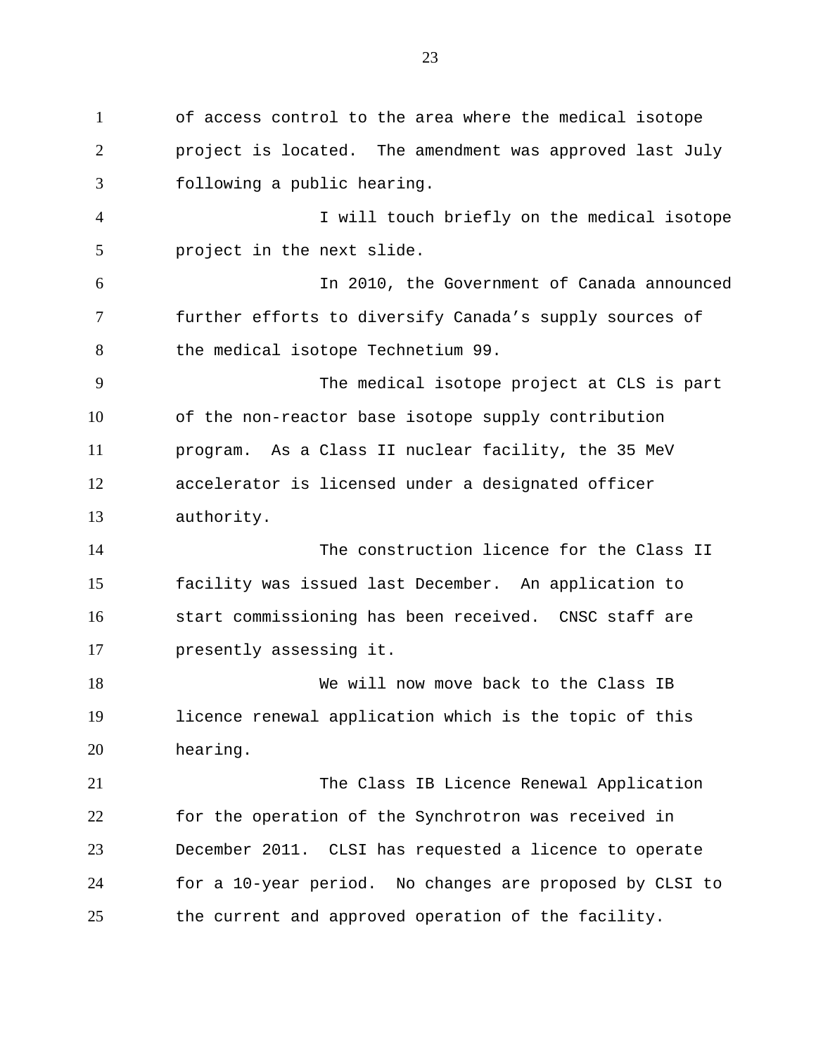of access control to the area where the medical isotope project is located. The amendment was approved last July following a public hearing.

I will touch briefly on the medical isotope project in the next slide.

In 2010, the Government of Canada announced further efforts to diversify Canada’s supply sources of the medical isotope Technetium 99.

The medical isotope project at CLS is part of the non-reactor base isotope supply contribution program. As a Class II nuclear facility, the 35 MeV accelerator is licensed under a designated officer authority.

The construction licence for the Class II facility was issued last December. An application to start commissioning has been received. CNSC staff are presently assessing it.

We will now move back to the Class IB licence renewal application which is the topic of this hearing.

The Class IB Licence Renewal Application for the operation of the Synchrotron was received in December 2011. CLSI has requested a licence to operate for a 10-year period. No changes are proposed by CLSI to the current and approved operation of the facility.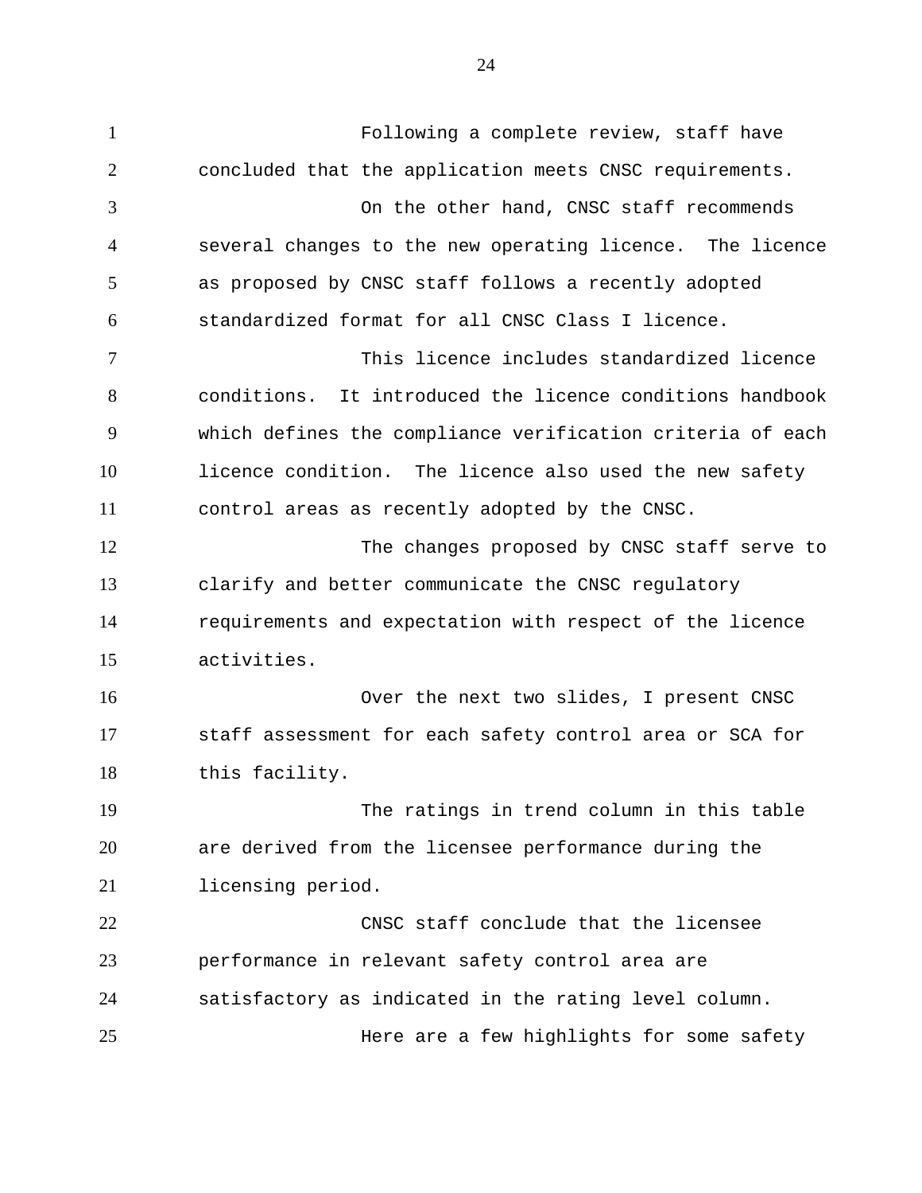Following a complete review, staff have concluded that the application meets CNSC requirements.

On the other hand, CNSC staff recommends several changes to the new operating licence. The licence as proposed by CNSC staff follows a recently adopted standardized format for all CNSC Class I licence.

This licence includes standardized licence conditions. It introduced the licence conditions handbook which defines the compliance verification criteria of each licence condition. The licence also used the new safety control areas as recently adopted by the CNSC.

The changes proposed by CNSC staff serve to clarify and better communicate the CNSC regulatory requirements and expectation with respect of the licence activities.

Over the next two slides, I present CNSC staff assessment for each safety control area or SCA for this facility.

The ratings in trend column in this table are derived from the licensee performance during the licensing period.

CNSC staff conclude that the licensee performance in relevant safety control area are satisfactory as indicated in the rating level column.

Here are a few highlights for some safety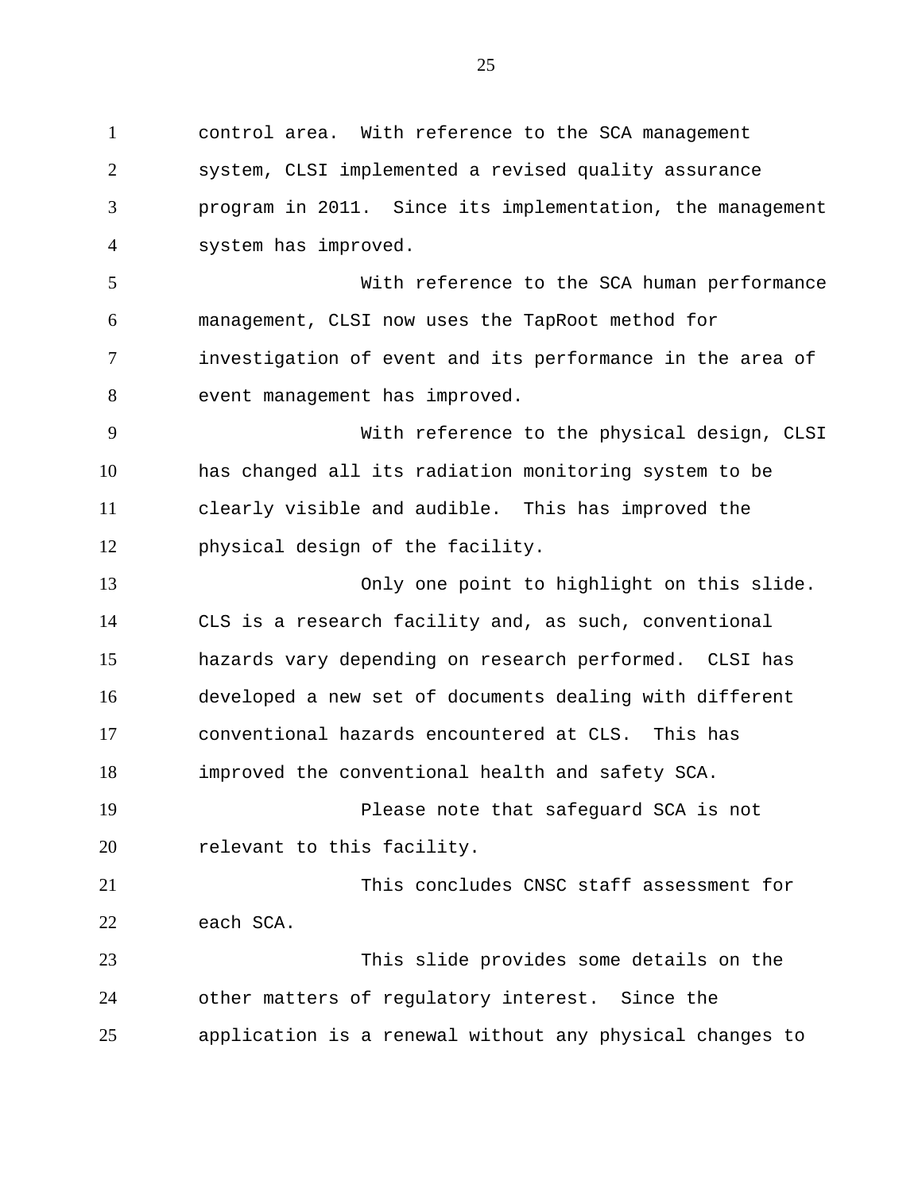control area. With reference to the SCA management system, CLSI implemented a revised quality assurance program in 2011. Since its implementation, the management system has improved.

With reference to the SCA human performance management, CLSI now uses the TapRoot method for investigation of event and its performance in the area of event management has improved.

With reference to the physical design, CLSI has changed all its radiation monitoring system to be clearly visible and audible. This has improved the physical design of the facility.

Only one point to highlight on this slide. CLS is a research facility and, as such, conventional hazards vary depending on research performed. CLSI has developed a new set of documents dealing with different conventional hazards encountered at CLS. This has improved the conventional health and safety SCA.

Please note that safeguard SCA is not relevant to this facility.

This concludes CNSC staff assessment for each SCA.

This slide provides some details on the other matters of regulatory interest. Since the application is a renewal without any physical changes to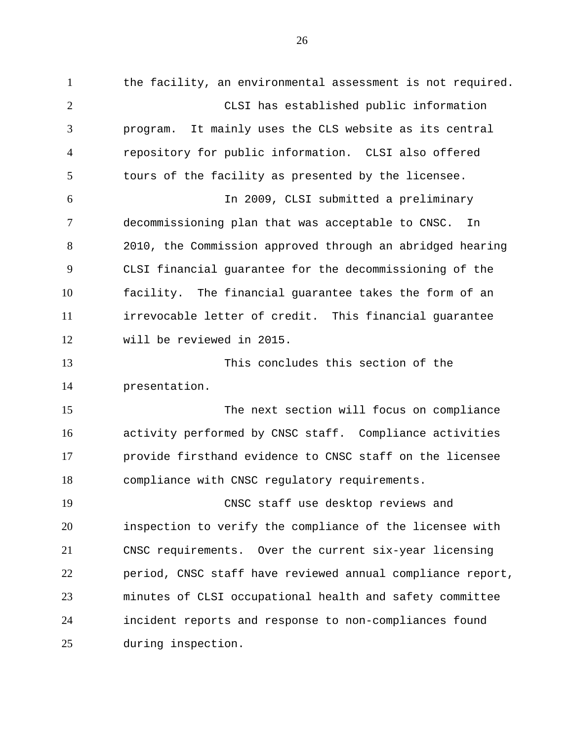the facility, an environmental assessment is not required.

CLSI has established public information program. It mainly uses the CLS website as its central repository for public information. CLSI also offered tours of the facility as presented by the licensee.

In 2009, CLSI submitted a preliminary decommissioning plan that was acceptable to CNSC. In 2010, the Commission approved through an abridged hearing CLSI financial guarantee for the decommissioning of the facility. The financial guarantee takes the form of an irrevocable letter of credit. This financial guarantee will be reviewed in 2015.

This concludes this section of the presentation.

The next section will focus on compliance activity performed by CNSC staff. Compliance activities provide firsthand evidence to CNSC staff on the licensee compliance with CNSC regulatory requirements.

CNSC staff use desktop reviews and inspection to verify the compliance of the licensee with CNSC requirements. Over the current six-year licensing period, CNSC staff have reviewed annual compliance report, minutes of CLSI occupational health and safety committee incident reports and response to non-compliances found during inspection.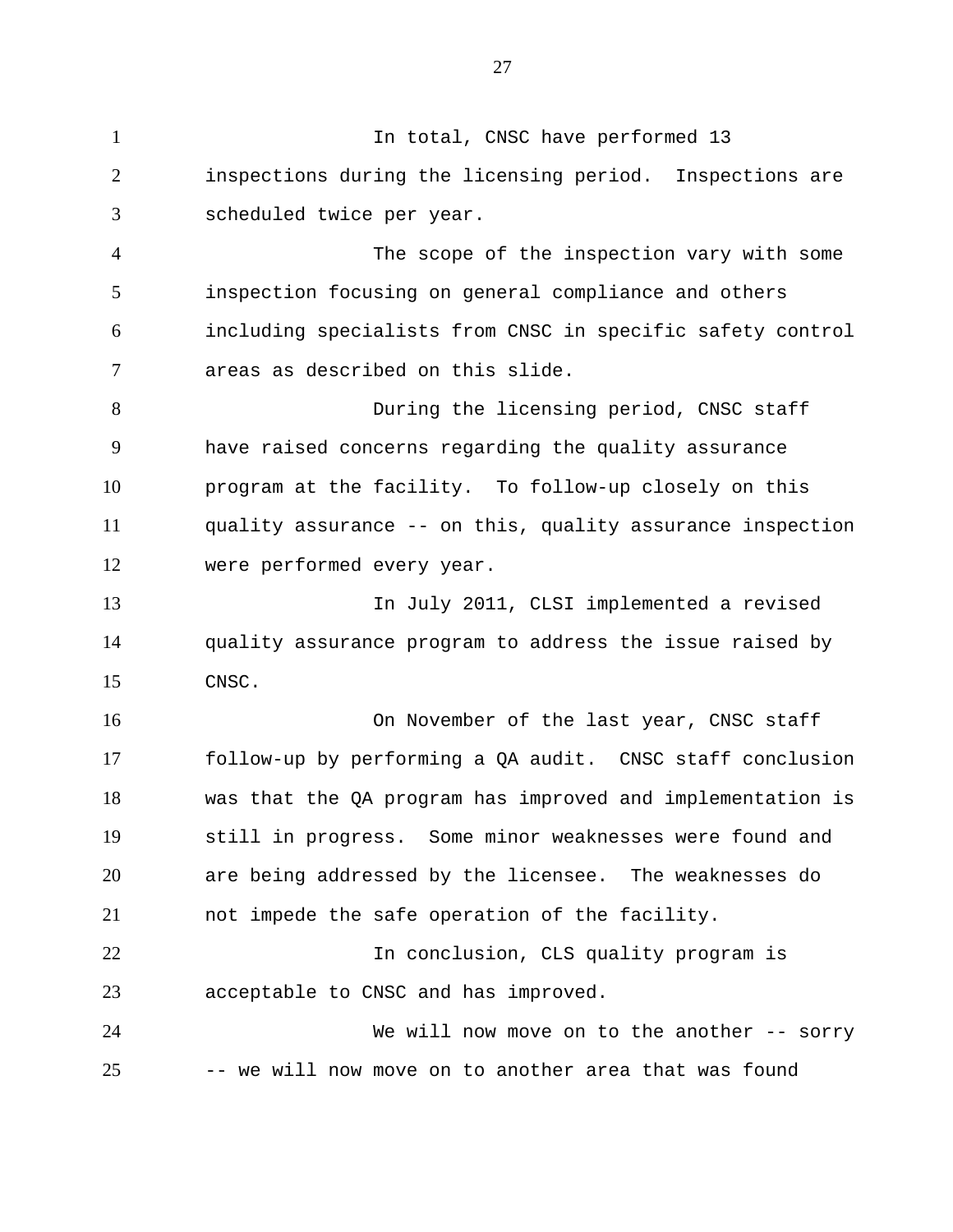In total, CNSC have performed 13 inspections during the licensing period. Inspections are scheduled twice per year.

The scope of the inspection vary with some inspection focusing on general compliance and others including specialists from CNSC in specific safety control areas as described on this slide.

During the licensing period, CNSC staff have raised concerns regarding the quality assurance program at the facility. To follow-up closely on this quality assurance -- on this, quality assurance inspection were performed every year.

In July 2011, CLSI implemented a revised quality assurance program to address the issue raised by CNSC.

On November of the last year, CNSC staff follow-up by performing a QA audit. CNSC staff conclusion was that the QA program has improved and implementation is still in progress. Some minor weaknesses were found and are being addressed by the licensee. The weaknesses do not impede the safe operation of the facility.

In conclusion, CLS quality program is acceptable to CNSC and has improved.

We will now move on to the another -- sorry -- we will now move on to another area that was found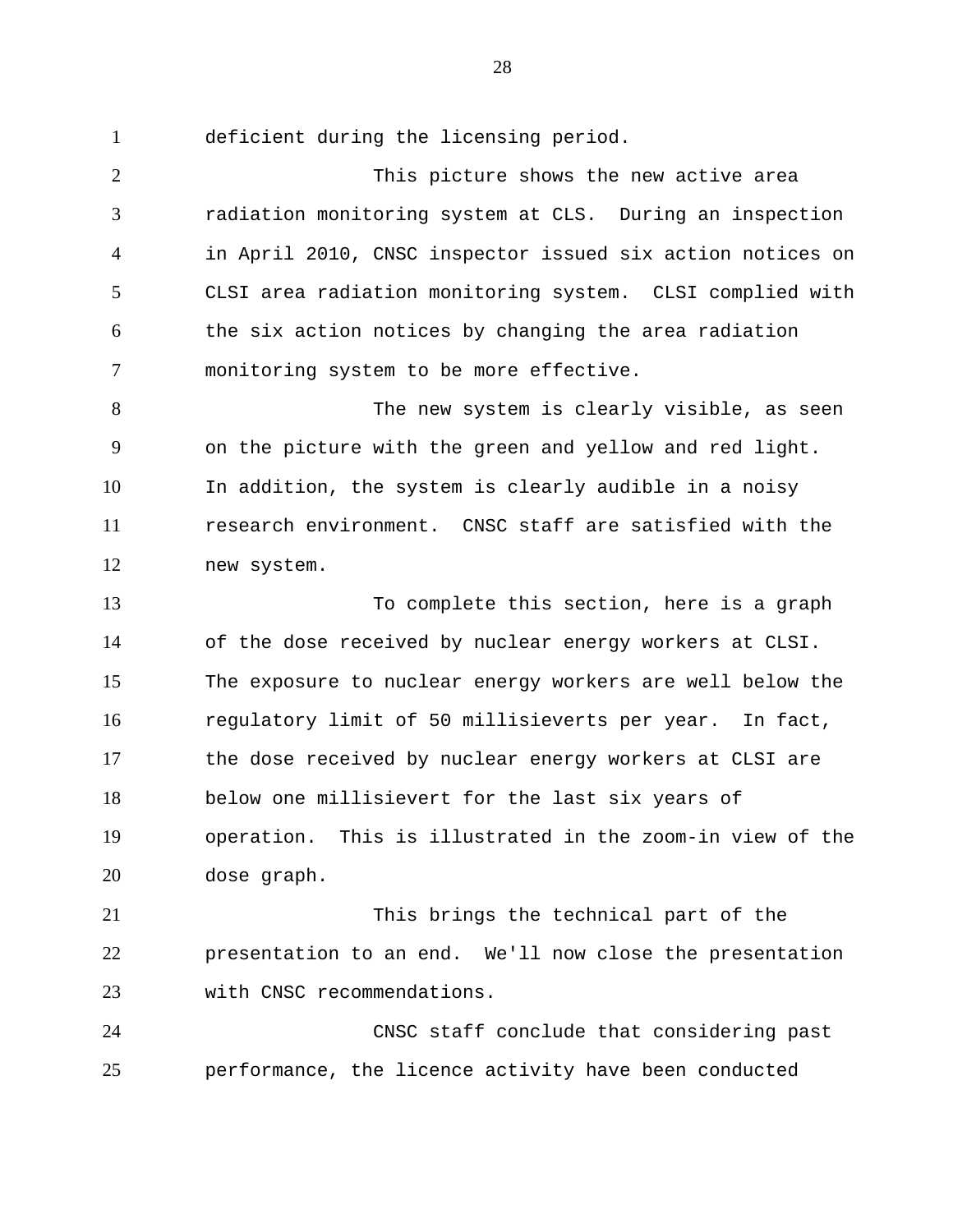deficient during the licensing period.

This picture shows the new active area radiation monitoring system at CLS. During an inspection in April 2010, CNSC inspector issued six action notices on CLSI area radiation monitoring system. CLSI complied with the six action notices by changing the area radiation monitoring system to be more effective.

The new system is clearly visible, as seen on the picture with the green and yellow and red light. In addition, the system is clearly audible in a noisy research environment. CNSC staff are satisfied with the new system.

To complete this section, here is a graph of the dose received by nuclear energy workers at CLSI. The exposure to nuclear energy workers are well below the regulatory limit of 50 millisieverts per year. In fact, the dose received by nuclear energy workers at CLSI are below one millisievert for the last six years of operation. This is illustrated in the zoom-in view of the dose graph.

This brings the technical part of the presentation to an end. We'll now close the presentation with CNSC recommendations.

CNSC staff conclude that considering past performance, the licence activity have been conducted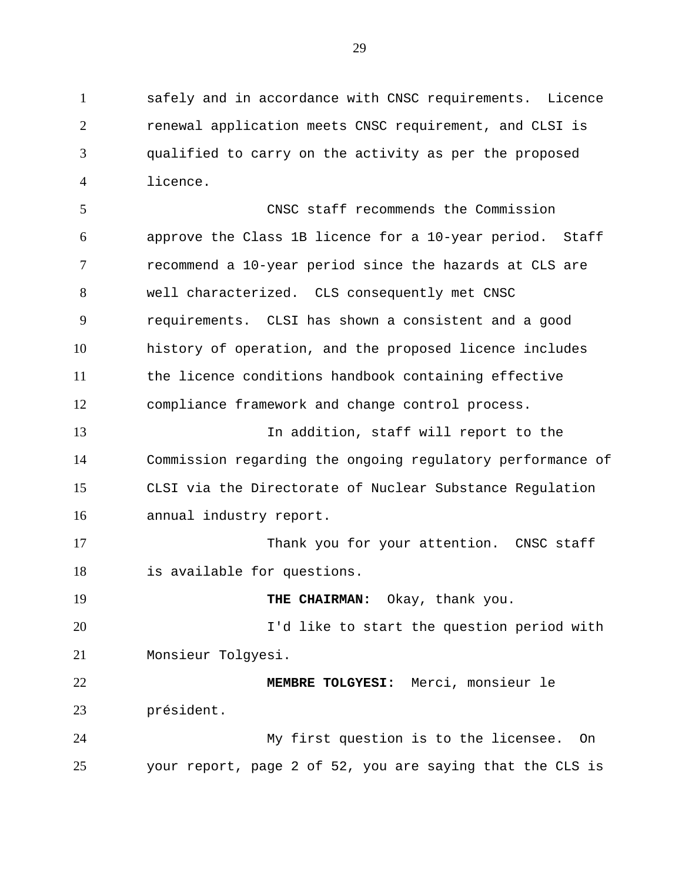safely and in accordance with CNSC requirements. Licence renewal application meets CNSC requirement, and CLSI is qualified to carry on the activity as per the proposed licence.

CNSC staff recommends the Commission approve the Class 1B licence for a 10-year period. Staff recommend a 10-year period since the hazards at CLS are well characterized. CLS consequently met CNSC requirements. CLSI has shown a consistent and a good history of operation, and the proposed licence includes the licence conditions handbook containing effective compliance framework and change control process.

In addition, staff will report to the Commission regarding the ongoing regulatory performance of CLSI via the Directorate of Nuclear Substance Regulation annual industry report.

Thank you for your attention. CNSC staff is available for questions.

**THE CHAIRMAN:** Okay, thank you.

I'd like to start the question period with Monsieur Tolgyesi.

**MEMBRE TOLGYESI:** Merci, monsieur le président.

My first question is to the licensee. On your report, page 2 of 52, you are saying that the CLS is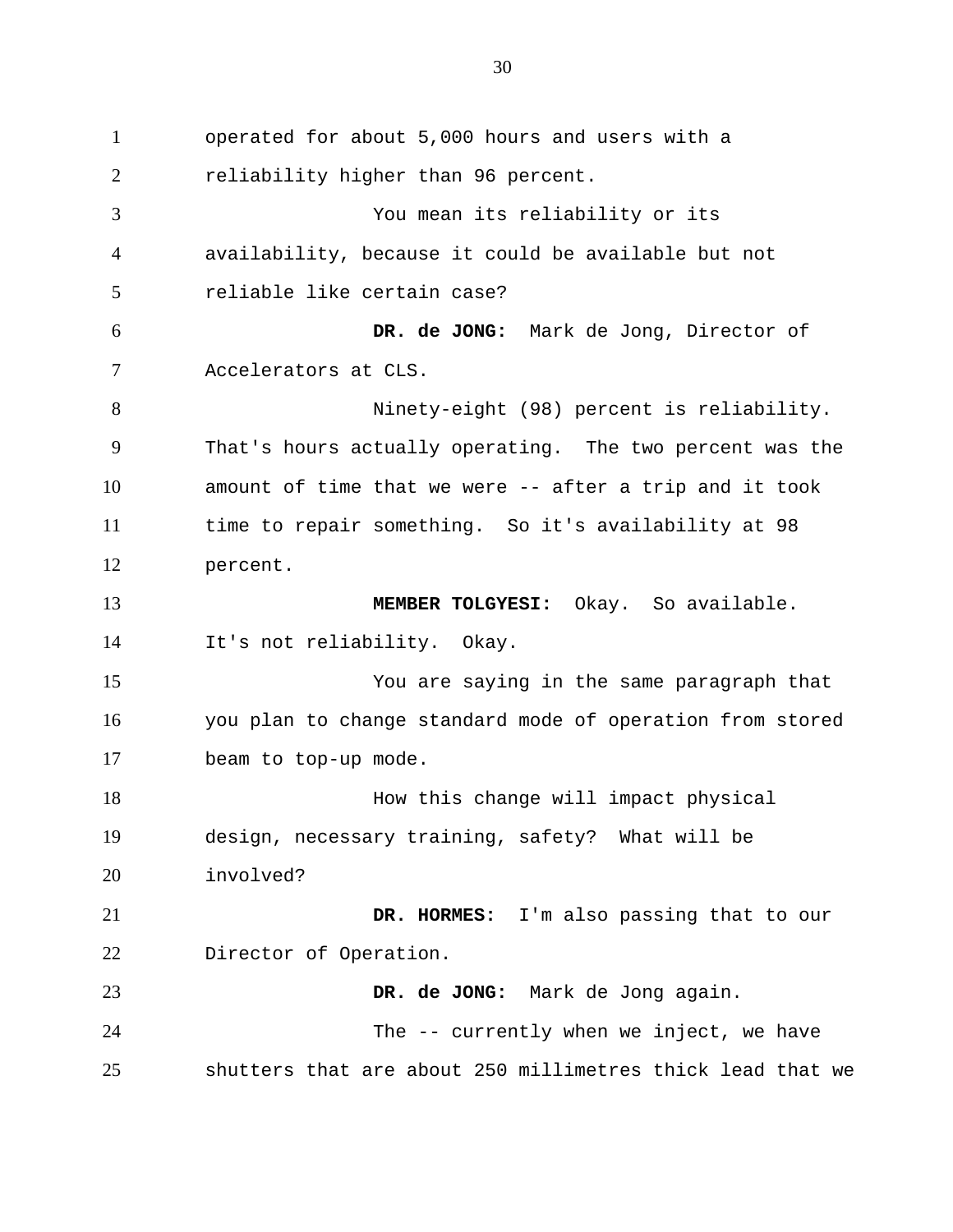operated for about 5,000 hours and users with a reliability higher than 96 percent.

You mean its reliability or its availability, because it could be available but not reliable like certain case?

**DR. de JONG:** Mark de Jong, Director of Accelerators at CLS.

Ninety-eight (98) percent is reliability. That's hours actually operating. The two percent was the amount of time that we were -- after a trip and it took time to repair something. So it's availability at 98 percent.

**MEMBER TOLGYESI:** Okay. So available. It's not reliability. Okay.

You are saying in the same paragraph that you plan to change standard mode of operation from stored beam to top-up mode.

How this change will impact physical design, necessary training, safety? What will be involved?

**DR. HORMES:** I'm also passing that to our Director of Operation.

**DR. de JONG:** Mark de Jong again.

The -- currently when we inject, we have shutters that are about 250 millimetres thick lead that we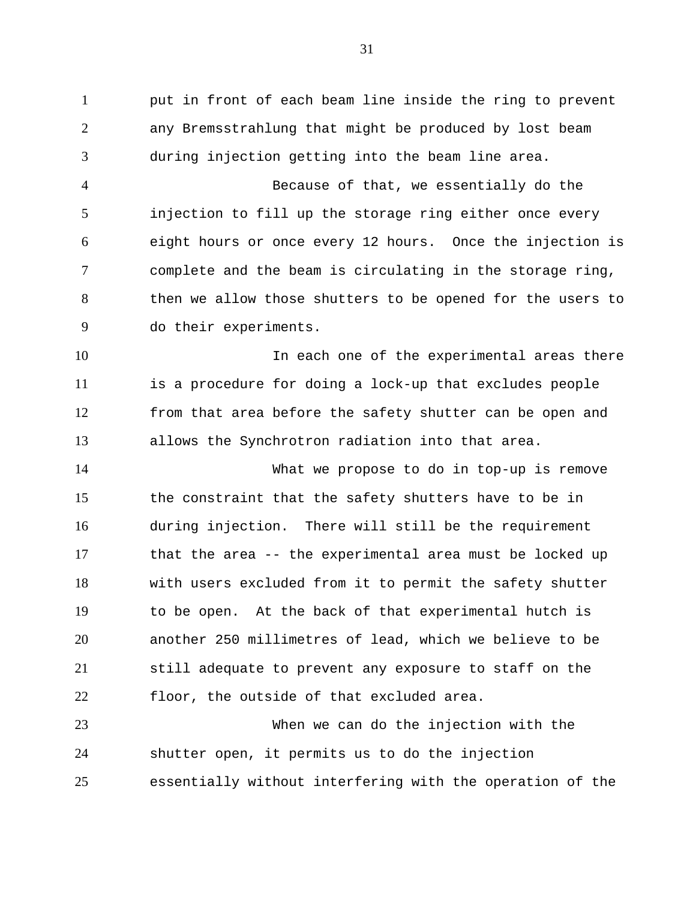put in front of each beam line inside the ring to prevent any Bremsstrahlung that might be produced by lost beam during injection getting into the beam line area.

Because of that, we essentially do the injection to fill up the storage ring either once every eight hours or once every 12 hours. Once the injection is complete and the beam is circulating in the storage ring, then we allow those shutters to be opened for the users to do their experiments.

In each one of the experimental areas there is a procedure for doing a lock-up that excludes people from that area before the safety shutter can be open and allows the Synchrotron radiation into that area.

What we propose to do in top-up is remove the constraint that the safety shutters have to be in during injection. There will still be the requirement that the area -- the experimental area must be locked up with users excluded from it to permit the safety shutter to be open. At the back of that experimental hutch is another 250 millimetres of lead, which we believe to be still adequate to prevent any exposure to staff on the floor, the outside of that excluded area.

When we can do the injection with the shutter open, it permits us to do the injection essentially without interfering with the operation of the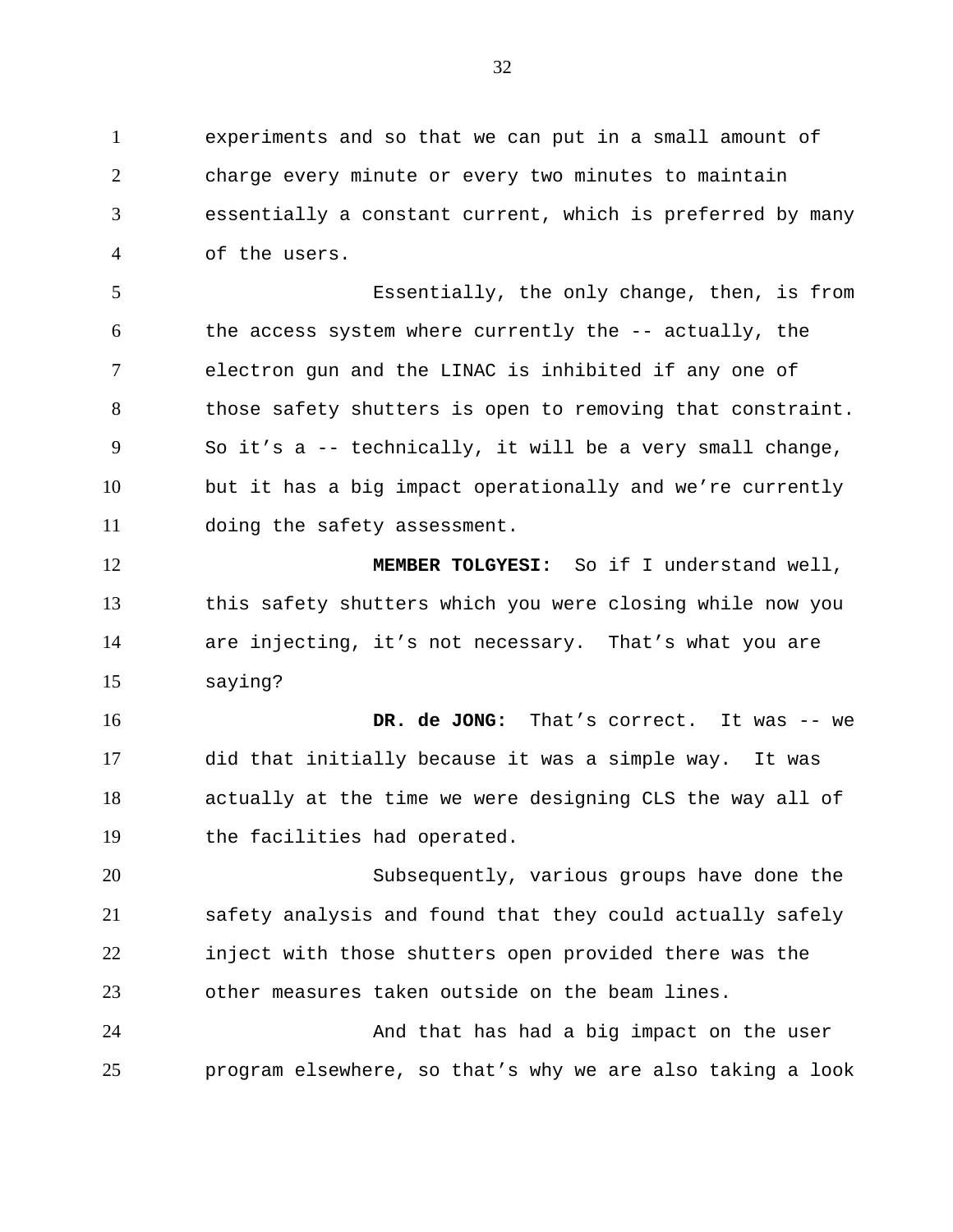experiments and so that we can put in a small amount of charge every minute or every two minutes to maintain essentially a constant current, which is preferred by many of the users.

Essentially, the only change, then, is from the access system where currently the -- actually, the electron gun and the LINAC is inhibited if any one of those safety shutters is open to removing that constraint. So it's a -- technically, it will be a very small change, but it has a big impact operationally and we're currently doing the safety assessment.

**MEMBER TOLGYESI:** So if I understand well, this safety shutters which you were closing while now you are injecting, it's not necessary. That's what you are saying?

**DR. de JONG:** That's correct. It was -- we did that initially because it was a simple way. It was actually at the time we were designing CLS the way all of the facilities had operated.

Subsequently, various groups have done the safety analysis and found that they could actually safely inject with those shutters open provided there was the other measures taken outside on the beam lines.

And that has had a big impact on the user program elsewhere, so that's why we are also taking a look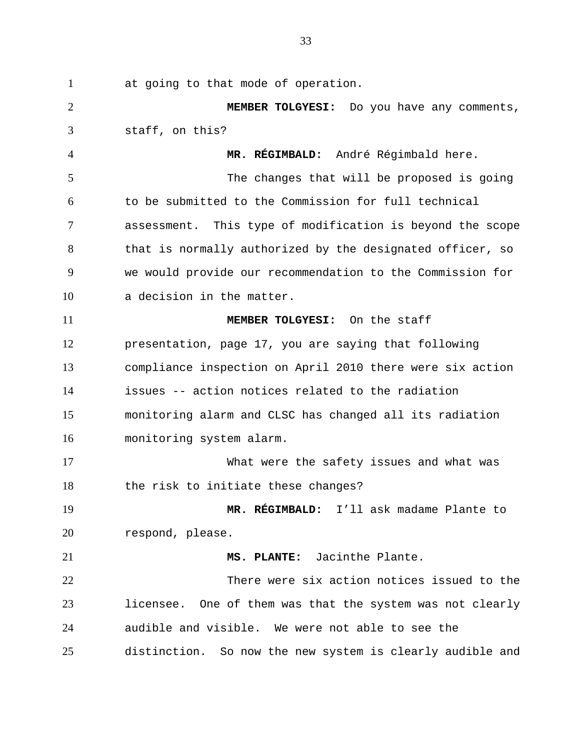at going to that mode of operation.

**MEMBER TOLGYESI:** Do you have any comments, staff, on this?

**MR. RÉGIMBALD:** André Régimbald here.

The changes that will be proposed is going to be submitted to the Commission for full technical assessment. This type of modification is beyond the scope that is normally authorized by the designated officer, so we would provide our recommendation to the Commission for a decision in the matter.

**MEMBER TOLGYESI:** On the staff presentation, page 17, you are saying that following compliance inspection on April 2010 there were six action issues -- action notices related to the radiation monitoring alarm and CLSC has changed all its radiation monitoring system alarm.

What were the safety issues and what was the risk to initiate these changes?

**MR. RÉGIMBALD:** I’ll ask madame Plante to respond, please.

**MS. PLANTE:** Jacinthe Plante.

There were six action notices issued to the licensee. One of them was that the system was not clearly audible and visible. We were not able to see the distinction. So now the new system is clearly audible and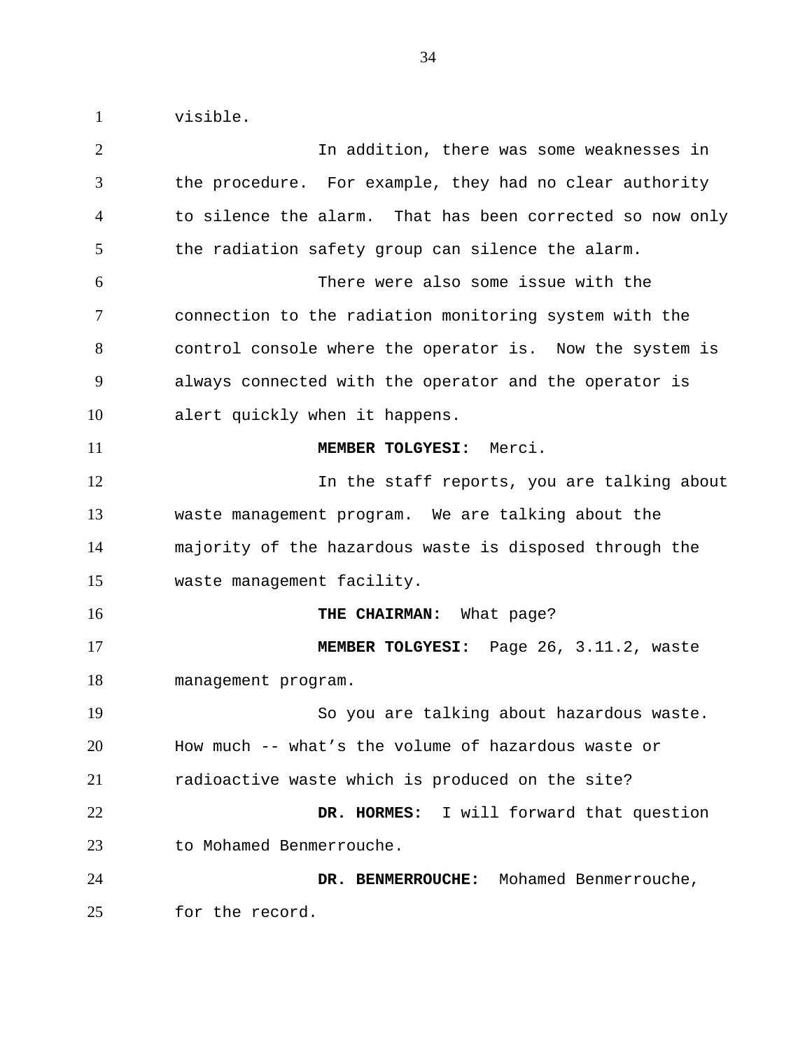visible.

In addition, there was some weaknesses in the procedure. For example, they had no clear authority to silence the alarm. That has been corrected so now only the radiation safety group can silence the alarm.

There were also some issue with the connection to the radiation monitoring system with the control console where the operator is. Now the system is always connected with the operator and the operator is alert quickly when it happens.

**MEMBER TOLGYESI:** Merci.

In the staff reports, you are talking about waste management program. We are talking about the majority of the hazardous waste is disposed through the waste management facility.

**THE CHAIRMAN:** What page?

**MEMBER TOLGYESI:** Page 26, 3.11.2, waste management program.

So you are talking about hazardous waste. How much -- what's the volume of hazardous waste or radioactive waste which is produced on the site?

**DR. HORMES:** I will forward that question to Mohamed Benmerrouche.

**DR. BENMERROUCHE:** Mohamed Benmerrouche, for the record.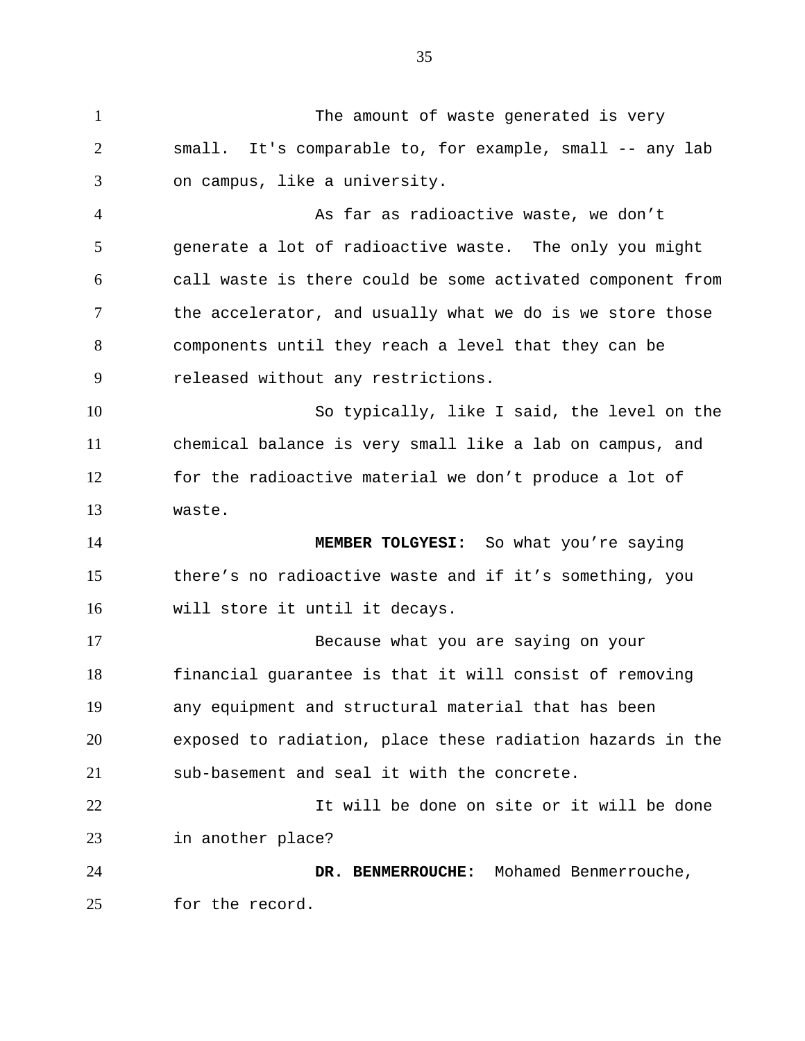The amount of waste generated is very small. It's comparable to, for example, small -- any lab on campus, like a university.

As far as radioactive waste, we don't generate a lot of radioactive waste. The only you might call waste is there could be some activated component from the accelerator, and usually what we do is we store those components until they reach a level that they can be released without any restrictions.

So typically, like I said, the level on the chemical balance is very small like a lab on campus, and for the radioactive material we don't produce a lot of waste.

**MEMBER TOLGYESI:** So what you're saying there's no radioactive waste and if it's something, you will store it until it decays.

Because what you are saying on your financial guarantee is that it will consist of removing any equipment and structural material that has been exposed to radiation, place these radiation hazards in the sub-basement and seal it with the concrete.

It will be done on site or it will be done in another place?

**DR. BENMERROUCHE:** Mohamed Benmerrouche, for the record.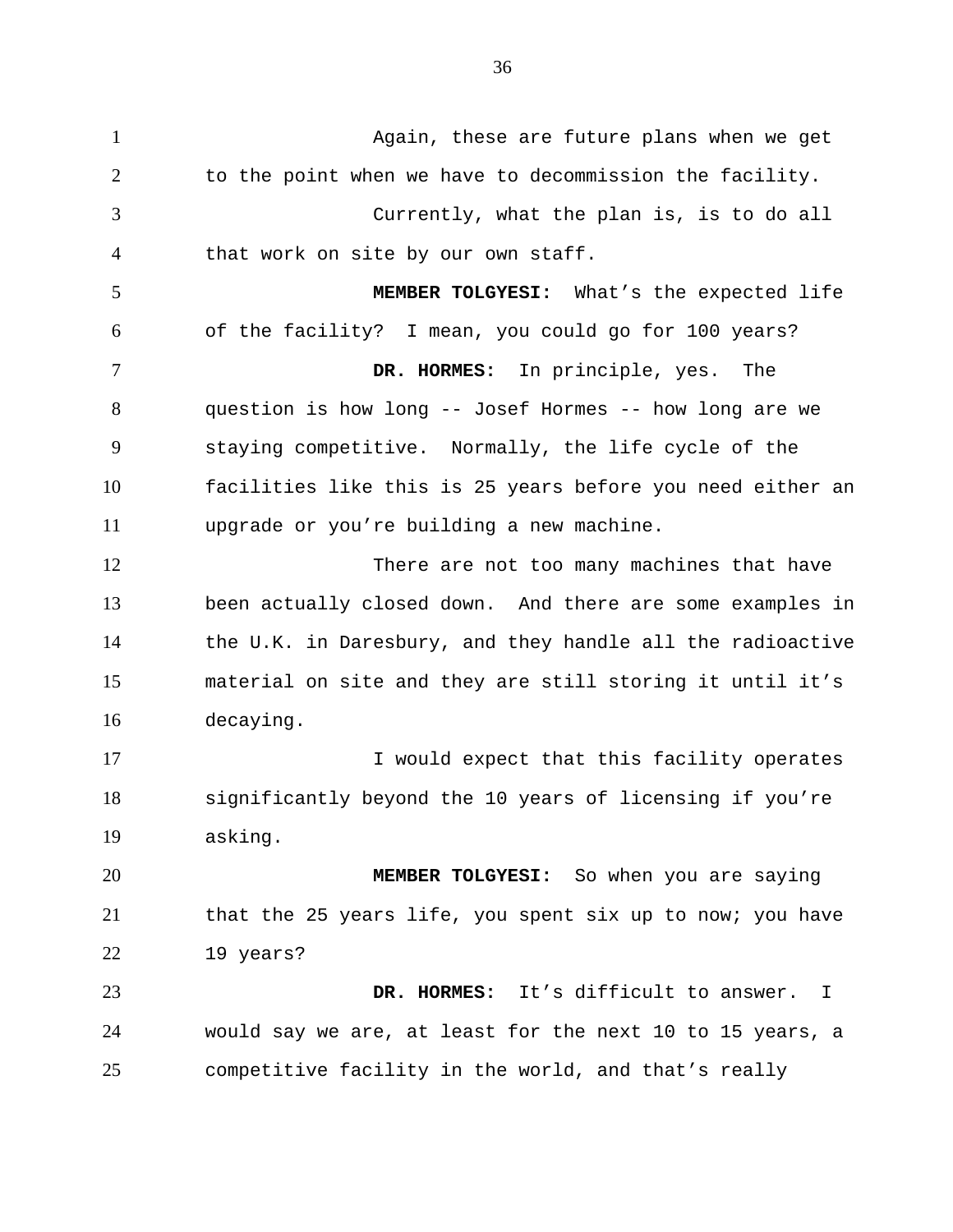Again, these are future plans when we get to the point when we have to decommission the facility.

Currently, what the plan is, is to do all that work on site by our own staff.

**MEMBER TOLGYESI:** What's the expected life of the facility? I mean, you could go for 100 years?

**DR. HORMES:** In principle, yes. The question is how long -- Josef Hormes -- how long are we staying competitive. Normally, the life cycle of the facilities like this is 25 years before you need either an upgrade or you're building a new machine.

There are not too many machines that have been actually closed down. And there are some examples in the U.K. in Daresbury, and they handle all the radioactive material on site and they are still storing it until it's decaying.

I would expect that this facility operates significantly beyond the 10 years of licensing if you're asking.

**MEMBER TOLGYESI:** So when you are saying that the 25 years life, you spent six up to now; you have 19 years?

**DR. HORMES:** It's difficult to answer. I would say we are, at least for the next 10 to 15 years, a competitive facility in the world, and that's really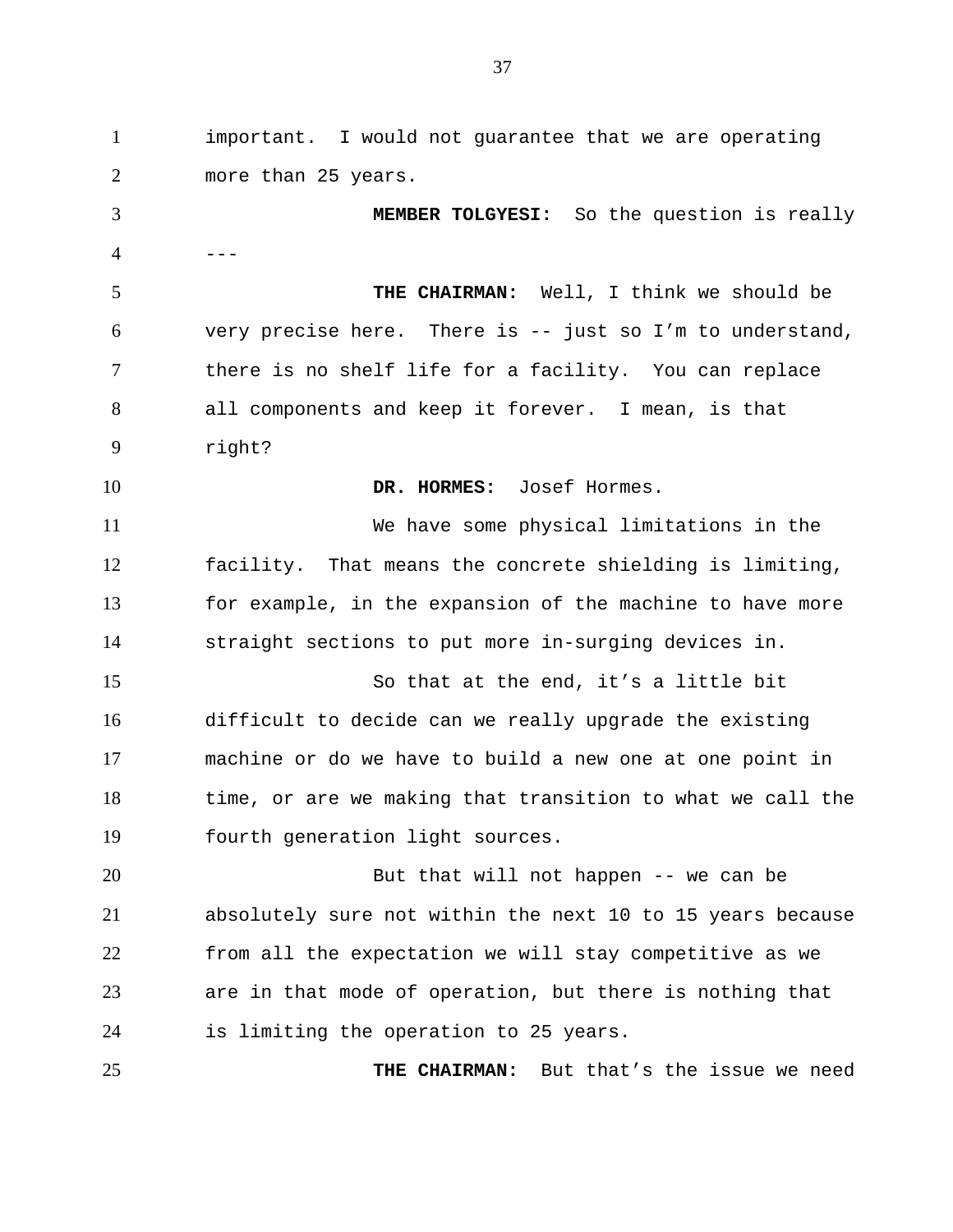important. I would not guarantee that we are operating more than 25 years.

**MEMBER TOLGYESI:** So the question is really ---

**THE CHAIRMAN:** Well, I think we should be very precise here. There is -- just so I'm to understand, there is no shelf life for a facility. You can replace all components and keep it forever. I mean, is that right?

**DR. HORMES:** Josef Hormes.

We have some physical limitations in the facility. That means the concrete shielding is limiting, for example, in the expansion of the machine to have more straight sections to put more in-surging devices in.

So that at the end, it's a little bit difficult to decide can we really upgrade the existing machine or do we have to build a new one at one point in time, or are we making that transition to what we call the fourth generation light sources.

But that will not happen -- we can be absolutely sure not within the next 10 to 15 years because from all the expectation we will stay competitive as we are in that mode of operation, but there is nothing that is limiting the operation to 25 years.

**THE CHAIRMAN:** But that's the issue we need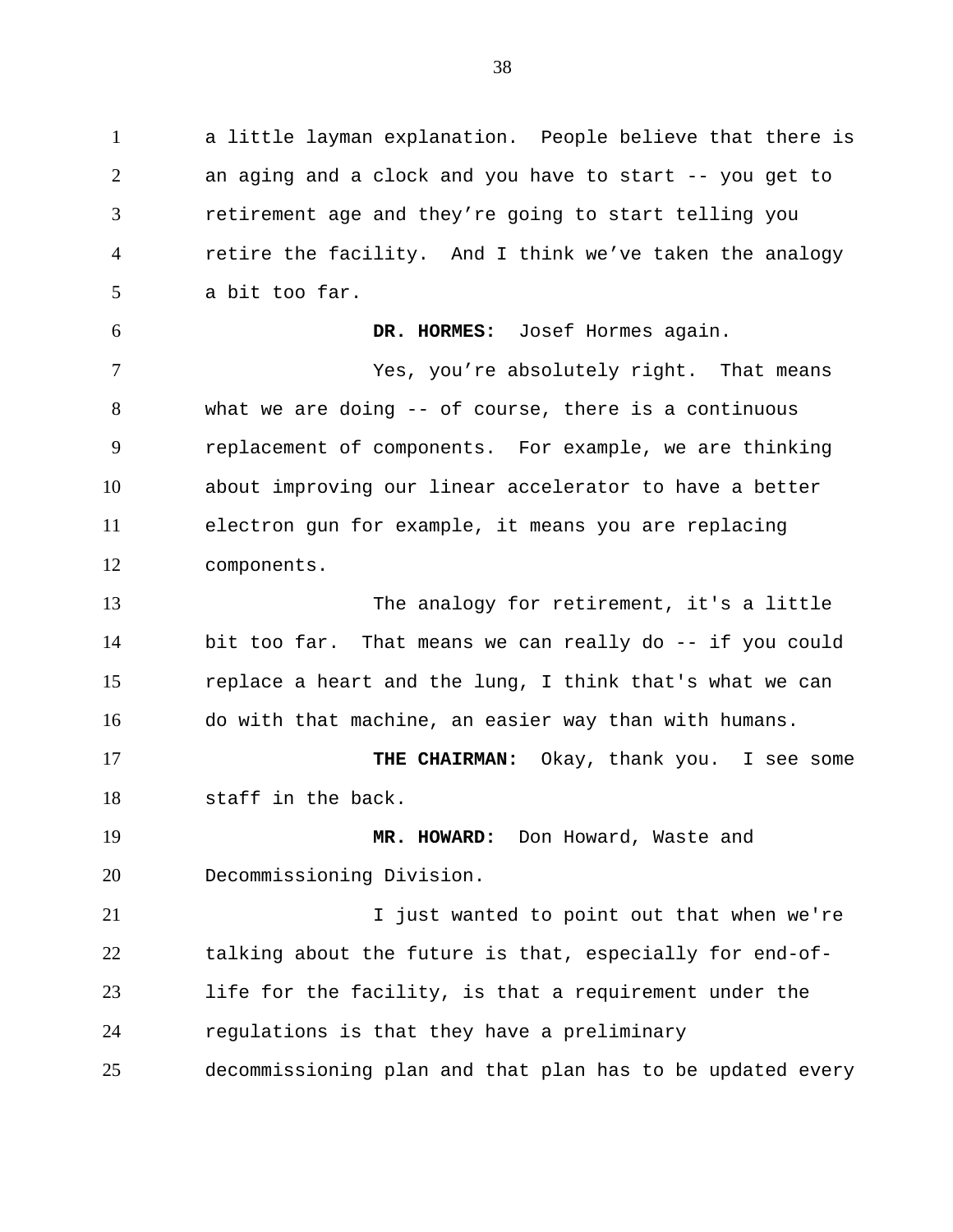a little layman explanation. People believe that there is an aging and a clock and you have to start -- you get to retirement age and they're going to start telling you retire the facility. And I think we've taken the analogy a bit too far.

**DR. HORMES:** Josef Hormes again.

Yes, you're absolutely right. That means what we are doing -- of course, there is a continuous replacement of components. For example, we are thinking about improving our linear accelerator to have a better electron gun for example, it means you are replacing components.

The analogy for retirement, it's a little bit too far. That means we can really do -- if you could replace a heart and the lung, I think that's what we can do with that machine, an easier way than with humans.

**THE CHAIRMAN:** Okay, thank you. I see some staff in the back.

**MR. HOWARD:** Don Howard, Waste and Decommissioning Division.

I just wanted to point out that when we're talking about the future is that, especially for end-of-life for the facility, is that a requirement under the regulations is that they have a preliminary decommissioning plan and that plan has to be updated every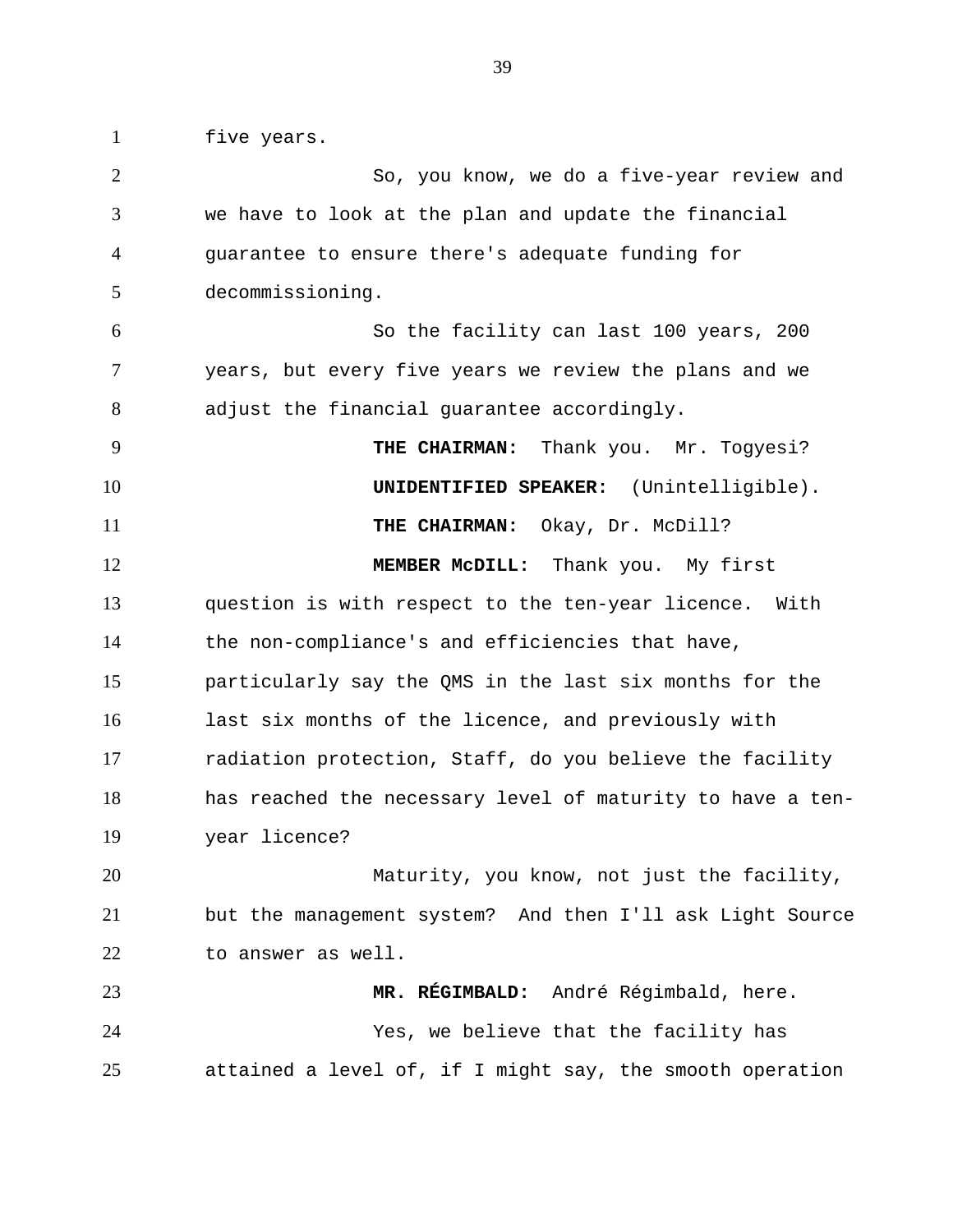five years.

So, you know, we do a five-year review and we have to look at the plan and update the financial guarantee to ensure there's adequate funding for decommissioning.

So the facility can last 100 years, 200 years, but every five years we review the plans and we adjust the financial guarantee accordingly.

**THE CHAIRMAN:** Thank you. Mr. Togyesi?

**UNIDENTIFIED SPEAKER:** (Unintelligible).

**THE CHAIRMAN:** Okay, Dr. McDill?

**MEMBER McDILL:** Thank you. My first question is with respect to the ten-year licence. With the non-compliance's and efficiencies that have, particularly say the QMS in the last six months for the last six months of the licence, and previously with radiation protection, Staff, do you believe the facility has reached the necessary level of maturity to have a ten-year licence?

Maturity, you know, not just the facility, but the management system? And then I'll ask Light Source to answer as well.

**MR. RÉGIMBALD:** André Régimbald, here.

Yes, we believe that the facility has attained a level of, if I might say, the smooth operation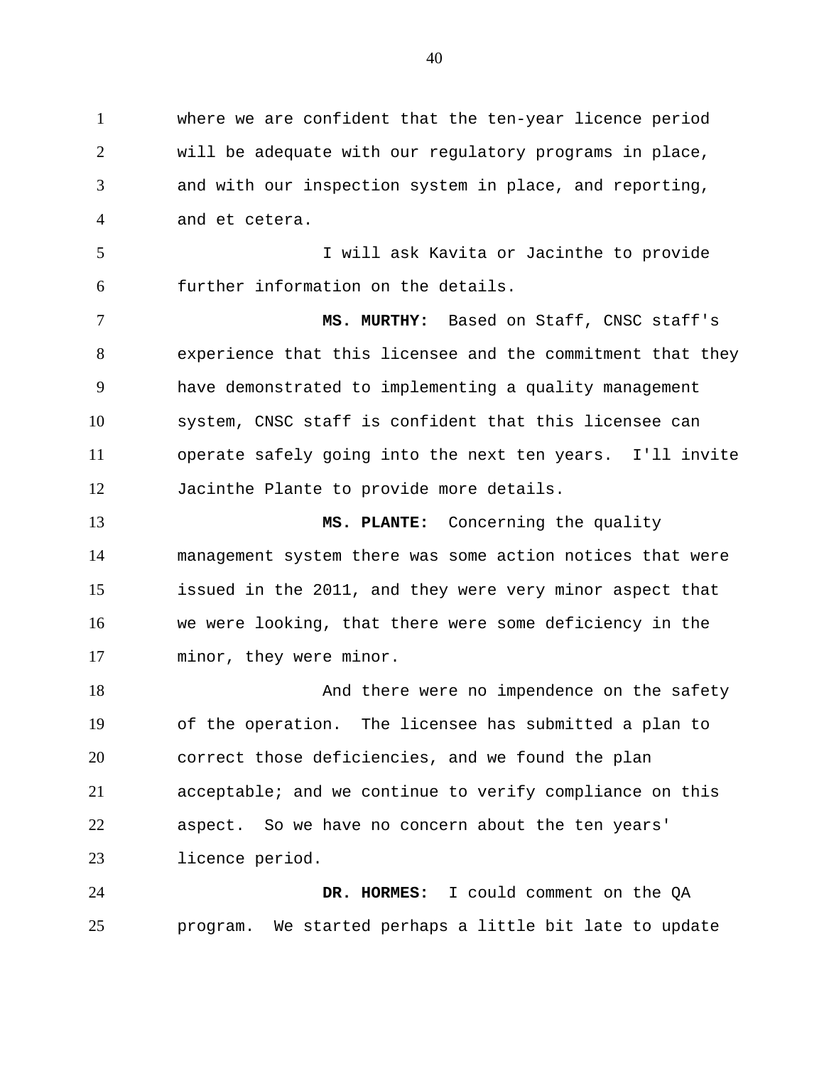where we are confident that the ten-year licence period will be adequate with our regulatory programs in place, and with our inspection system in place, and reporting, and et cetera.

I will ask Kavita or Jacinthe to provide further information on the details.

**MS. MURTHY:** Based on Staff, CNSC staff's experience that this licensee and the commitment that they have demonstrated to implementing a quality management system, CNSC staff is confident that this licensee can operate safely going into the next ten years. I'll invite Jacinthe Plante to provide more details.

**MS. PLANTE:** Concerning the quality management system there was some action notices that were issued in the 2011, and they were very minor aspect that we were looking, that there were some deficiency in the minor, they were minor.

And there were no impendence on the safety of the operation. The licensee has submitted a plan to correct those deficiencies, and we found the plan acceptable; and we continue to verify compliance on this aspect. So we have no concern about the ten years' licence period.

**DR. HORMES:** I could comment on the QA program. We started perhaps a little bit late to update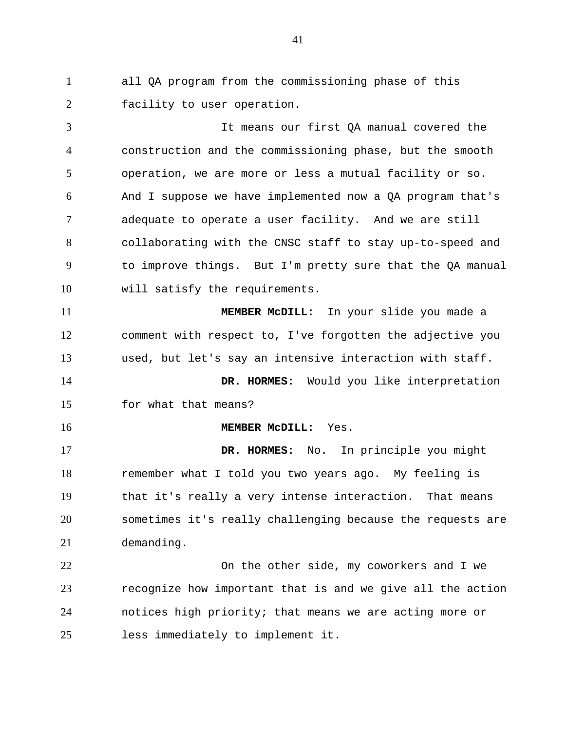all QA program from the commissioning phase of this facility to user operation.

It means our first QA manual covered the construction and the commissioning phase, but the smooth operation, we are more or less a mutual facility or so. And I suppose we have implemented now a QA program that's adequate to operate a user facility. And we are still collaborating with the CNSC staff to stay up-to-speed and to improve things. But I'm pretty sure that the QA manual will satisfy the requirements.

**MEMBER McDILL:** In your slide you made a comment with respect to, I've forgotten the adjective you used, but let's say an intensive interaction with staff.

**DR. HORMES:** Would you like interpretation for what that means?

**MEMBER McDILL:** Yes.

**DR. HORMES:** No. In principle you might remember what I told you two years ago. My feeling is that it's really a very intense interaction. That means sometimes it's really challenging because the requests are demanding.

On the other side, my coworkers and I we recognize how important that is and we give all the action notices high priority; that means we are acting more or less immediately to implement it.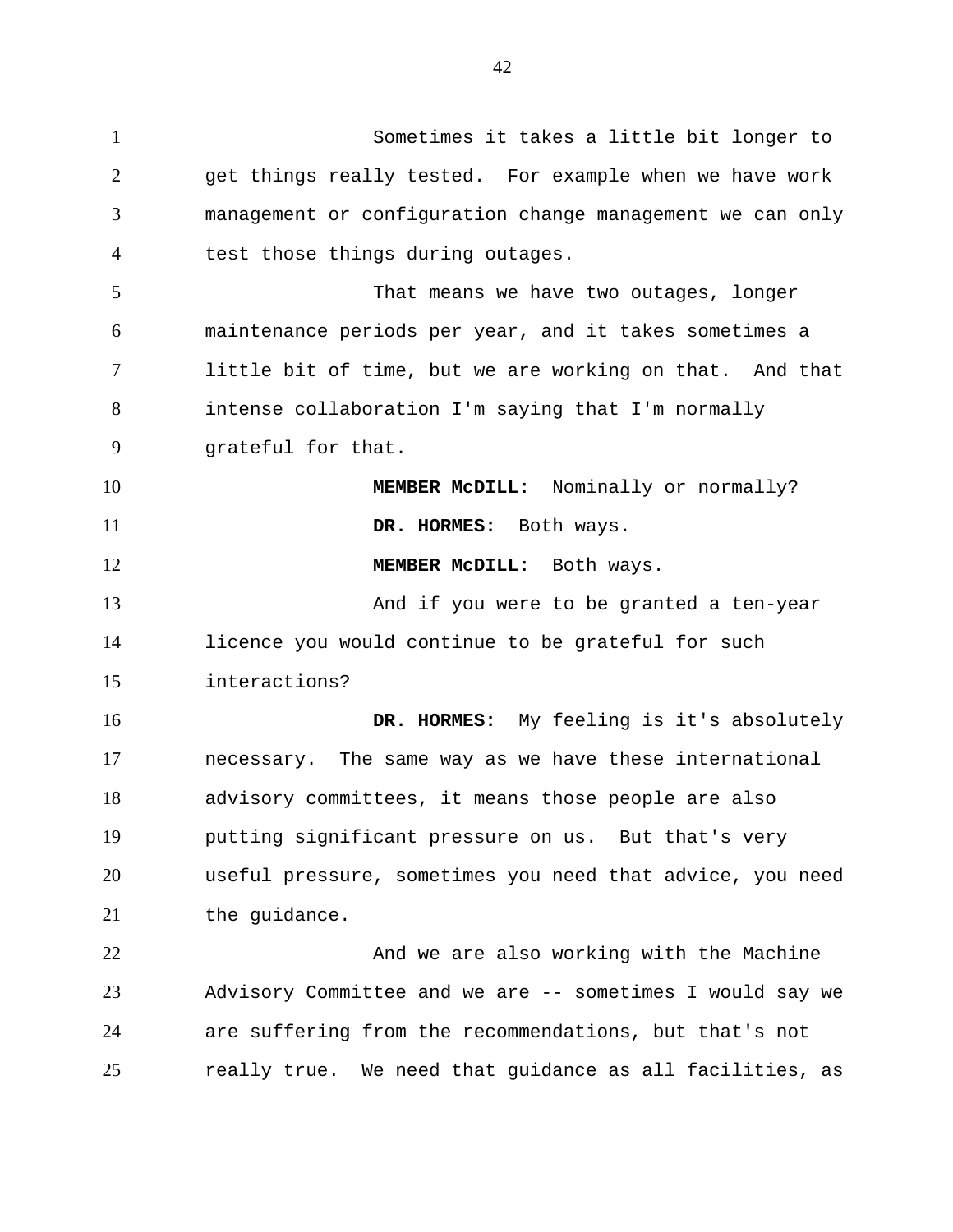Sometimes it takes a little bit longer to get things really tested. For example when we have work management or configuration change management we can only test those things during outages.

That means we have two outages, longer maintenance periods per year, and it takes sometimes a little bit of time, but we are working on that. And that intense collaboration I'm saying that I'm normally grateful for that.

**MEMBER McDILL:** Nominally or normally?

**DR. HORMES:** Both ways.

**MEMBER McDILL:** Both ways.

And if you were to be granted a ten-year licence you would continue to be grateful for such interactions?

**DR. HORMES:** My feeling is it's absolutely necessary. The same way as we have these international advisory committees, it means those people are also putting significant pressure on us. But that's very useful pressure, sometimes you need that advice, you need the guidance.

And we are also working with the Machine Advisory Committee and we are -- sometimes I would say we are suffering from the recommendations, but that's not really true. We need that guidance as all facilities, as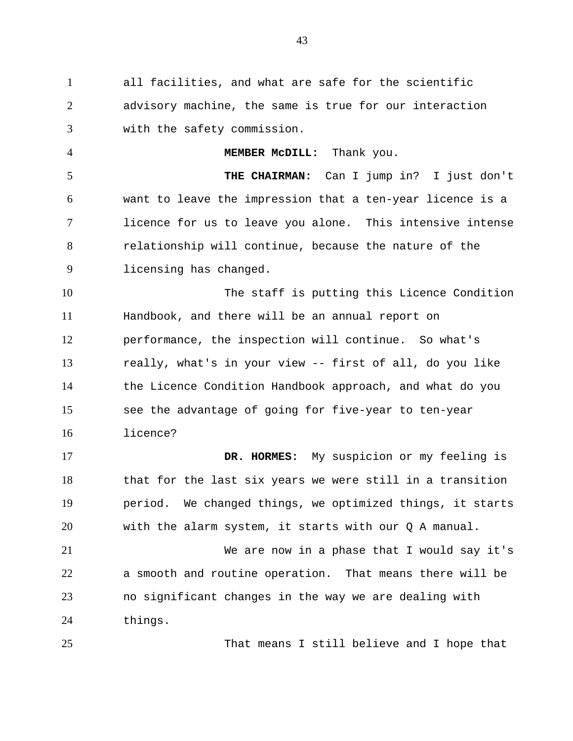all facilities, and what are safe for the scientific advisory machine, the same is true for our interaction with the safety commission.

**MEMBER McDILL:** Thank you.

**THE CHAIRMAN:** Can I jump in? I just don't want to leave the impression that a ten-year licence is a licence for us to leave you alone. This intensive intense relationship will continue, because the nature of the licensing has changed.

The staff is putting this Licence Condition Handbook, and there will be an annual report on performance, the inspection will continue. So what's really, what's in your view -- first of all, do you like the Licence Condition Handbook approach, and what do you see the advantage of going for five-year to ten-year licence?

**DR. HORMES:** My suspicion or my feeling is that for the last six years we were still in a transition period. We changed things, we optimized things, it starts with the alarm system, it starts with our Q A manual.

We are now in a phase that I would say it's a smooth and routine operation. That means there will be no significant changes in the way we are dealing with things.

That means I still believe and I hope that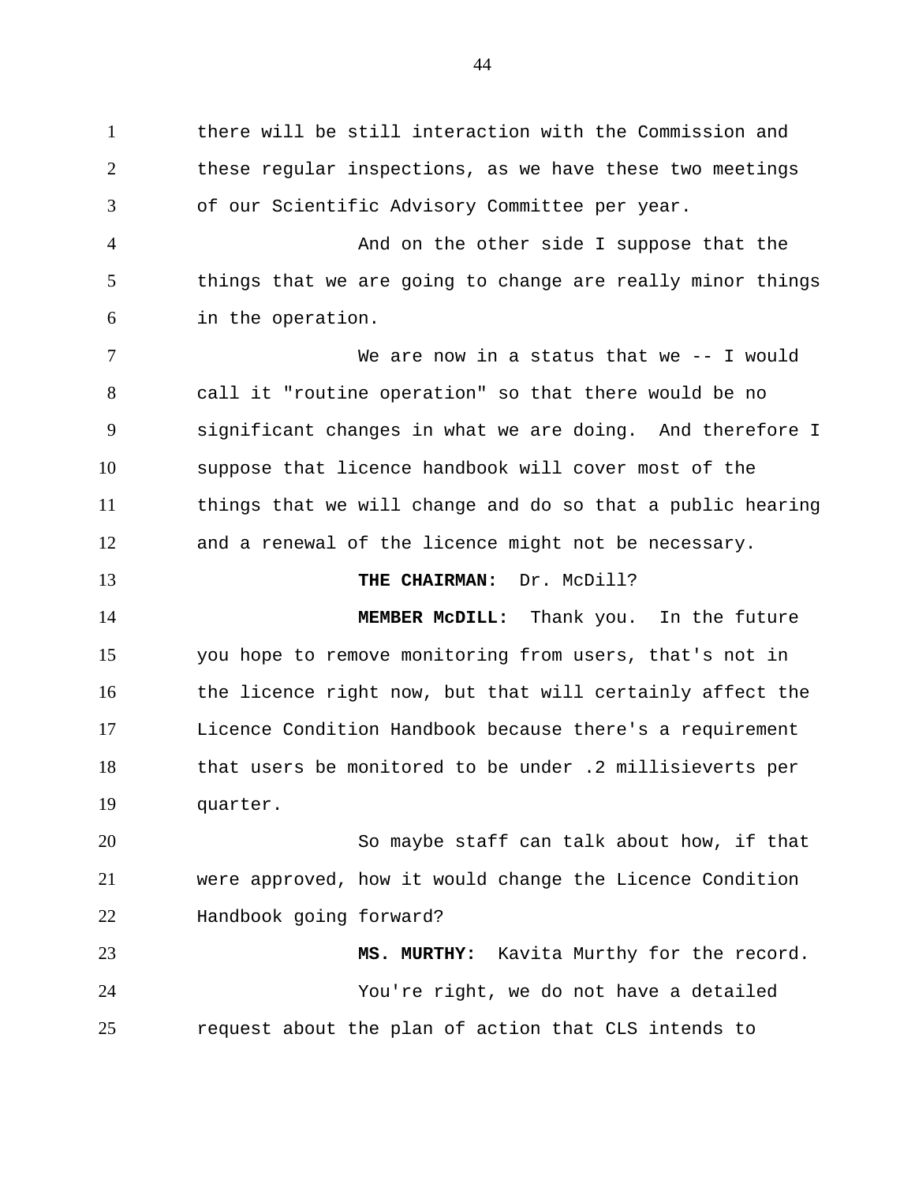there will be still interaction with the Commission and these regular inspections, as we have these two meetings of our Scientific Advisory Committee per year.

And on the other side I suppose that the things that we are going to change are really minor things in the operation.

We are now in a status that we -- I would call it "routine operation" so that there would be no significant changes in what we are doing. And therefore I suppose that licence handbook will cover most of the things that we will change and do so that a public hearing and a renewal of the licence might not be necessary.

**THE CHAIRMAN:** Dr. McDill?

**MEMBER McDILL:** Thank you. In the future you hope to remove monitoring from users, that's not in the licence right now, but that will certainly affect the Licence Condition Handbook because there's a requirement that users be monitored to be under .2 millisieverts per quarter.

So maybe staff can talk about how, if that were approved, how it would change the Licence Condition Handbook going forward?

**MS. MURTHY:** Kavita Murthy for the record.

You're right, we do not have a detailed request about the plan of action that CLS intends to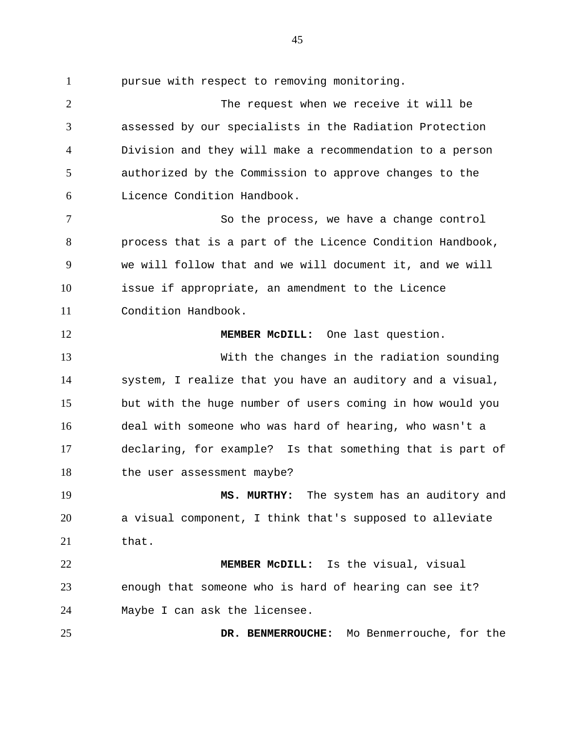pursue with respect to removing monitoring.

The request when we receive it will be assessed by our specialists in the Radiation Protection Division and they will make a recommendation to a person authorized by the Commission to approve changes to the Licence Condition Handbook.

So the process, we have a change control process that is a part of the Licence Condition Handbook, we will follow that and we will document it, and we will issue if appropriate, an amendment to the Licence Condition Handbook.

**MEMBER McDILL:** One last question.

With the changes in the radiation sounding system, I realize that you have an auditory and a visual, but with the huge number of users coming in how would you deal with someone who was hard of hearing, who wasn't a declaring, for example? Is that something that is part of the user assessment maybe?

**MS. MURTHY:** The system has an auditory and a visual component, I think that's supposed to alleviate that.

**MEMBER McDILL:** Is the visual, visual enough that someone who is hard of hearing can see it? Maybe I can ask the licensee.

**DR. BENMERROUCHE:** Mo Benmerrouche, for the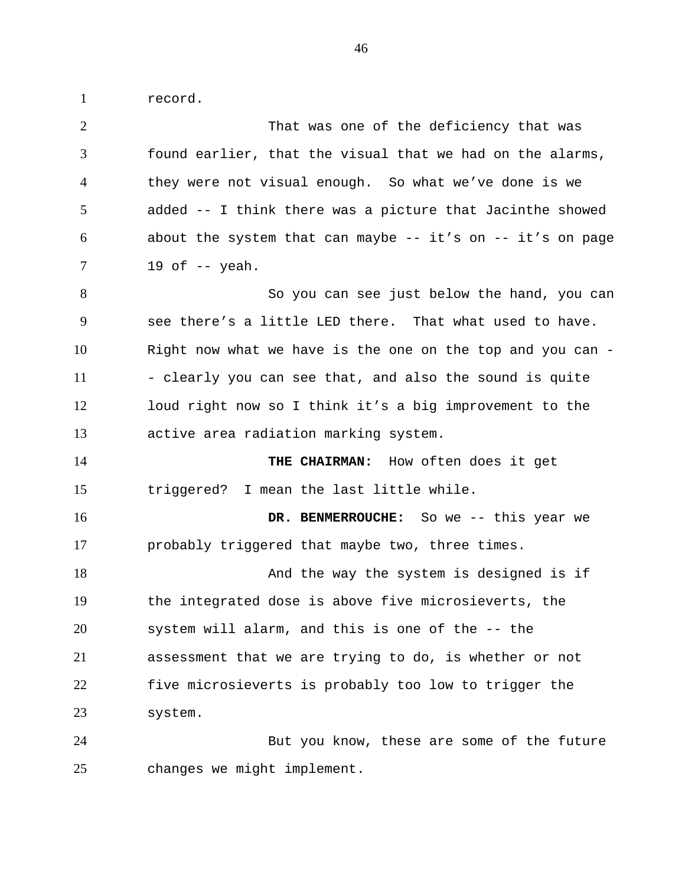record.

That was one of the deficiency that was found earlier, that the visual that we had on the alarms, they were not visual enough. So what we've done is we added -- I think there was a picture that Jacinthe showed about the system that can maybe -- it's on -- it's on page 19 of -- yeah.

So you can see just below the hand, you can see there's a little LED there. That what used to have. Right now what we have is the one on the top and you can -- clearly you can see that, and also the sound is quite loud right now so I think it's a big improvement to the active area radiation marking system.

**THE CHAIRMAN:** How often does it get triggered? I mean the last little while.

**DR. BENMERROUCHE:** So we -- this year we probably triggered that maybe two, three times.

And the way the system is designed is if the integrated dose is above five microsieverts, the system will alarm, and this is one of the -- the assessment that we are trying to do, is whether or not five microsieverts is probably too low to trigger the system.

But you know, these are some of the future changes we might implement.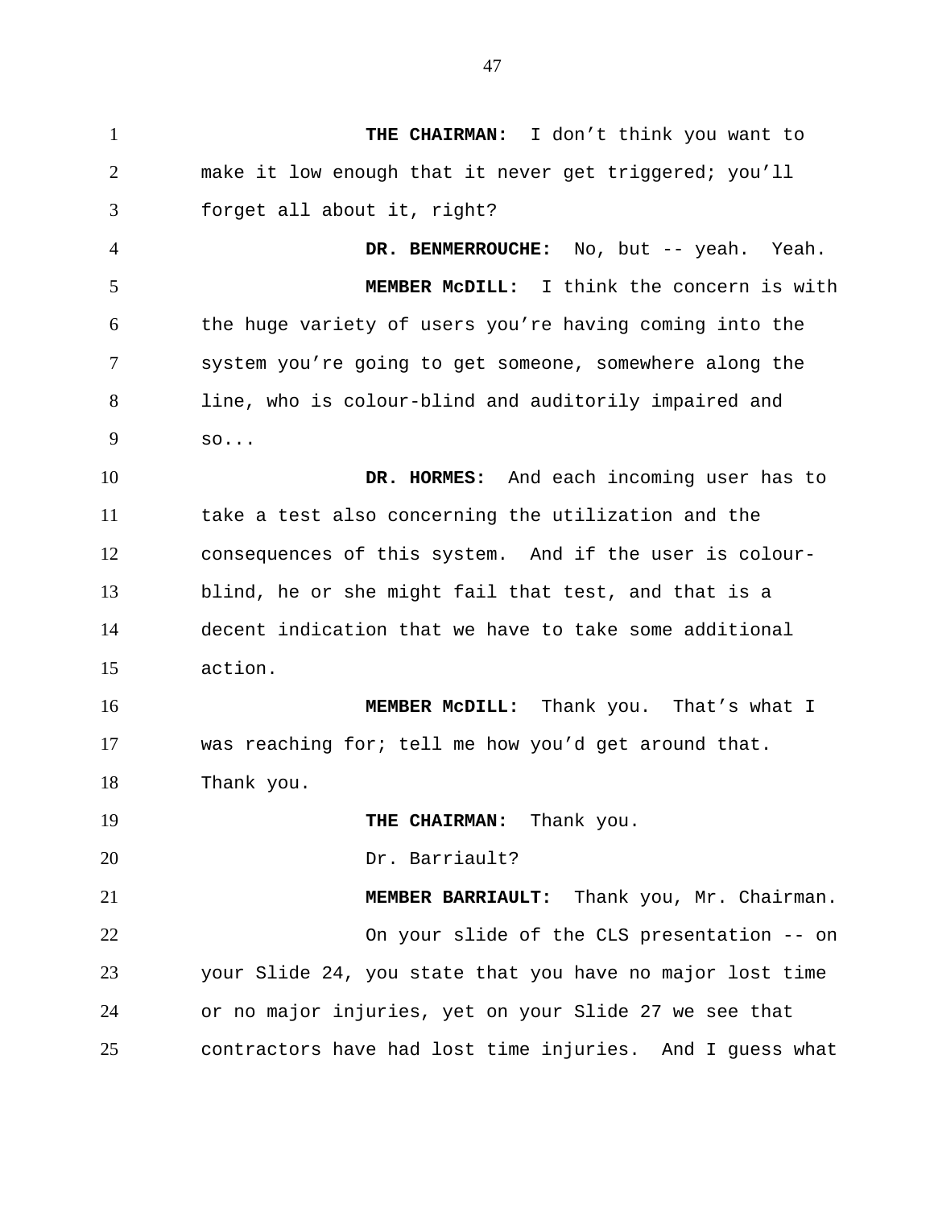**THE CHAIRMAN:** I don't think you want to make it low enough that it never get triggered; you'll forget all about it, right?

**DR. BENMERROUCHE:** No, but -- yeah. Yeah.

**MEMBER McDILL:** I think the concern is with the huge variety of users you're having coming into the system you're going to get someone, somewhere along the line, who is colour-blind and auditorily impaired and so...

**DR. HORMES:** And each incoming user has to take a test also concerning the utilization and the consequences of this system. And if the user is colour-blind, he or she might fail that test, and that is a decent indication that we have to take some additional action.

**MEMBER McDILL:** Thank you. That's what I was reaching for; tell me how you'd get around that. Thank you.

**THE CHAIRMAN:** Thank you.

Dr. Barriault?

**MEMBER BARRIAULT:** Thank you, Mr. Chairman.

On your slide of the CLS presentation -- on your Slide 24, you state that you have no major lost time or no major injuries, yet on your Slide 27 we see that contractors have had lost time injuries. And I guess what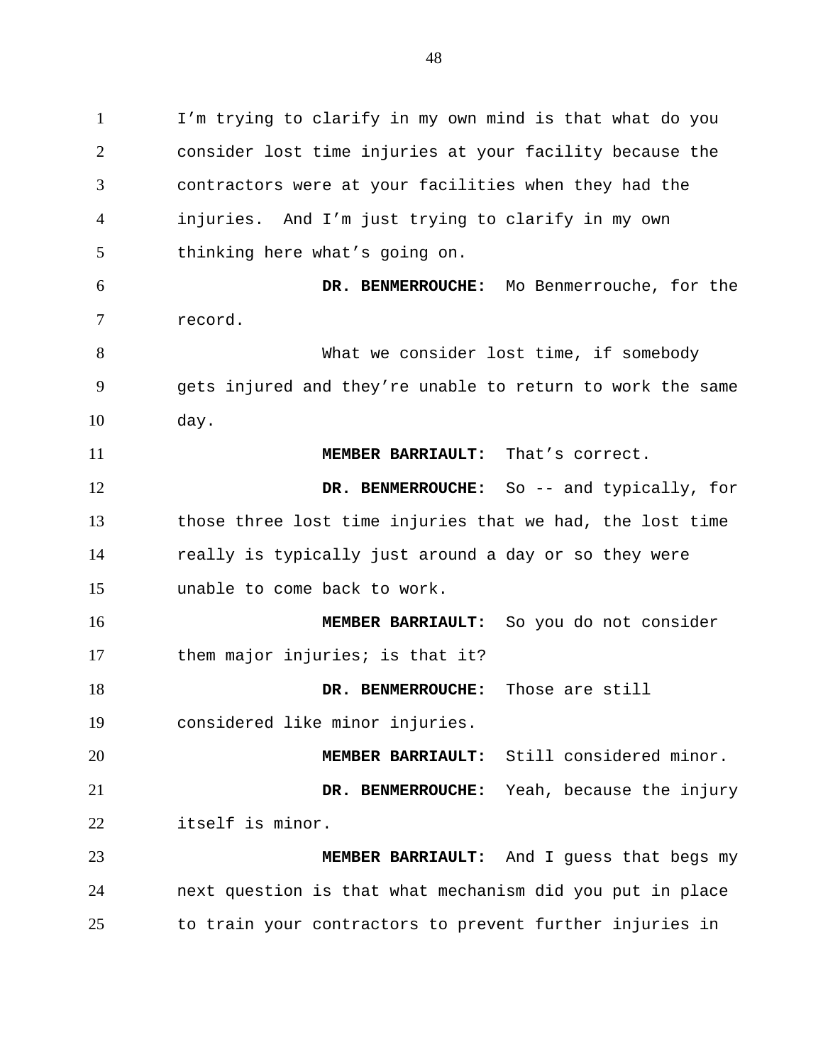I'm trying to clarify in my own mind is that what do you consider lost time injuries at your facility because the contractors were at your facilities when they had the injuries. And I'm just trying to clarify in my own thinking here what's going on.

**DR. BENMERROUCHE:** Mo Benmerrouche, for the record.

What we consider lost time, if somebody gets injured and they're unable to return to work the same day.

**MEMBER BARRIAULT:** That's correct.

**DR. BENMERROUCHE:** So -- and typically, for those three lost time injuries that we had, the lost time really is typically just around a day or so they were unable to come back to work.

**MEMBER BARRIAULT:** So you do not consider them major injuries; is that it?

**DR. BENMERROUCHE:** Those are still considered like minor injuries.

**MEMBER BARRIAULT:** Still considered minor.

**DR. BENMERROUCHE:** Yeah, because the injury itself is minor.

**MEMBER BARRIAULT:** And I guess that begs my next question is that what mechanism did you put in place to train your contractors to prevent further injuries in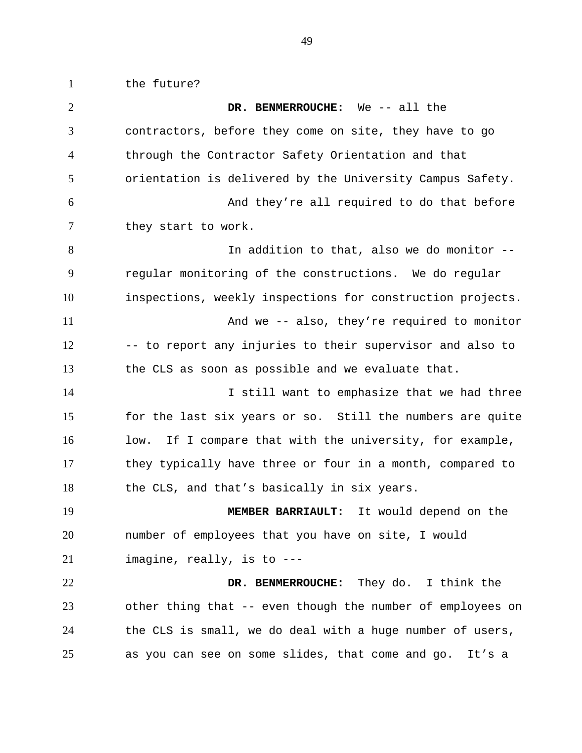the future?

**DR. BENMERROUCHE:** We -- all the contractors, before they come on site, they have to go through the Contractor Safety Orientation and that orientation is delivered by the University Campus Safety.

And they're all required to do that before they start to work.

In addition to that, also we do monitor -- regular monitoring of the constructions. We do regular inspections, weekly inspections for construction projects.

And we -- also, they're required to monitor -- to report any injuries to their supervisor and also to the CLS as soon as possible and we evaluate that.

I still want to emphasize that we had three for the last six years or so. Still the numbers are quite low. If I compare that with the university, for example, they typically have three or four in a month, compared to the CLS, and that's basically in six years.

**MEMBER BARRIAULT:** It would depend on the number of employees that you have on site, I would imagine, really, is to ---

**DR. BENMERROUCHE:** They do. I think the other thing that -- even though the number of employees on the CLS is small, we do deal with a huge number of users, as you can see on some slides, that come and go. It's a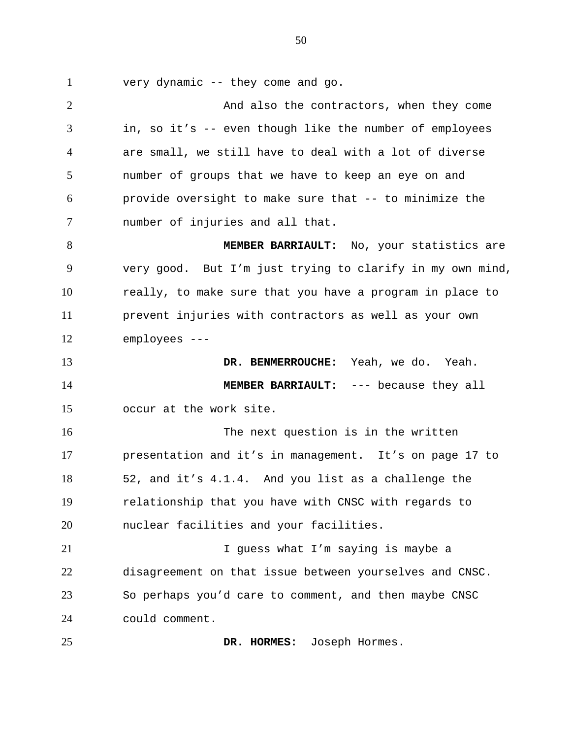very dynamic -- they come and go.

And also the contractors, when they come in, so it's -- even though like the number of employees are small, we still have to deal with a lot of diverse number of groups that we have to keep an eye on and provide oversight to make sure that -- to minimize the number of injuries and all that.

**MEMBER BARRIAULT:** No, your statistics are very good. But I'm just trying to clarify in my own mind, really, to make sure that you have a program in place to prevent injuries with contractors as well as your own employees ---

**DR. BENMERROUCHE:** Yeah, we do. Yeah.

**MEMBER BARRIAULT:** --- because they all occur at the work site.

The next question is in the written presentation and it's in management. It's on page 17 to 52, and it's 4.1.4. And you list as a challenge the relationship that you have with CNSC with regards to nuclear facilities and your facilities.

I guess what I'm saying is maybe a disagreement on that issue between yourselves and CNSC. So perhaps you'd care to comment, and then maybe CNSC could comment.

**DR. HORMES:** Joseph Hormes.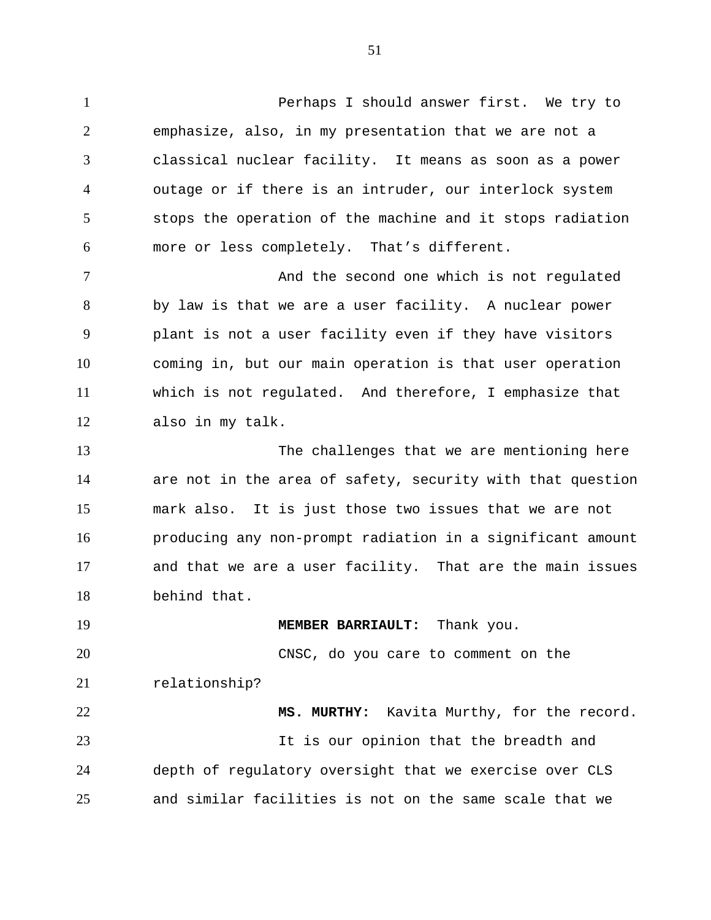Perhaps I should answer first. We try to emphasize, also, in my presentation that we are not a classical nuclear facility. It means as soon as a power outage or if there is an intruder, our interlock system stops the operation of the machine and it stops radiation more or less completely. That's different.

And the second one which is not regulated by law is that we are a user facility. A nuclear power plant is not a user facility even if they have visitors coming in, but our main operation is that user operation which is not regulated. And therefore, I emphasize that also in my talk.

The challenges that we are mentioning here are not in the area of safety, security with that question mark also. It is just those two issues that we are not producing any non-prompt radiation in a significant amount and that we are a user facility. That are the main issues behind that.

**MEMBER BARRIAULT:** Thank you.

CNSC, do you care to comment on the relationship?

**MS. MURTHY:** Kavita Murthy, for the record.

It is our opinion that the breadth and depth of regulatory oversight that we exercise over CLS and similar facilities is not on the same scale that we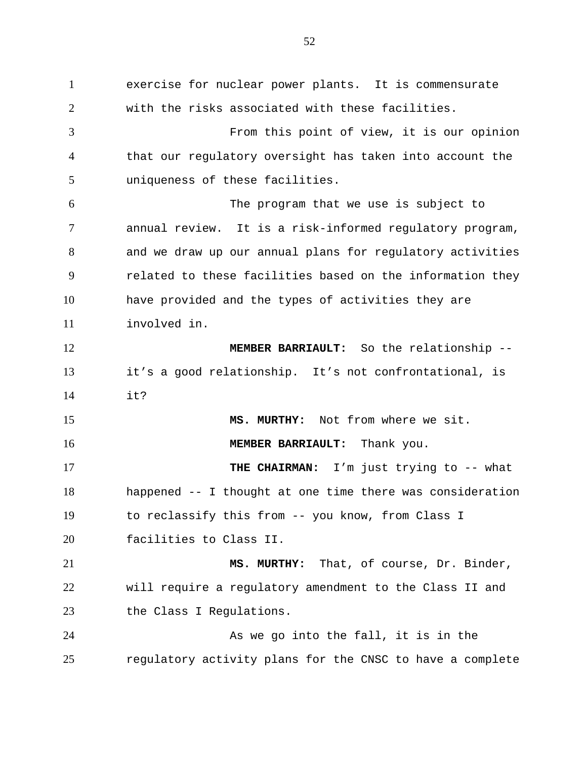exercise for nuclear power plants. It is commensurate with the risks associated with these facilities.

From this point of view, it is our opinion that our regulatory oversight has taken into account the uniqueness of these facilities.

The program that we use is subject to annual review. It is a risk-informed regulatory program, and we draw up our annual plans for regulatory activities related to these facilities based on the information they have provided and the types of activities they are involved in.

**MEMBER BARRIAULT:** So the relationship -- it's a good relationship. It's not confrontational, is it?

**MS. MURTHY:** Not from where we sit.

**MEMBER BARRIAULT:** Thank you.

**THE CHAIRMAN:** I'm just trying to -- what happened -- I thought at one time there was consideration to reclassify this from -- you know, from Class I facilities to Class II.

**MS. MURTHY:** That, of course, Dr. Binder, will require a regulatory amendment to the Class II and the Class I Regulations.

As we go into the fall, it is in the regulatory activity plans for the CNSC to have a complete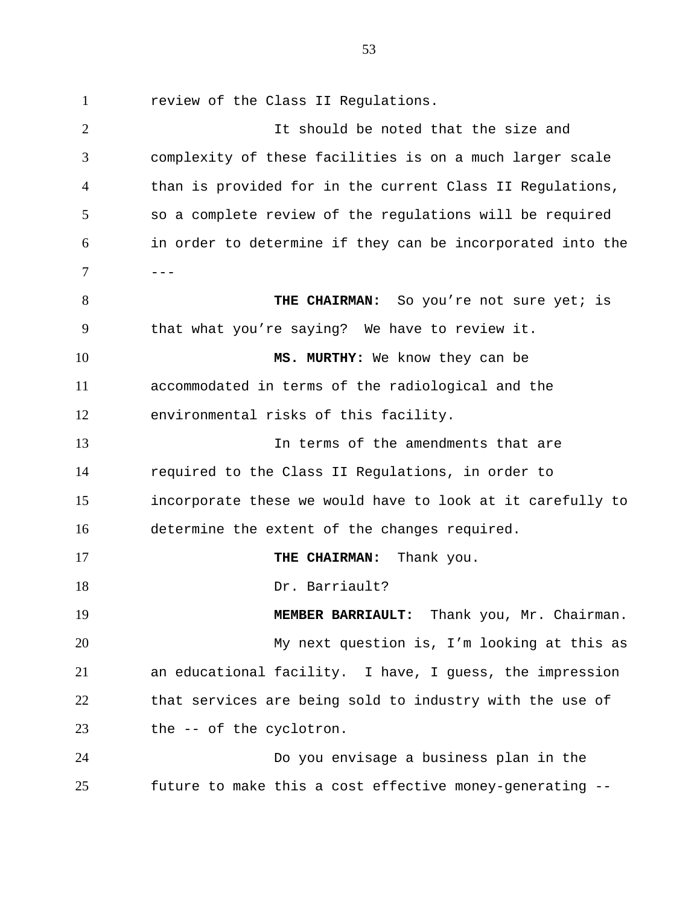review of the Class II Regulations.

It should be noted that the size and complexity of these facilities is on a much larger scale than is provided for in the current Class II Regulations, so a complete review of the regulations will be required in order to determine if they can be incorporated into the ---

**THE CHAIRMAN:** So you're not sure yet; is that what you're saying? We have to review it.

**MS. MURTHY:** We know they can be accommodated in terms of the radiological and the environmental risks of this facility.

In terms of the amendments that are required to the Class II Regulations, in order to incorporate these we would have to look at it carefully to determine the extent of the changes required.

**THE CHAIRMAN:** Thank you.

Dr. Barriault?

**MEMBER BARRIAULT:** Thank you, Mr. Chairman.

My next question is, I'm looking at this as an educational facility. I have, I guess, the impression that services are being sold to industry with the use of the -- of the cyclotron.

Do you envisage a business plan in the future to make this a cost effective money-generating --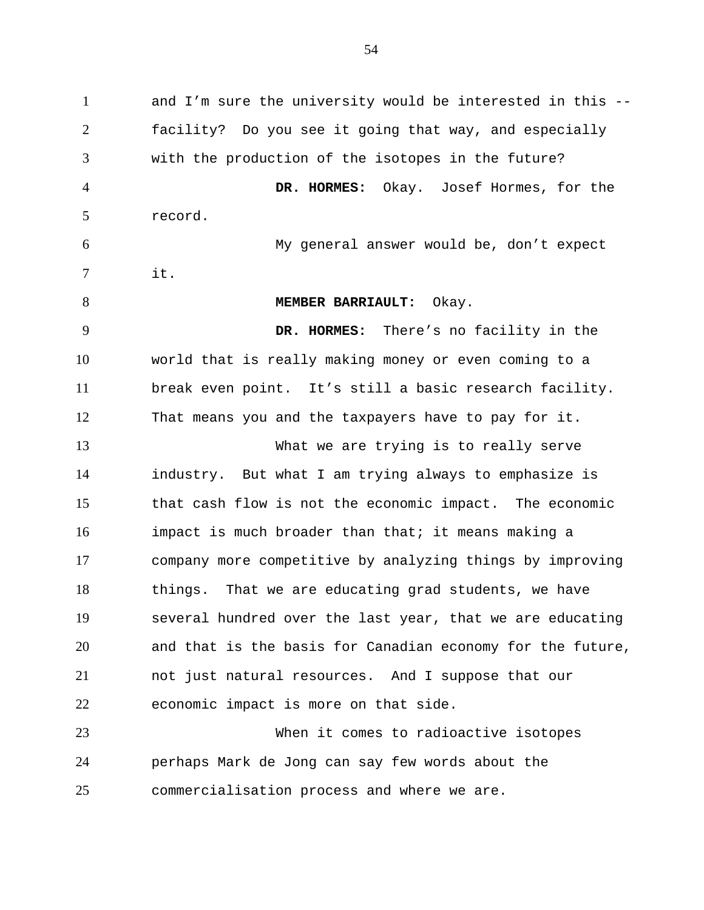and I'm sure the university would be interested in this -- facility? Do you see it going that way, and especially with the production of the isotopes in the future?

**DR. HORMES:** Okay. Josef Hormes, for the record.

My general answer would be, don't expect it.

**MEMBER BARRIAULT:** Okay.

**DR. HORMES:** There's no facility in the world that is really making money or even coming to a break even point. It's still a basic research facility. That means you and the taxpayers have to pay for it.

What we are trying is to really serve industry. But what I am trying always to emphasize is that cash flow is not the economic impact. The economic impact is much broader than that; it means making a company more competitive by analyzing things by improving things. That we are educating grad students, we have several hundred over the last year, that we are educating and that is the basis for Canadian economy for the future, not just natural resources. And I suppose that our economic impact is more on that side.

When it comes to radioactive isotopes perhaps Mark de Jong can say few words about the commercialisation process and where we are.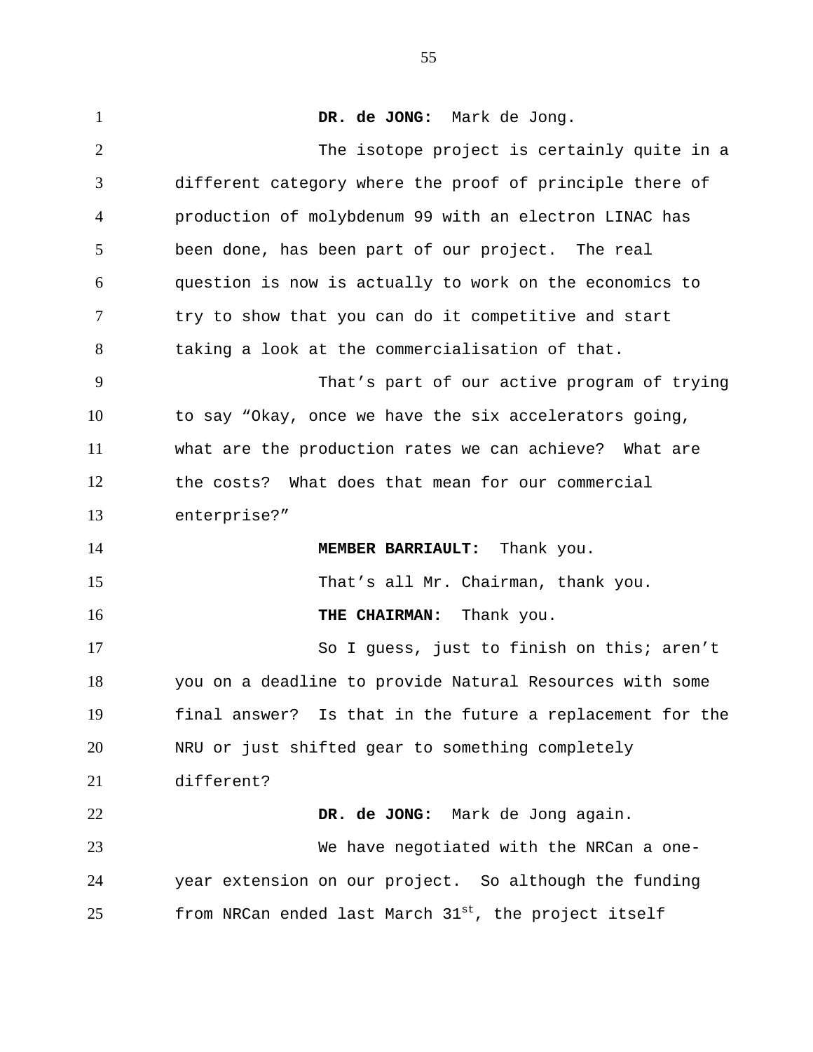**DR. de JONG:** Mark de Jong.

The isotope project is certainly quite in a different category where the proof of principle there of production of molybdenum 99 with an electron LINAC has been done, has been part of our project. The real question is now is actually to work on the economics to try to show that you can do it competitive and start taking a look at the commercialisation of that.

That's part of our active program of trying to say "Okay, once we have the six accelerators going, what are the production rates we can achieve? What are the costs? What does that mean for our commercial enterprise?"

**MEMBER BARRIAULT:** Thank you.

That's all Mr. Chairman, thank you.

**THE CHAIRMAN:** Thank you.

So I guess, just to finish on this; aren't you on a deadline to provide Natural Resources with some final answer? Is that in the future a replacement for the NRU or just shifted gear to something completely different?

**DR. de JONG:** Mark de Jong again.

We have negotiated with the NRCan a one-year extension on our project. So although the funding from NRCan ended last March 31st, the project itself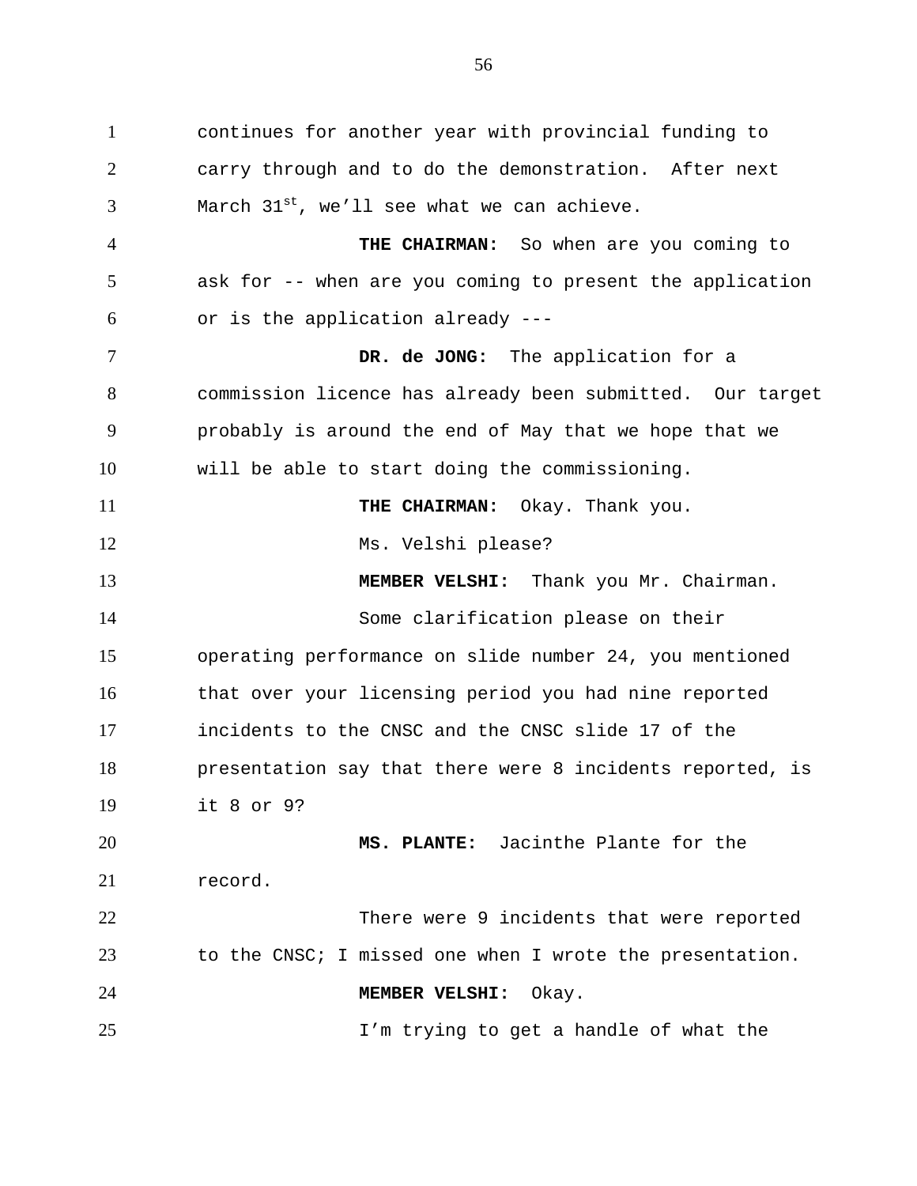continues for another year with provincial funding to carry through and to do the demonstration. After next March 31st, we'll see what we can achieve.

**THE CHAIRMAN:** So when are you coming to ask for -- when are you coming to present the application or is the application already ---

**DR. de JONG:** The application for a commission licence has already been submitted. Our target probably is around the end of May that we hope that we will be able to start doing the commissioning.

**THE CHAIRMAN:** Okay. Thank you.

Ms. Velshi please?

**MEMBER VELSHI:** Thank you Mr. Chairman.

Some clarification please on their operating performance on slide number 24, you mentioned that over your licensing period you had nine reported incidents to the CNSC and the CNSC slide 17 of the presentation say that there were 8 incidents reported, is it 8 or 9?

**MS. PLANTE:** Jacinthe Plante for the record.

There were 9 incidents that were reported to the CNSC; I missed one when I wrote the presentation.

**MEMBER VELSHI:** Okay.

I'm trying to get a handle of what the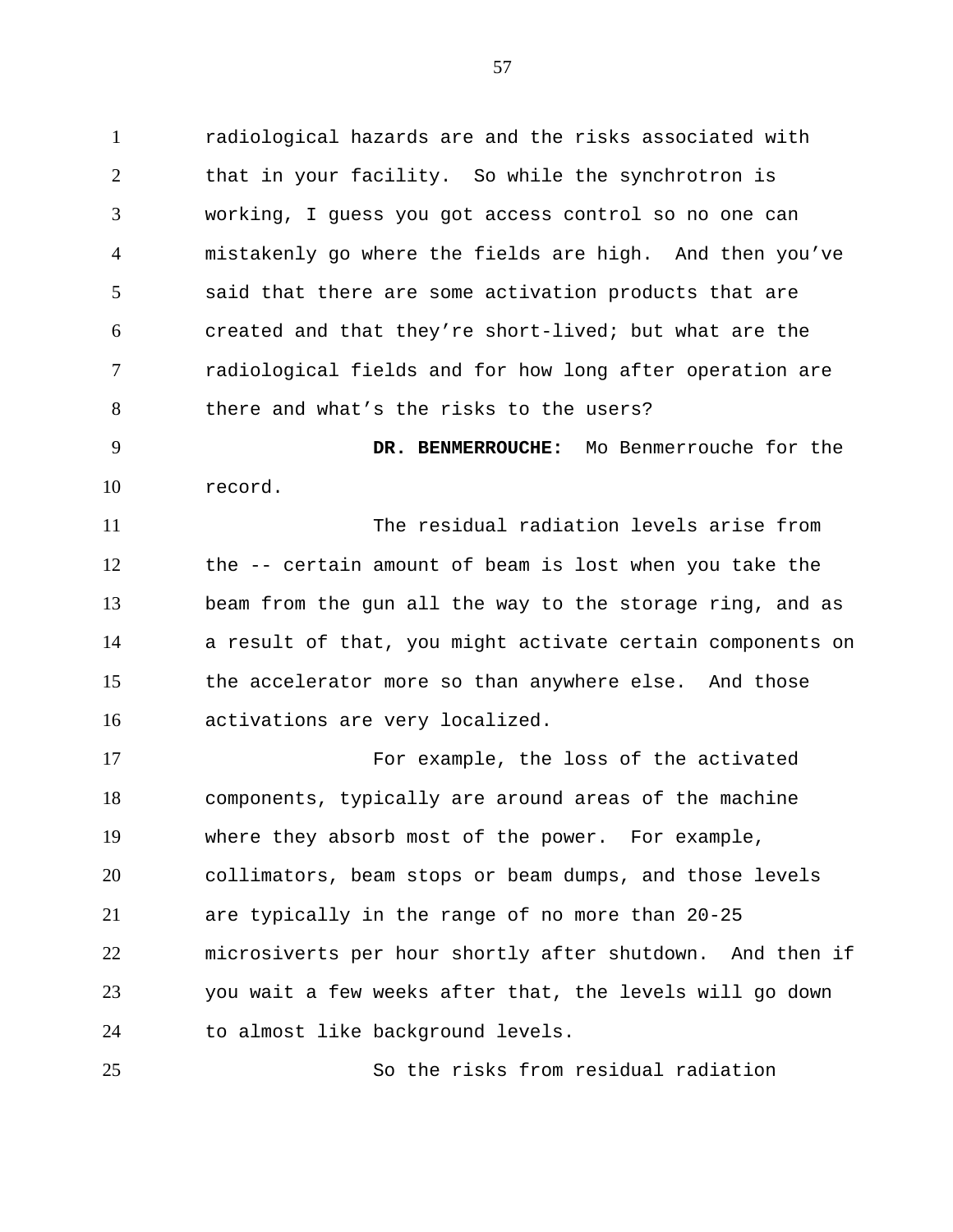radiological hazards are and the risks associated with that in your facility. So while the synchrotron is working, I guess you got access control so no one can mistakenly go where the fields are high. And then you've said that there are some activation products that are created and that they're short-lived; but what are the radiological fields and for how long after operation are there and what's the risks to the users?

**DR. BENMERROUCHE:** Mo Benmerrouche for the record.

The residual radiation levels arise from the -- certain amount of beam is lost when you take the beam from the gun all the way to the storage ring, and as a result of that, you might activate certain components on the accelerator more so than anywhere else. And those activations are very localized.

For example, the loss of the activated components, typically are around areas of the machine where they absorb most of the power. For example, collimators, beam stops or beam dumps, and those levels are typically in the range of no more than 20-25 microsiverts per hour shortly after shutdown. And then if you wait a few weeks after that, the levels will go down to almost like background levels.

So the risks from residual radiation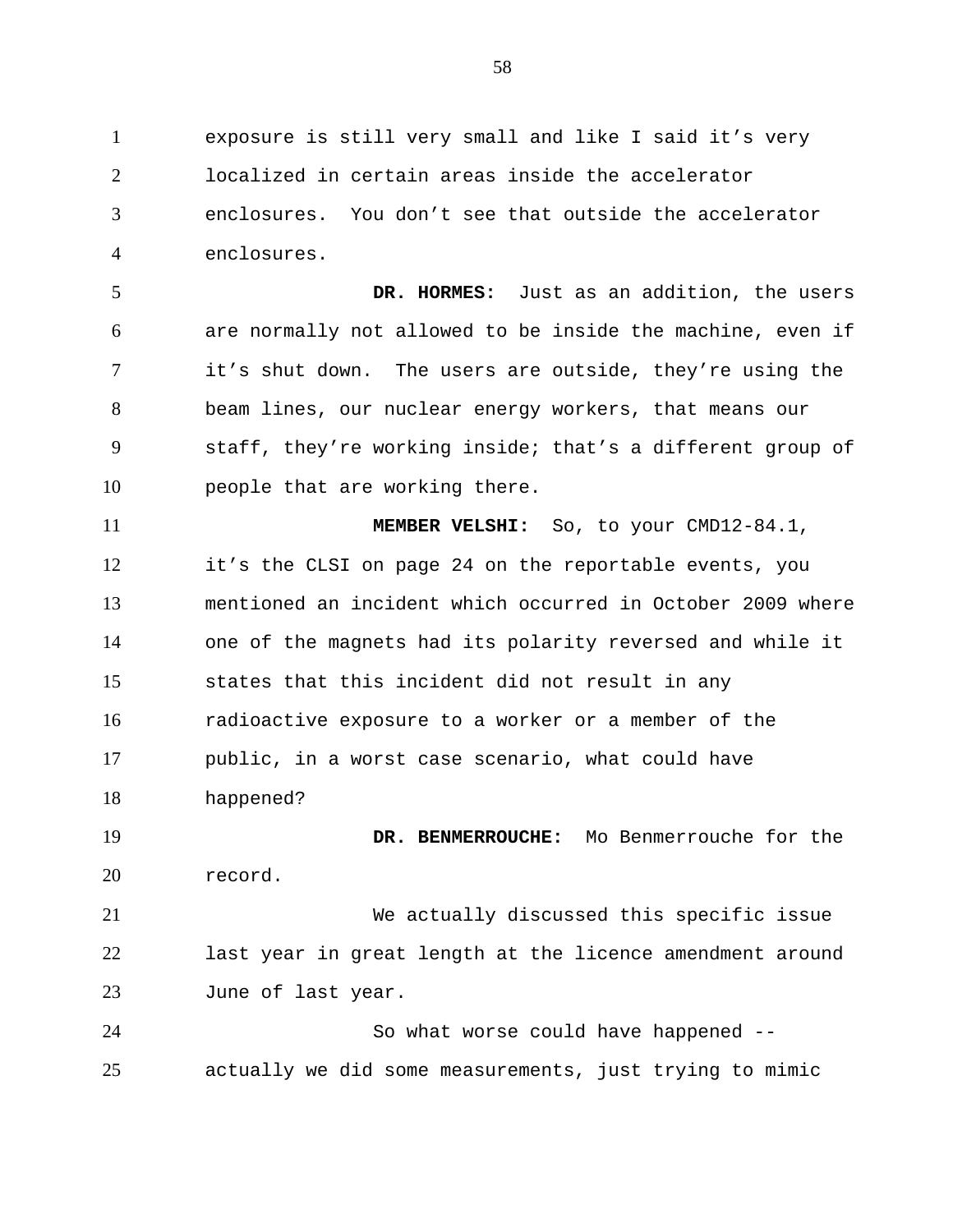exposure is still very small and like I said it's very localized in certain areas inside the accelerator enclosures. You don't see that outside the accelerator enclosures.

**DR. HORMES:** Just as an addition, the users are normally not allowed to be inside the machine, even if it's shut down. The users are outside, they're using the beam lines, our nuclear energy workers, that means our staff, they're working inside; that's a different group of people that are working there.

**MEMBER VELSHI:** So, to your CMD12-84.1, it's the CLSI on page 24 on the reportable events, you mentioned an incident which occurred in October 2009 where one of the magnets had its polarity reversed and while it states that this incident did not result in any radioactive exposure to a worker or a member of the public, in a worst case scenario, what could have happened?

**DR. BENMERROUCHE:** Mo Benmerrouche for the record.

We actually discussed this specific issue last year in great length at the licence amendment around June of last year.

So what worse could have happened -- actually we did some measurements, just trying to mimic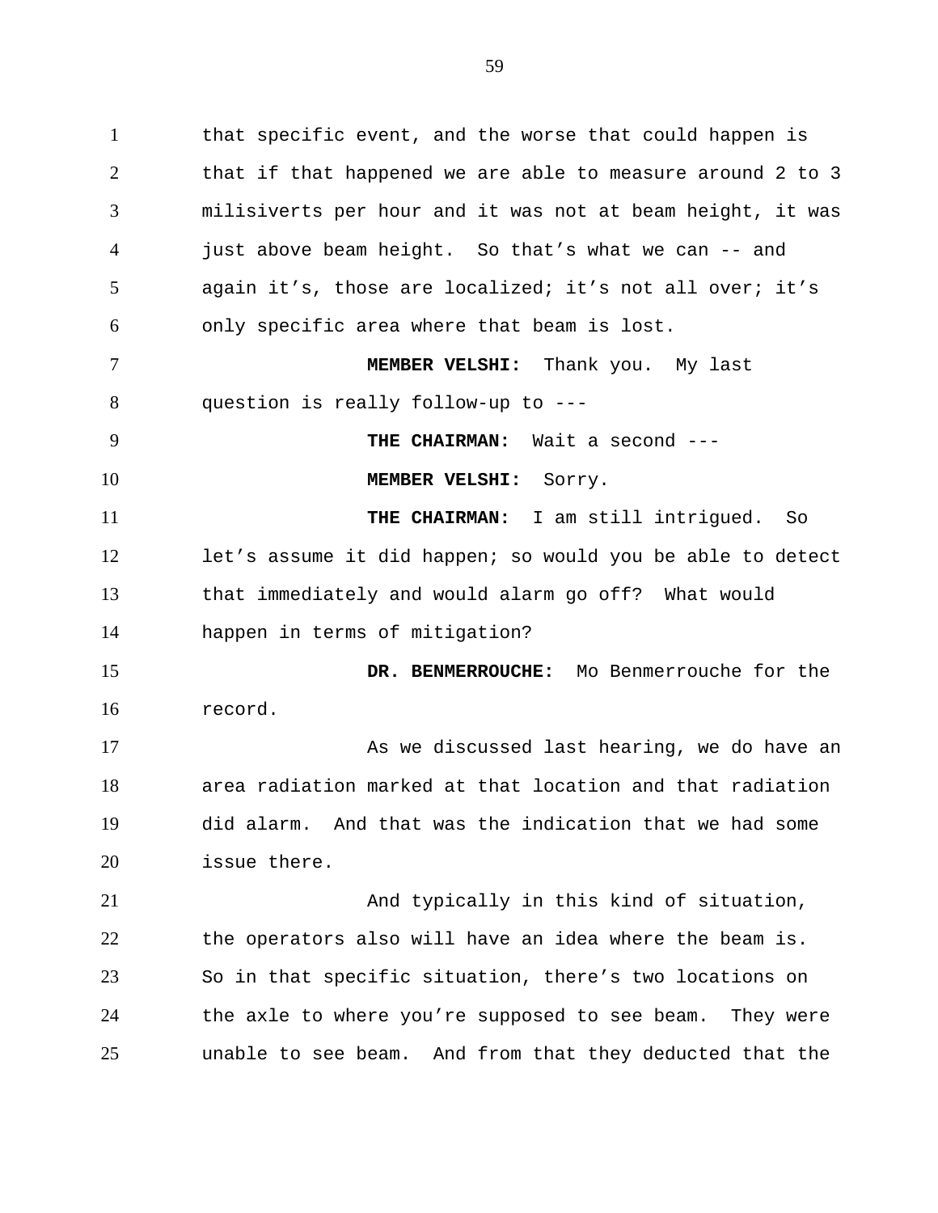that specific event, and the worse that could happen is that if that happened we are able to measure around 2 to 3 milisiverts per hour and it was not at beam height, it was just above beam height. So that's what we can -- and again it's, those are localized; it's not all over; it's only specific area where that beam is lost.

**MEMBER VELSHI:** Thank you. My last question is really follow-up to ---

**THE CHAIRMAN:** Wait a second ---

**MEMBER VELSHI:** Sorry.

**THE CHAIRMAN:** I am still intrigued. So let's assume it did happen; so would you be able to detect that immediately and would alarm go off? What would happen in terms of mitigation?

**DR. BENMERROUCHE:** Mo Benmerrouche for the record.

As we discussed last hearing, we do have an area radiation marked at that location and that radiation did alarm. And that was the indication that we had some issue there.

And typically in this kind of situation, the operators also will have an idea where the beam is. So in that specific situation, there's two locations on the axle to where you're supposed to see beam. They were unable to see beam. And from that they deducted that the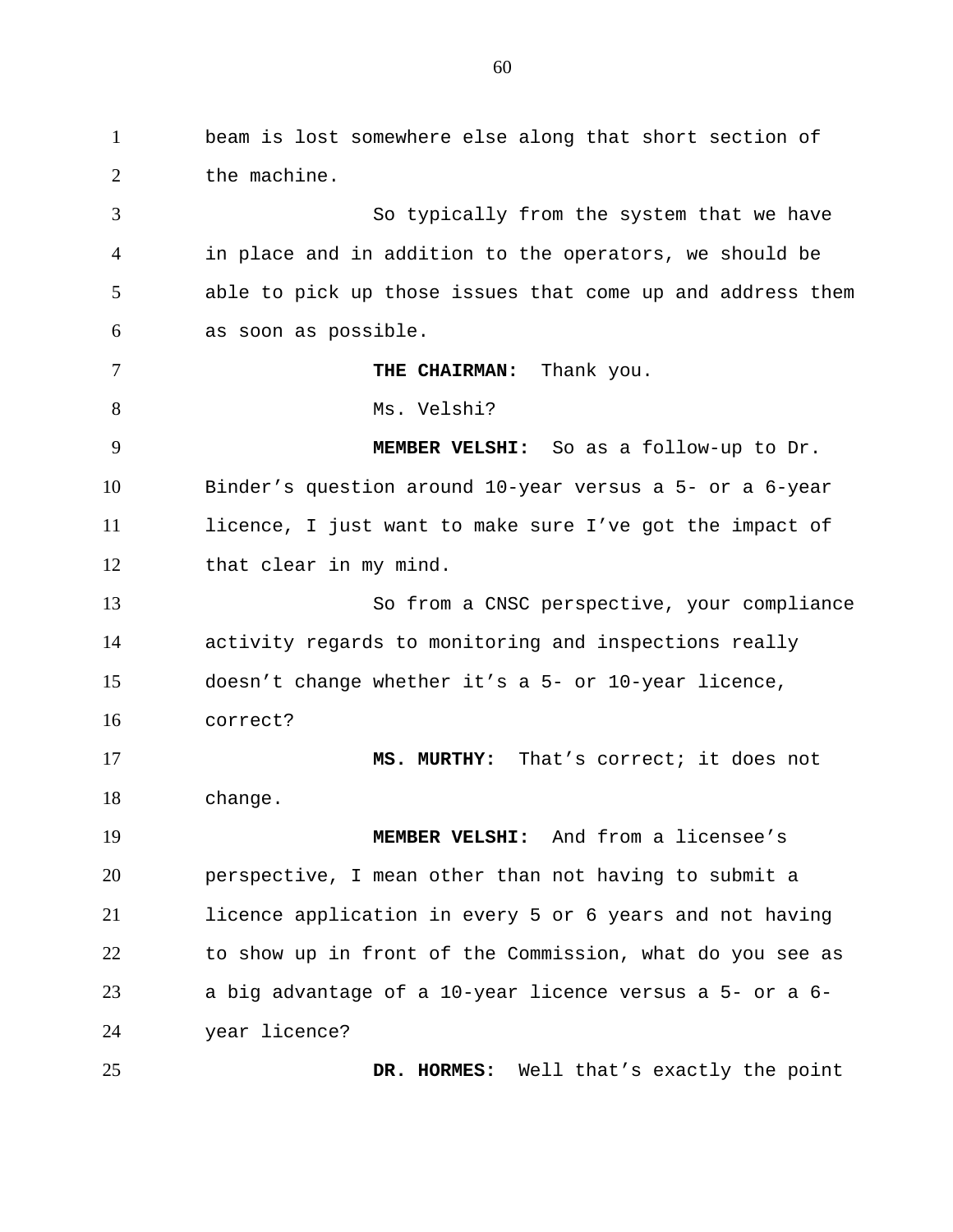beam is lost somewhere else along that short section of the machine.

So typically from the system that we have in place and in addition to the operators, we should be able to pick up those issues that come up and address them as soon as possible.

**THE CHAIRMAN:** Thank you.

Ms. Velshi?

**MEMBER VELSHI:** So as a follow-up to Dr. Binder's question around 10-year versus a 5- or a 6-year licence, I just want to make sure I've got the impact of that clear in my mind.

So from a CNSC perspective, your compliance activity regards to monitoring and inspections really doesn't change whether it's a 5- or 10-year licence, correct?

**MS. MURTHY:** That's correct; it does not change.

**MEMBER VELSHI:** And from a licensee's perspective, I mean other than not having to submit a licence application in every 5 or 6 years and not having to show up in front of the Commission, what do you see as a big advantage of a 10-year licence versus a 5- or a 6-year licence?

**DR. HORMES:** Well that's exactly the point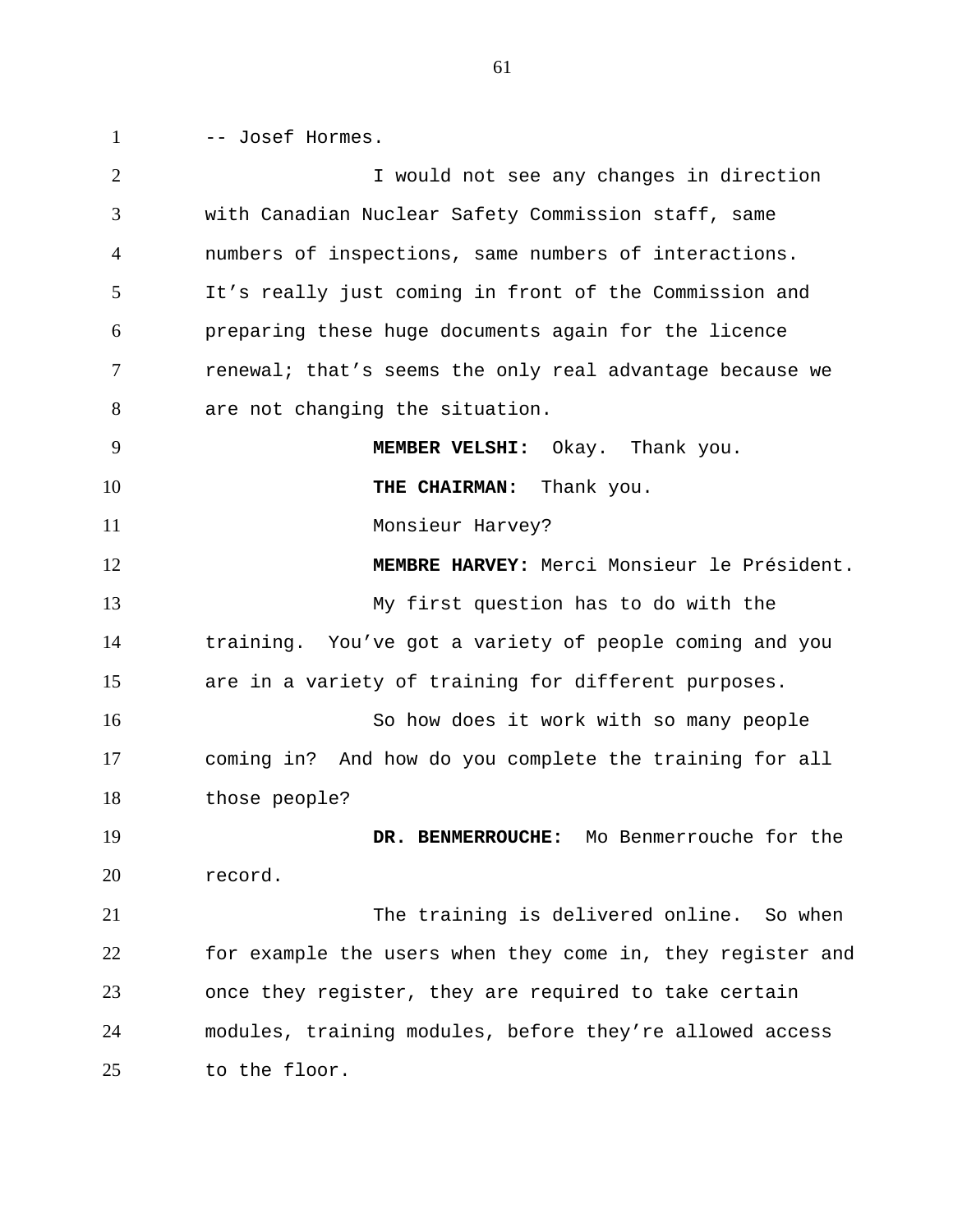-- Josef Hormes.

I would not see any changes in direction with Canadian Nuclear Safety Commission staff, same numbers of inspections, same numbers of interactions. It's really just coming in front of the Commission and preparing these huge documents again for the licence renewal; that's seems the only real advantage because we are not changing the situation.

**MEMBER VELSHI:** Okay. Thank you.

**THE CHAIRMAN:** Thank you.

Monsieur Harvey?

**MEMBRE HARVEY:** Merci Monsieur le Président.

My first question has to do with the training. You've got a variety of people coming and you are in a variety of training for different purposes.

So how does it work with so many people coming in? And how do you complete the training for all those people?

**DR. BENMERROUCHE:** Mo Benmerrouche for the record.

The training is delivered online. So when for example the users when they come in, they register and once they register, they are required to take certain modules, training modules, before they're allowed access to the floor.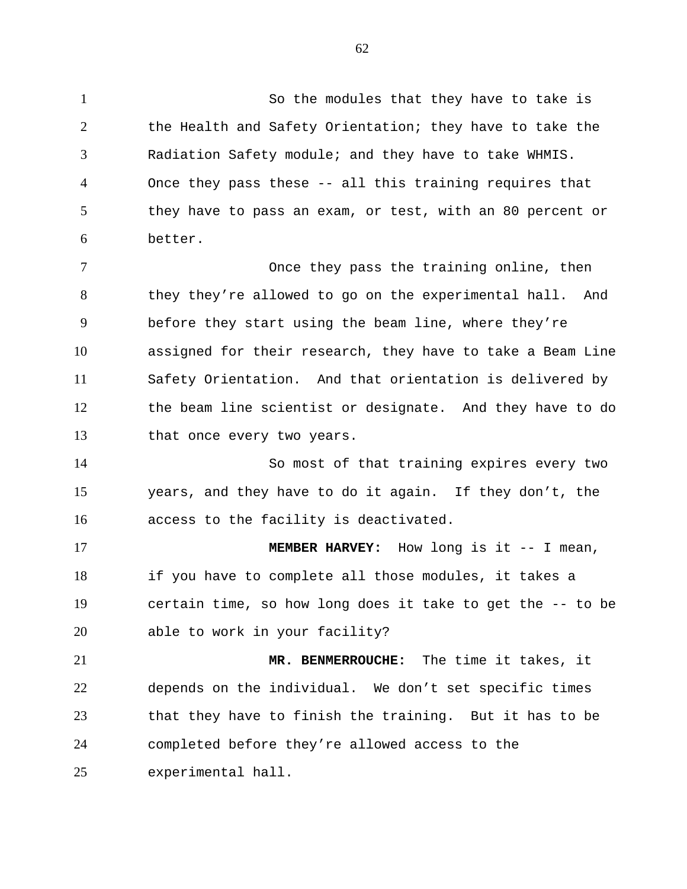So the modules that they have to take is the Health and Safety Orientation; they have to take the Radiation Safety module; and they have to take WHMIS. Once they pass these -- all this training requires that they have to pass an exam, or test, with an 80 percent or better.

Once they pass the training online, then they they're allowed to go on the experimental hall. And before they start using the beam line, where they're assigned for their research, they have to take a Beam Line Safety Orientation. And that orientation is delivered by the beam line scientist or designate. And they have to do that once every two years.

So most of that training expires every two years, and they have to do it again. If they don't, the access to the facility is deactivated.

**MEMBER HARVEY:** How long is it -- I mean, if you have to complete all those modules, it takes a certain time, so how long does it take to get the -- to be able to work in your facility?

**MR. BENMERROUCHE:** The time it takes, it depends on the individual. We don't set specific times that they have to finish the training. But it has to be completed before they're allowed access to the experimental hall.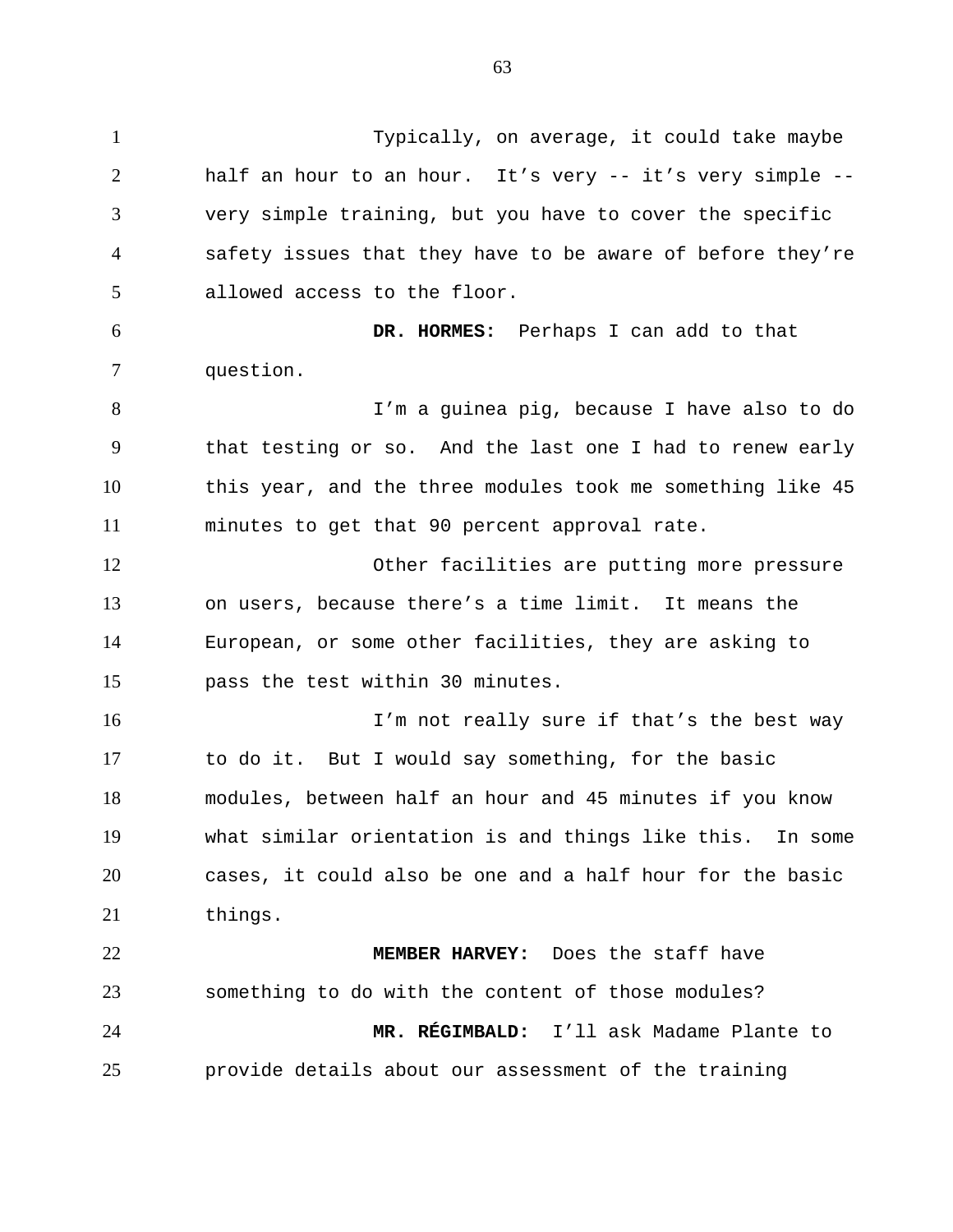Typically, on average, it could take maybe half an hour to an hour. It's very -- it's very simple -- very simple training, but you have to cover the specific safety issues that they have to be aware of before they're allowed access to the floor.

**DR. HORMES:** Perhaps I can add to that question.

I'm a guinea pig, because I have also to do that testing or so. And the last one I had to renew early this year, and the three modules took me something like 45 minutes to get that 90 percent approval rate.

Other facilities are putting more pressure on users, because there's a time limit. It means the European, or some other facilities, they are asking to pass the test within 30 minutes.

I'm not really sure if that's the best way to do it. But I would say something, for the basic modules, between half an hour and 45 minutes if you know what similar orientation is and things like this. In some cases, it could also be one and a half hour for the basic things.

**MEMBER HARVEY:** Does the staff have something to do with the content of those modules?

**MR. RÉGIMBALD:** I'll ask Madame Plante to provide details about our assessment of the training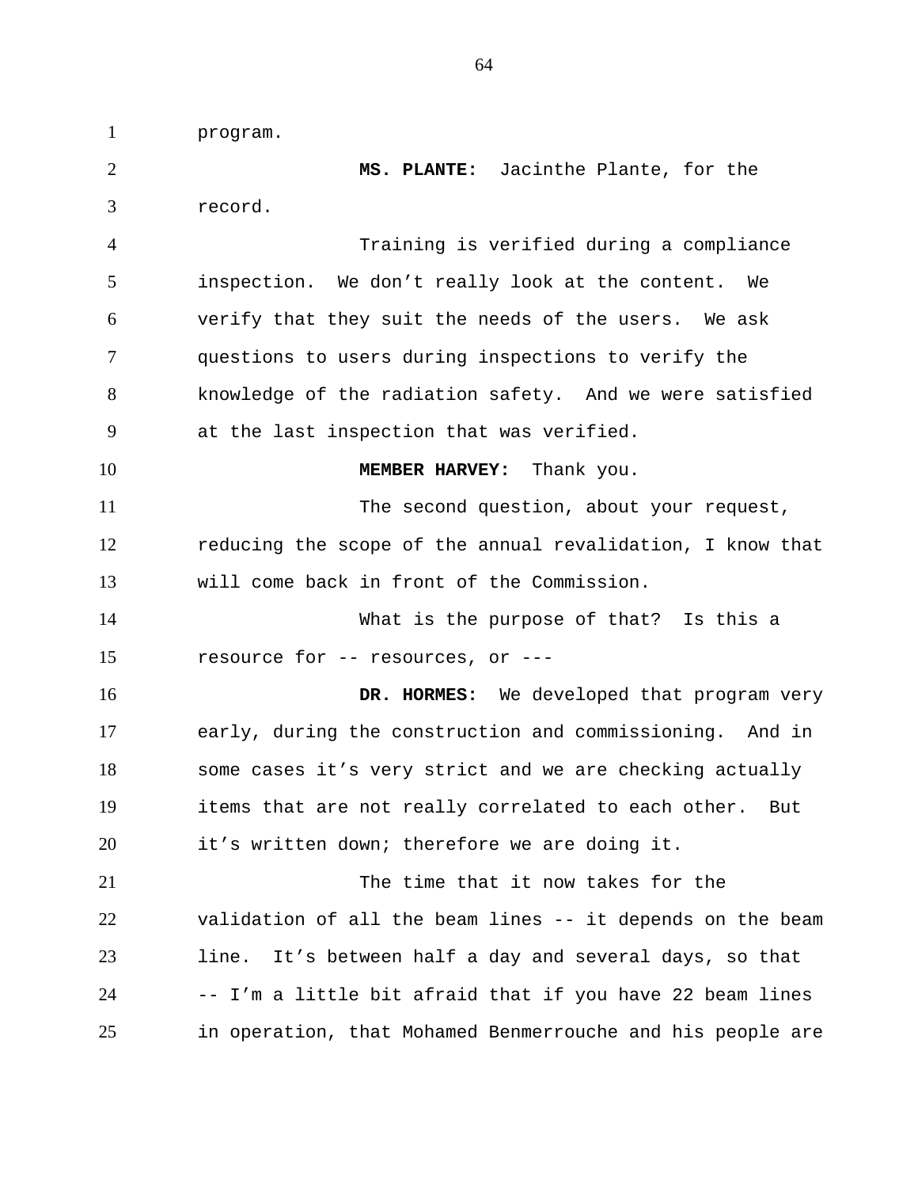program.

**MS. PLANTE:** Jacinthe Plante, for the record.

Training is verified during a compliance inspection. We don't really look at the content. We verify that they suit the needs of the users. We ask questions to users during inspections to verify the knowledge of the radiation safety. And we were satisfied at the last inspection that was verified.

**MEMBER HARVEY:** Thank you.

The second question, about your request, reducing the scope of the annual revalidation, I know that will come back in front of the Commission.

What is the purpose of that? Is this a resource for -- resources, or ---

**DR. HORMES:** We developed that program very early, during the construction and commissioning. And in some cases it's very strict and we are checking actually items that are not really correlated to each other. But it's written down; therefore we are doing it.

The time that it now takes for the validation of all the beam lines -- it depends on the beam line. It's between half a day and several days, so that -- I'm a little bit afraid that if you have 22 beam lines in operation, that Mohamed Benmerrouche and his people are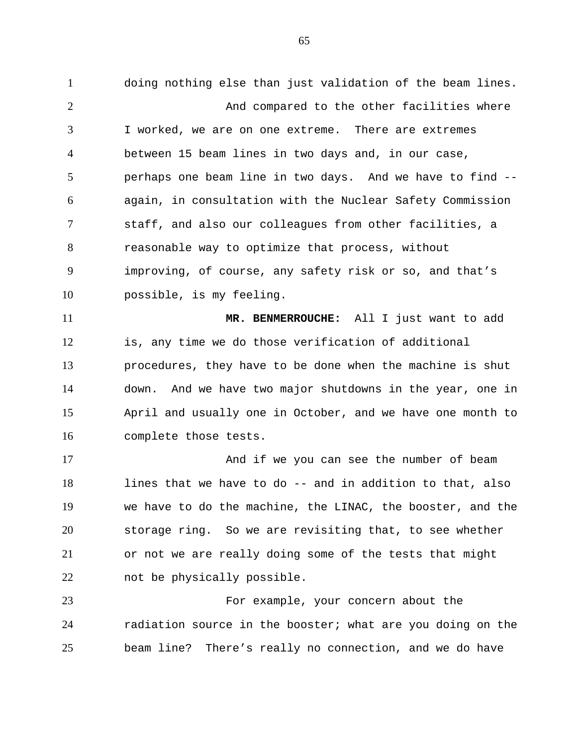doing nothing else than just validation of the beam lines.

And compared to the other facilities where I worked, we are on one extreme. There are extremes between 15 beam lines in two days and, in our case, perhaps one beam line in two days. And we have to find -- again, in consultation with the Nuclear Safety Commission staff, and also our colleagues from other facilities, a reasonable way to optimize that process, without improving, of course, any safety risk or so, and that's possible, is my feeling.

**MR. BENMERROUCHE:** All I just want to add is, any time we do those verification of additional procedures, they have to be done when the machine is shut down. And we have two major shutdowns in the year, one in April and usually one in October, and we have one month to complete those tests.

And if we you can see the number of beam lines that we have to do -- and in addition to that, also we have to do the machine, the LINAC, the booster, and the storage ring. So we are revisiting that, to see whether or not we are really doing some of the tests that might not be physically possible.

For example, your concern about the radiation source in the booster; what are you doing on the beam line? There's really no connection, and we do have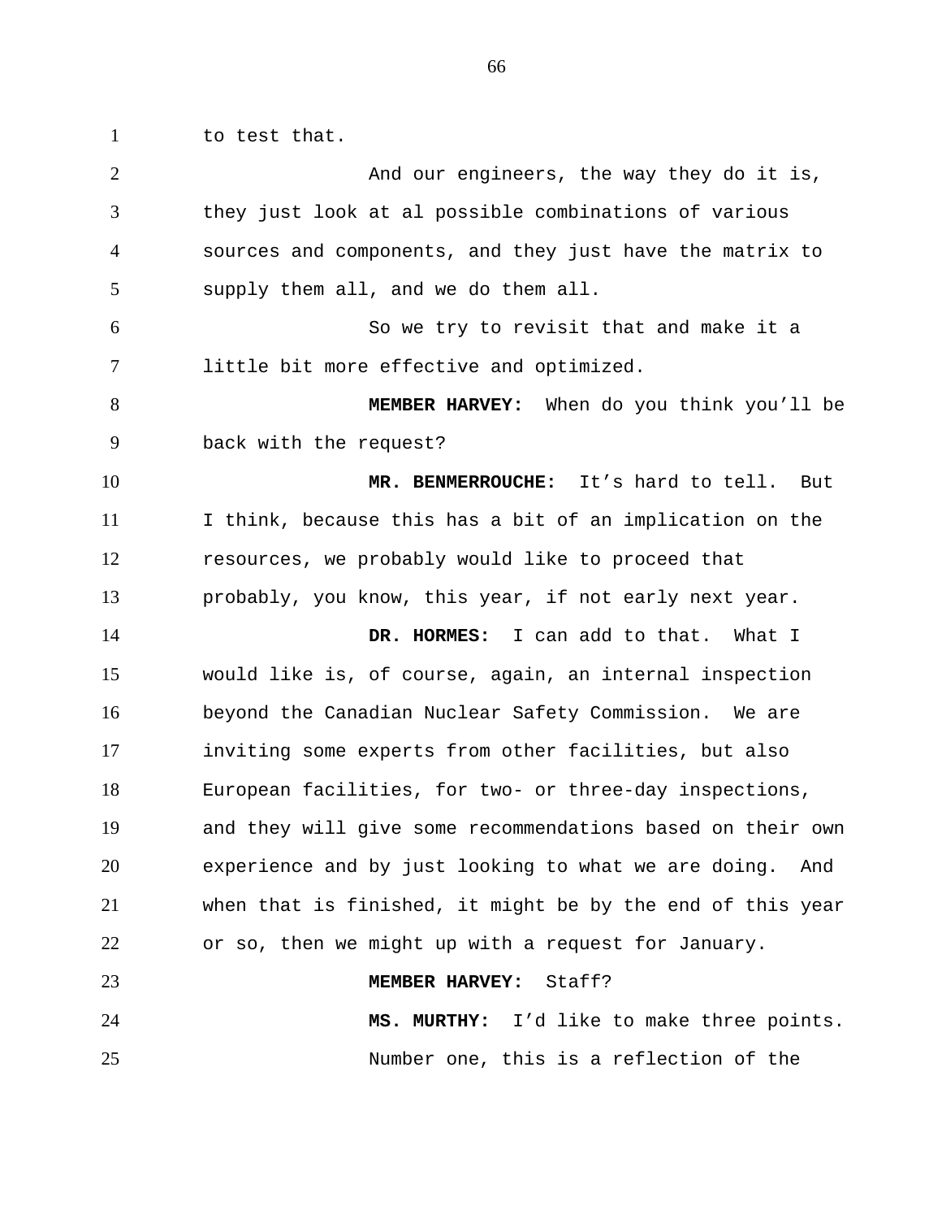to test that.

And our engineers, the way they do it is, they just look at al possible combinations of various sources and components, and they just have the matrix to supply them all, and we do them all.

So we try to revisit that and make it a little bit more effective and optimized.

**MEMBER HARVEY:** When do you think you'll be back with the request?

**MR. BENMERROUCHE:** It's hard to tell. But I think, because this has a bit of an implication on the resources, we probably would like to proceed that probably, you know, this year, if not early next year.

**DR. HORMES:** I can add to that. What I would like is, of course, again, an internal inspection beyond the Canadian Nuclear Safety Commission. We are inviting some experts from other facilities, but also European facilities, for two- or three-day inspections, and they will give some recommendations based on their own experience and by just looking to what we are doing. And when that is finished, it might be by the end of this year or so, then we might up with a request for January.

**MEMBER HARVEY:** Staff?

**MS. MURTHY:** I'd like to make three points.

Number one, this is a reflection of the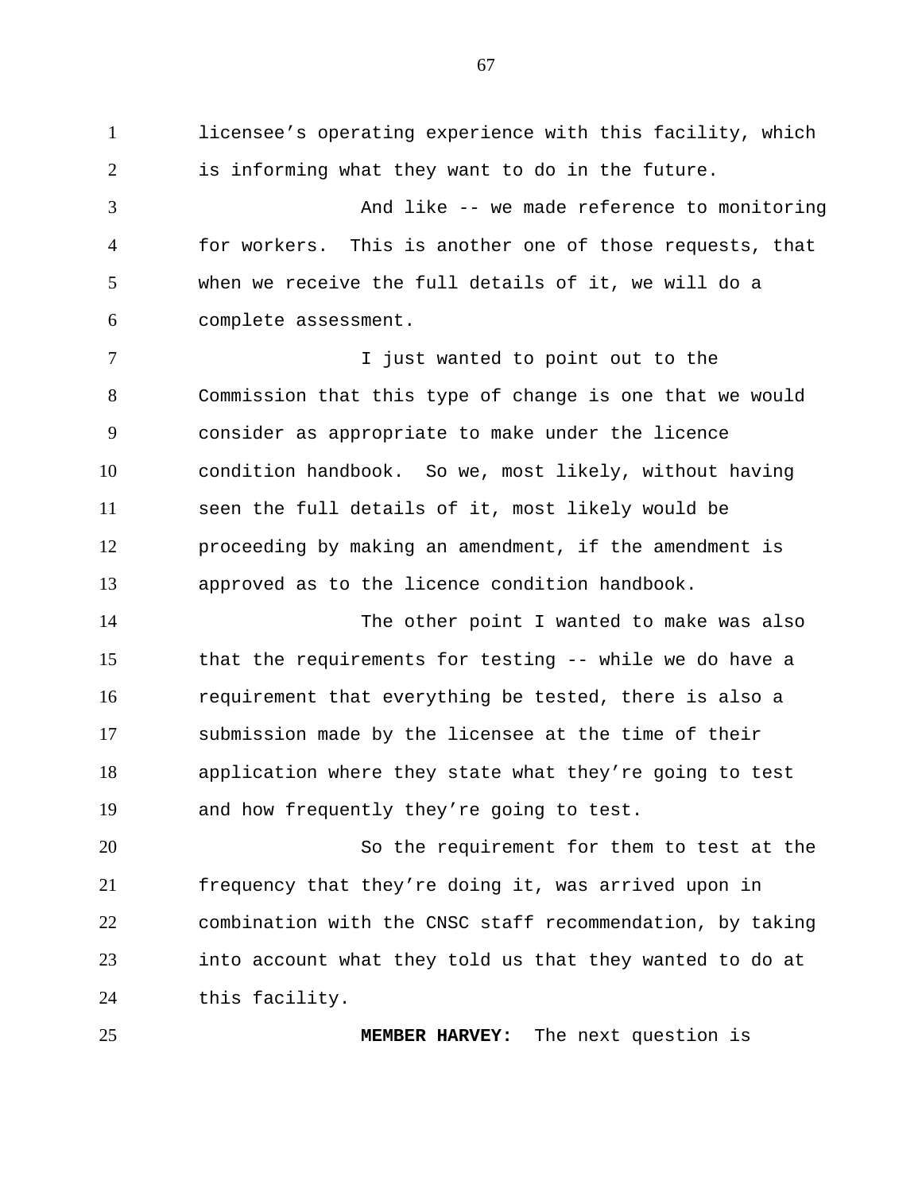licensee’s operating experience with this facility, which is informing what they want to do in the future.

And like -- we made reference to monitoring for workers. This is another one of those requests, that when we receive the full details of it, we will do a complete assessment.

I just wanted to point out to the Commission that this type of change is one that we would consider as appropriate to make under the licence condition handbook. So we, most likely, without having seen the full details of it, most likely would be proceeding by making an amendment, if the amendment is approved as to the licence condition handbook.

The other point I wanted to make was also that the requirements for testing -- while we do have a requirement that everything be tested, there is also a submission made by the licensee at the time of their application where they state what they’re going to test and how frequently they’re going to test.

So the requirement for them to test at the frequency that they’re doing it, was arrived upon in combination with the CNSC staff recommendation, by taking into account what they told us that they wanted to do at this facility.

**MEMBER HARVEY:** The next question is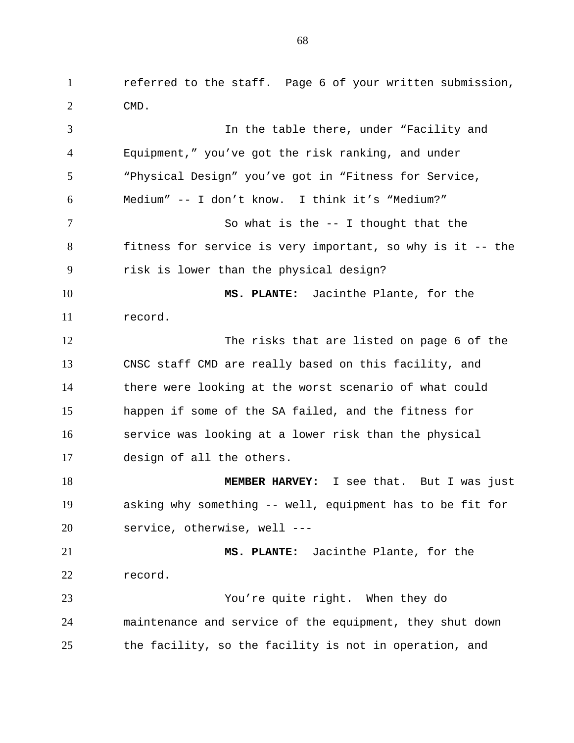referred to the staff. Page 6 of your written submission, CMD.

In the table there, under “Facility and Equipment,” you’ve got the risk ranking, and under “Physical Design” you’ve got in “Fitness for Service, Medium” -- I don’t know. I think it’s “Medium?”

So what is the -- I thought that the fitness for service is very important, so why is it -- the risk is lower than the physical design?

**MS. PLANTE:** Jacinthe Plante, for the record.

The risks that are listed on page 6 of the CNSC staff CMD are really based on this facility, and there were looking at the worst scenario of what could happen if some of the SA failed, and the fitness for service was looking at a lower risk than the physical design of all the others.

**MEMBER HARVEY:** I see that. But I was just asking why something -- well, equipment has to be fit for service, otherwise, well ---

**MS. PLANTE:** Jacinthe Plante, for the record.

You’re quite right. When they do maintenance and service of the equipment, they shut down the facility, so the facility is not in operation, and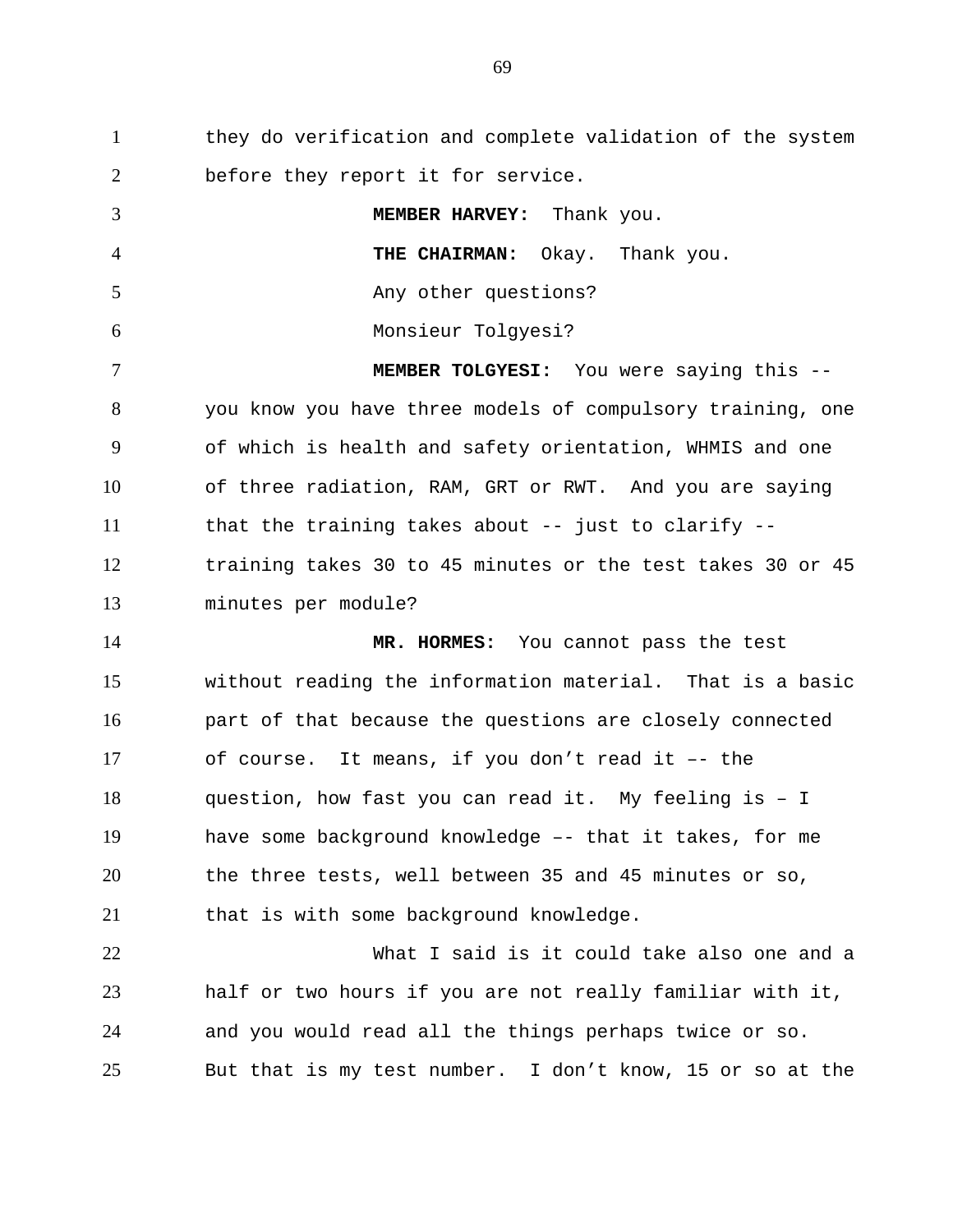they do verification and complete validation of the system before they report it for service.

**MEMBER HARVEY:** Thank you.

**THE CHAIRMAN:** Okay. Thank you.

Any other questions?

Monsieur Tolgyesi?

**MEMBER TOLGYESI:** You were saying this -- you know you have three models of compulsory training, one of which is health and safety orientation, WHMIS and one of three radiation, RAM, GRT or RWT. And you are saying that the training takes about -- just to clarify -- training takes 30 to 45 minutes or the test takes 30 or 45 minutes per module?

**MR. HORMES:** You cannot pass the test without reading the information material. That is a basic part of that because the questions are closely connected of course. It means, if you don't read it –- the question, how fast you can read it. My feeling is – I have some background knowledge –- that it takes, for me the three tests, well between 35 and 45 minutes or so, that is with some background knowledge.

What I said is it could take also one and a half or two hours if you are not really familiar with it, and you would read all the things perhaps twice or so. But that is my test number. I don't know, 15 or so at the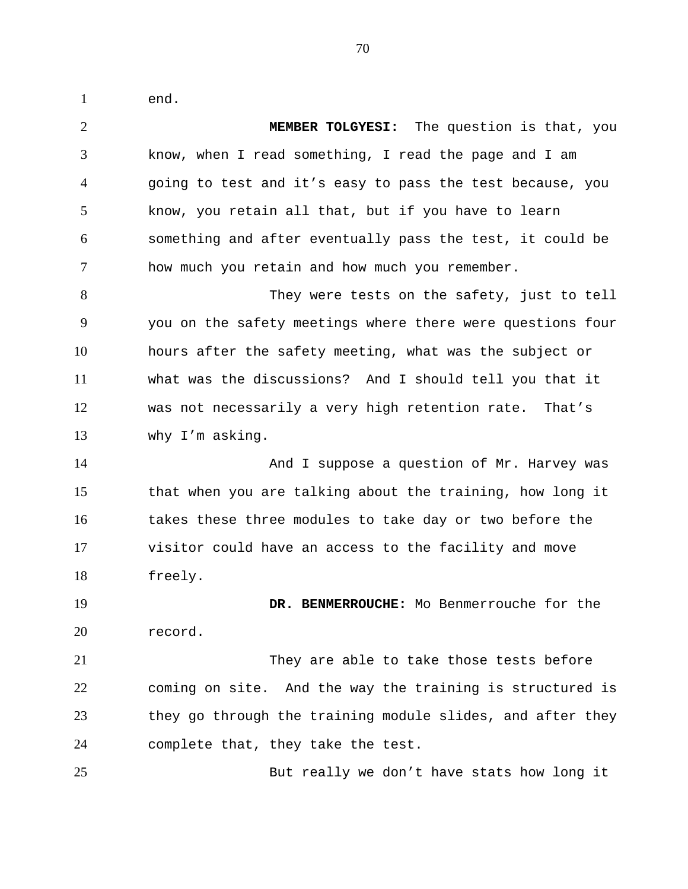end.

**MEMBER TOLGYESI:** The question is that, you know, when I read something, I read the page and I am going to test and it's easy to pass the test because, you know, you retain all that, but if you have to learn something and after eventually pass the test, it could be how much you retain and how much you remember.

They were tests on the safety, just to tell you on the safety meetings where there were questions four hours after the safety meeting, what was the subject or what was the discussions? And I should tell you that it was not necessarily a very high retention rate. That's why I'm asking.

And I suppose a question of Mr. Harvey was that when you are talking about the training, how long it takes these three modules to take day or two before the visitor could have an access to the facility and move freely.

**DR. BENMERROUCHE:** Mo Benmerrouche for the record.

They are able to take those tests before coming on site. And the way the training is structured is they go through the training module slides, and after they complete that, they take the test.

But really we don't have stats how long it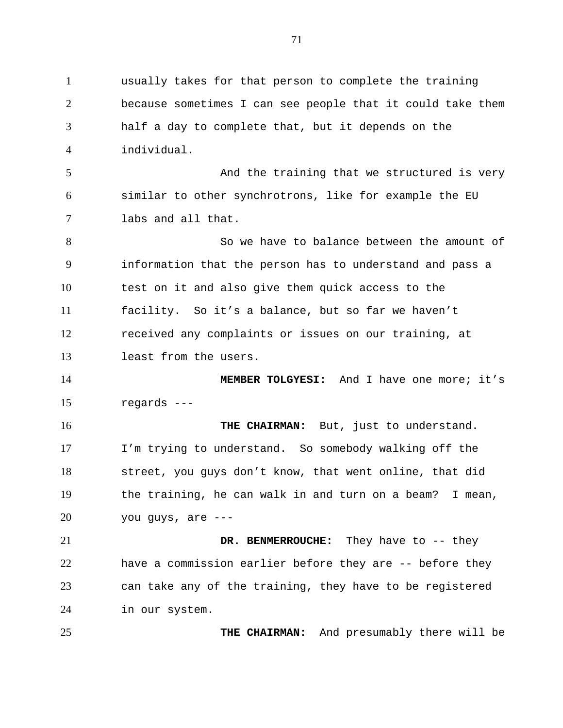usually takes for that person to complete the training because sometimes I can see people that it could take them half a day to complete that, but it depends on the individual.

And the training that we structured is very similar to other synchrotrons, like for example the EU labs and all that.

So we have to balance between the amount of information that the person has to understand and pass a test on it and also give them quick access to the facility. So it's a balance, but so far we haven't received any complaints or issues on our training, at least from the users.

**MEMBER TOLGYESI:** And I have one more; it's regards ---

**THE CHAIRMAN:** But, just to understand. I'm trying to understand. So somebody walking off the street, you guys don't know, that went online, that did the training, he can walk in and turn on a beam? I mean, you guys, are ---

**DR. BENMERROUCHE:** They have to -- they have a commission earlier before they are -- before they can take any of the training, they have to be registered in our system.

**THE CHAIRMAN:** And presumably there will be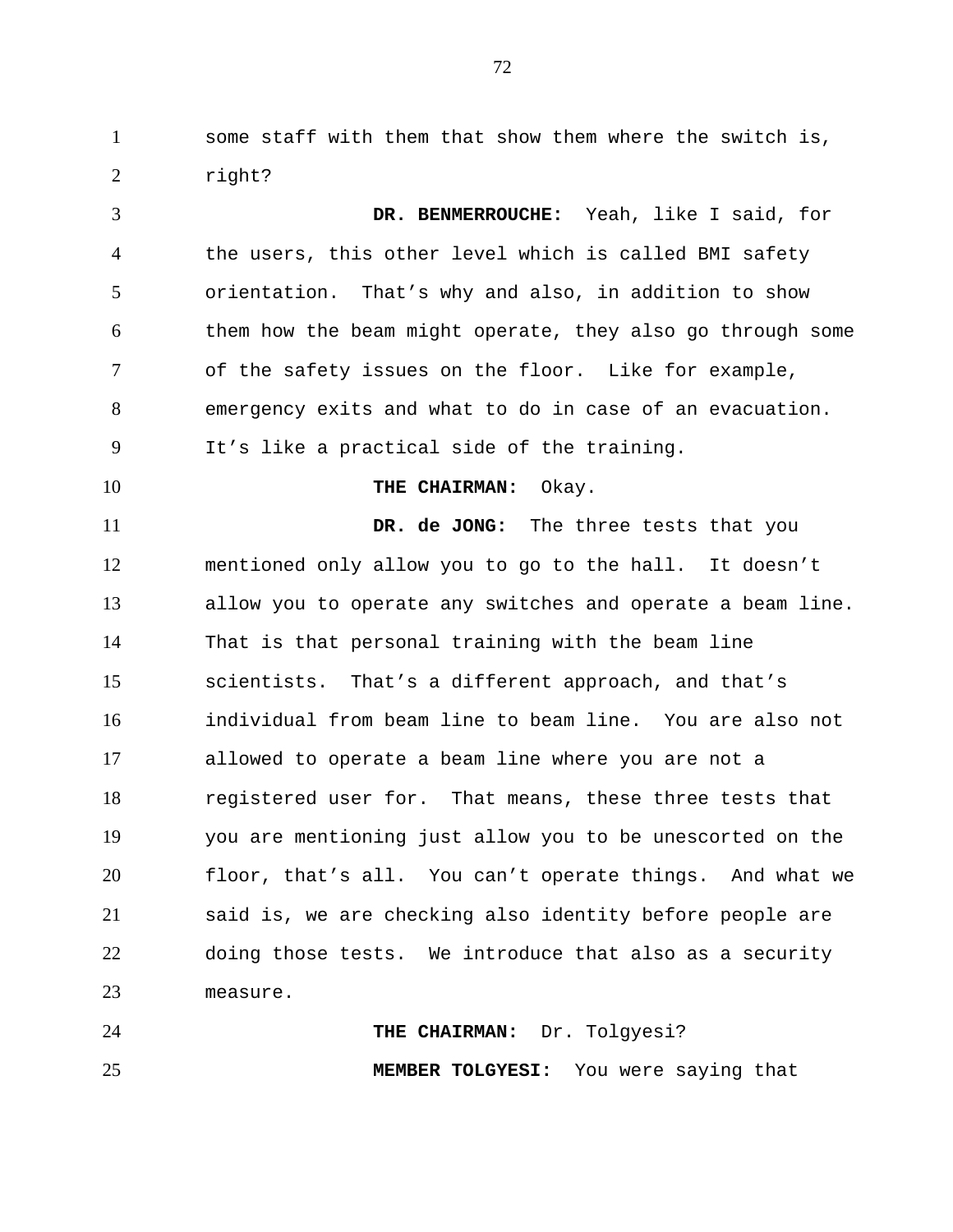some staff with them that show them where the switch is, right?

**DR. BENMERROUCHE:** Yeah, like I said, for the users, this other level which is called BMI safety orientation. That's why and also, in addition to show them how the beam might operate, they also go through some of the safety issues on the floor. Like for example, emergency exits and what to do in case of an evacuation. It's like a practical side of the training.

**THE CHAIRMAN:** Okay.

**DR. de JONG:** The three tests that you mentioned only allow you to go to the hall. It doesn't allow you to operate any switches and operate a beam line. That is that personal training with the beam line scientists. That's a different approach, and that's individual from beam line to beam line. You are also not allowed to operate a beam line where you are not a registered user for. That means, these three tests that you are mentioning just allow you to be unescorted on the floor, that's all. You can't operate things. And what we said is, we are checking also identity before people are doing those tests. We introduce that also as a security measure.

**THE CHAIRMAN:** Dr. Tolgyesi?

**MEMBER TOLGYESI:** You were saying that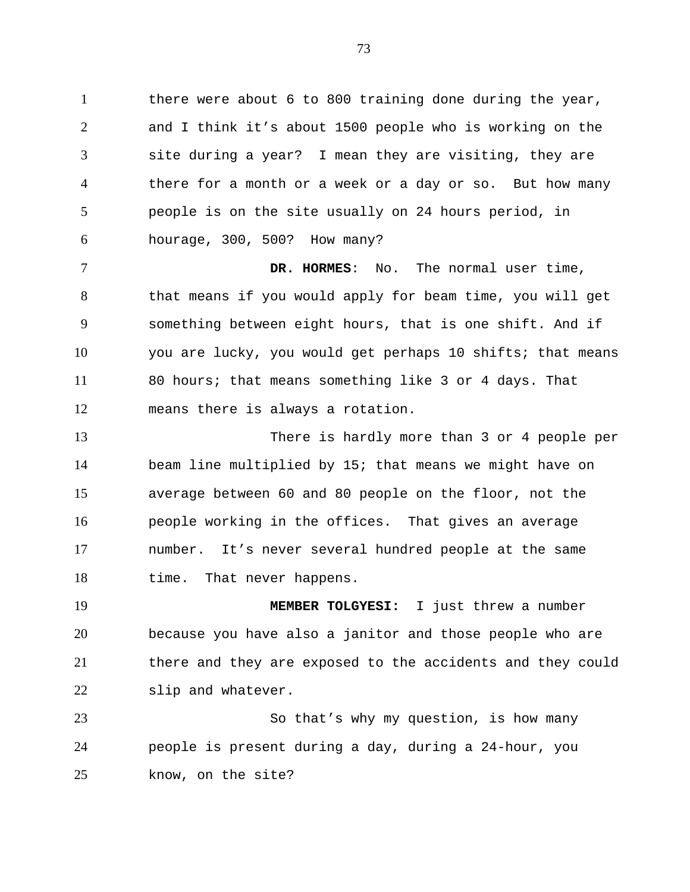there were about 6 to 800 training done during the year, and I think it's about 1500 people who is working on the site during a year? I mean they are visiting, they are there for a month or a week or a day or so. But how many people is on the site usually on 24 hours period, in hourage, 300, 500? How many?

**DR. HORMES**: No. The normal user time, that means if you would apply for beam time, you will get something between eight hours, that is one shift. And if you are lucky, you would get perhaps 10 shifts; that means 80 hours; that means something like 3 or 4 days. That means there is always a rotation.

There is hardly more than 3 or 4 people per beam line multiplied by 15; that means we might have on average between 60 and 80 people on the floor, not the people working in the offices. That gives an average number. It's never several hundred people at the same time. That never happens.

**MEMBER TOLGYESI:** I just threw a number because you have also a janitor and those people who are there and they are exposed to the accidents and they could slip and whatever.

So that's why my question, is how many people is present during a day, during a 24-hour, you know, on the site?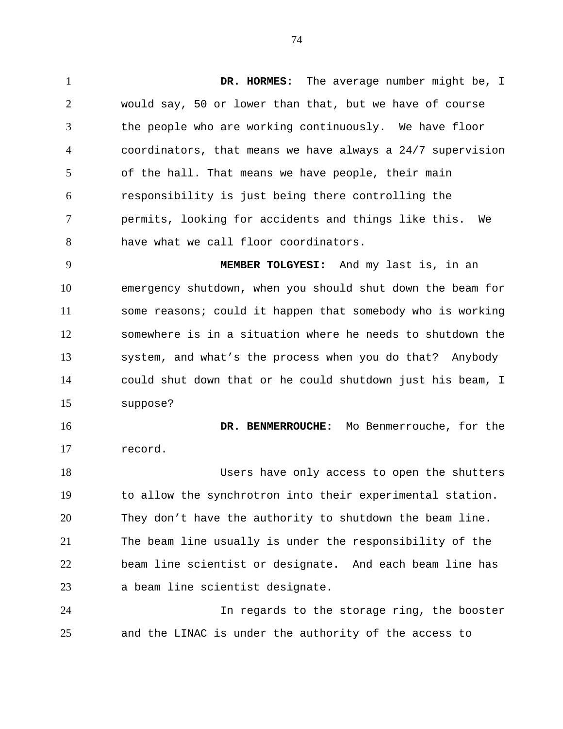**DR. HORMES:** The average number might be, I would say, 50 or lower than that, but we have of course the people who are working continuously. We have floor coordinators, that means we have always a 24/7 supervision of the hall. That means we have people, their main responsibility is just being there controlling the permits, looking for accidents and things like this. We have what we call floor coordinators.

**MEMBER TOLGYESI:** And my last is, in an emergency shutdown, when you should shut down the beam for some reasons; could it happen that somebody who is working somewhere is in a situation where he needs to shutdown the system, and what's the process when you do that? Anybody could shut down that or he could shutdown just his beam, I suppose?

**DR. BENMERROUCHE:** Mo Benmerrouche, for the record.

Users have only access to open the shutters to allow the synchrotron into their experimental station. They don't have the authority to shutdown the beam line. The beam line usually is under the responsibility of the beam line scientist or designate. And each beam line has a beam line scientist designate.

In regards to the storage ring, the booster and the LINAC is under the authority of the access to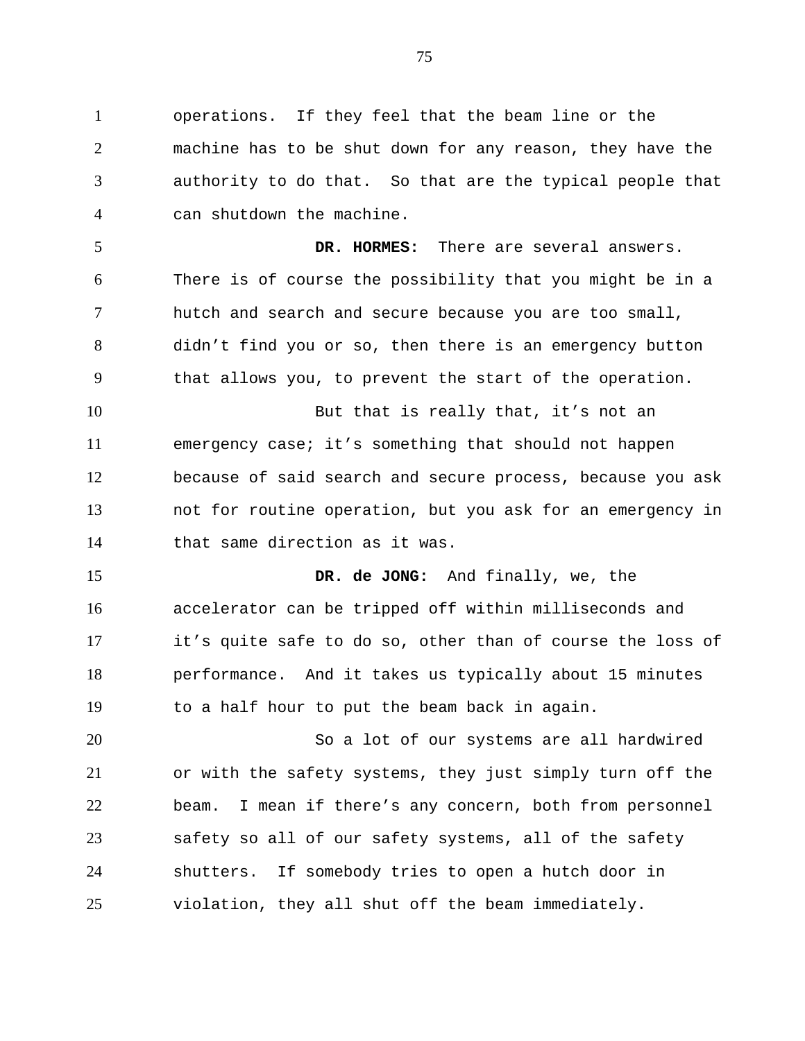operations. If they feel that the beam line or the machine has to be shut down for any reason, they have the authority to do that. So that are the typical people that can shutdown the machine.

**DR. HORMES:** There are several answers. There is of course the possibility that you might be in a hutch and search and secure because you are too small, didn't find you or so, then there is an emergency button that allows you, to prevent the start of the operation.

But that is really that, it's not an emergency case; it's something that should not happen because of said search and secure process, because you ask not for routine operation, but you ask for an emergency in that same direction as it was.

**DR. de JONG:** And finally, we, the accelerator can be tripped off within milliseconds and it's quite safe to do so, other than of course the loss of performance. And it takes us typically about 15 minutes to a half hour to put the beam back in again.

So a lot of our systems are all hardwired or with the safety systems, they just simply turn off the beam. I mean if there's any concern, both from personnel safety so all of our safety systems, all of the safety shutters. If somebody tries to open a hutch door in violation, they all shut off the beam immediately.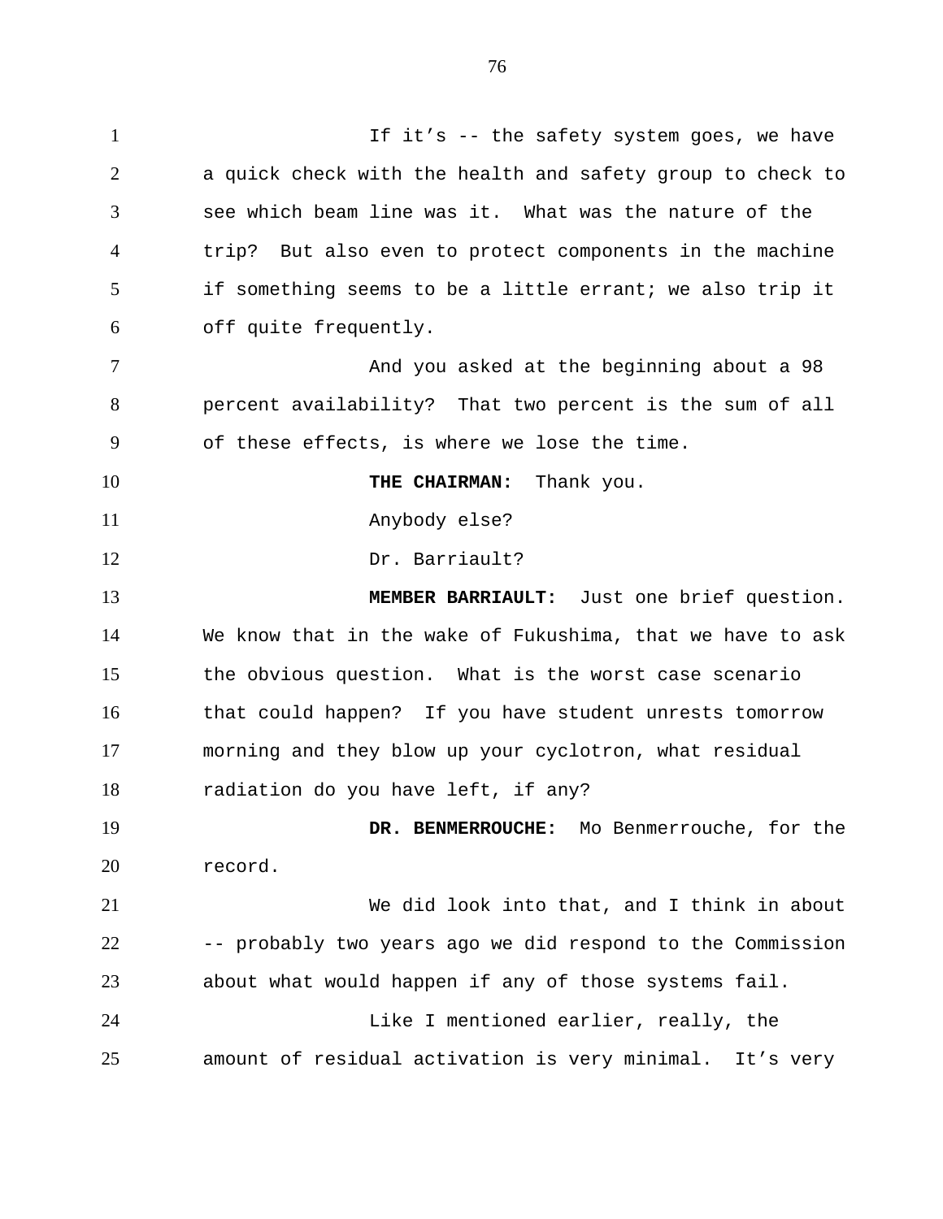If it’s -- the safety system goes, we have a quick check with the health and safety group to check to see which beam line was it. What was the nature of the trip? But also even to protect components in the machine if something seems to be a little errant; we also trip it off quite frequently.

And you asked at the beginning about a 98 percent availability? That two percent is the sum of all of these effects, is where we lose the time.

**THE CHAIRMAN:** Thank you.

Anybody else?

Dr. Barriault?

**MEMBER BARRIAULT:** Just one brief question. We know that in the wake of Fukushima, that we have to ask the obvious question. What is the worst case scenario that could happen? If you have student unrests tomorrow morning and they blow up your cyclotron, what residual radiation do you have left, if any?

**DR. BENMERROUCHE:** Mo Benmerrouche, for the record.

We did look into that, and I think in about -- probably two years ago we did respond to the Commission about what would happen if any of those systems fail.

Like I mentioned earlier, really, the amount of residual activation is very minimal. It’s very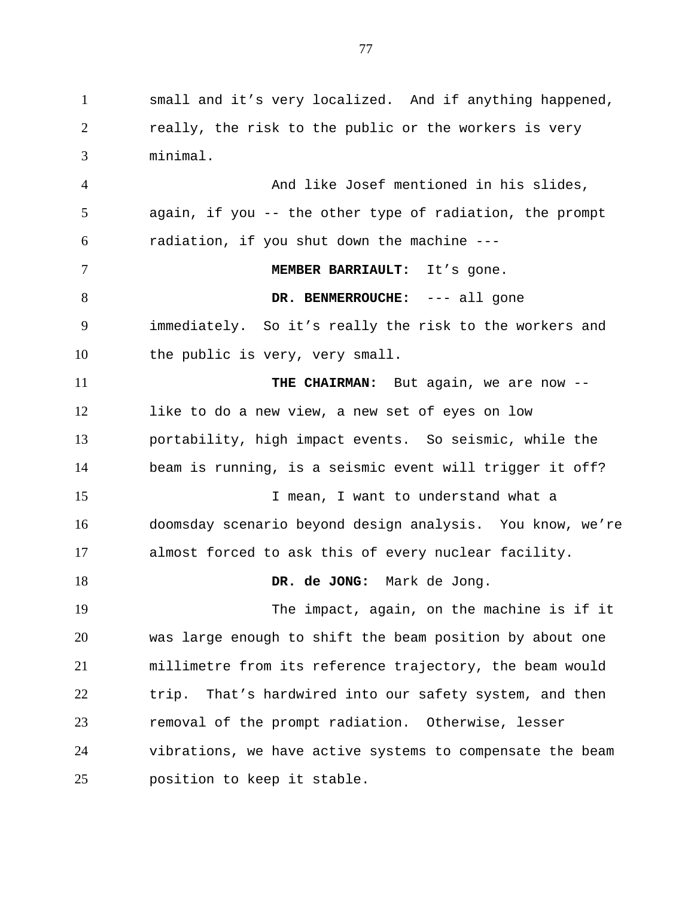small and it’s very localized. And if anything happened, really, the risk to the public or the workers is very minimal.

And like Josef mentioned in his slides, again, if you -- the other type of radiation, the prompt radiation, if you shut down the machine ---

**MEMBER BARRIAULT:** It’s gone.

**DR. BENMERROUCHE:** --- all gone immediately. So it’s really the risk to the workers and the public is very, very small.

**THE CHAIRMAN:** But again, we are now -- like to do a new view, a new set of eyes on low portability, high impact events. So seismic, while the beam is running, is a seismic event will trigger it off?

I mean, I want to understand what a doomsday scenario beyond design analysis. You know, we’re almost forced to ask this of every nuclear facility.

**DR. de JONG:** Mark de Jong.

The impact, again, on the machine is if it was large enough to shift the beam position by about one millimetre from its reference trajectory, the beam would trip. That’s hardwired into our safety system, and then removal of the prompt radiation. Otherwise, lesser vibrations, we have active systems to compensate the beam position to keep it stable.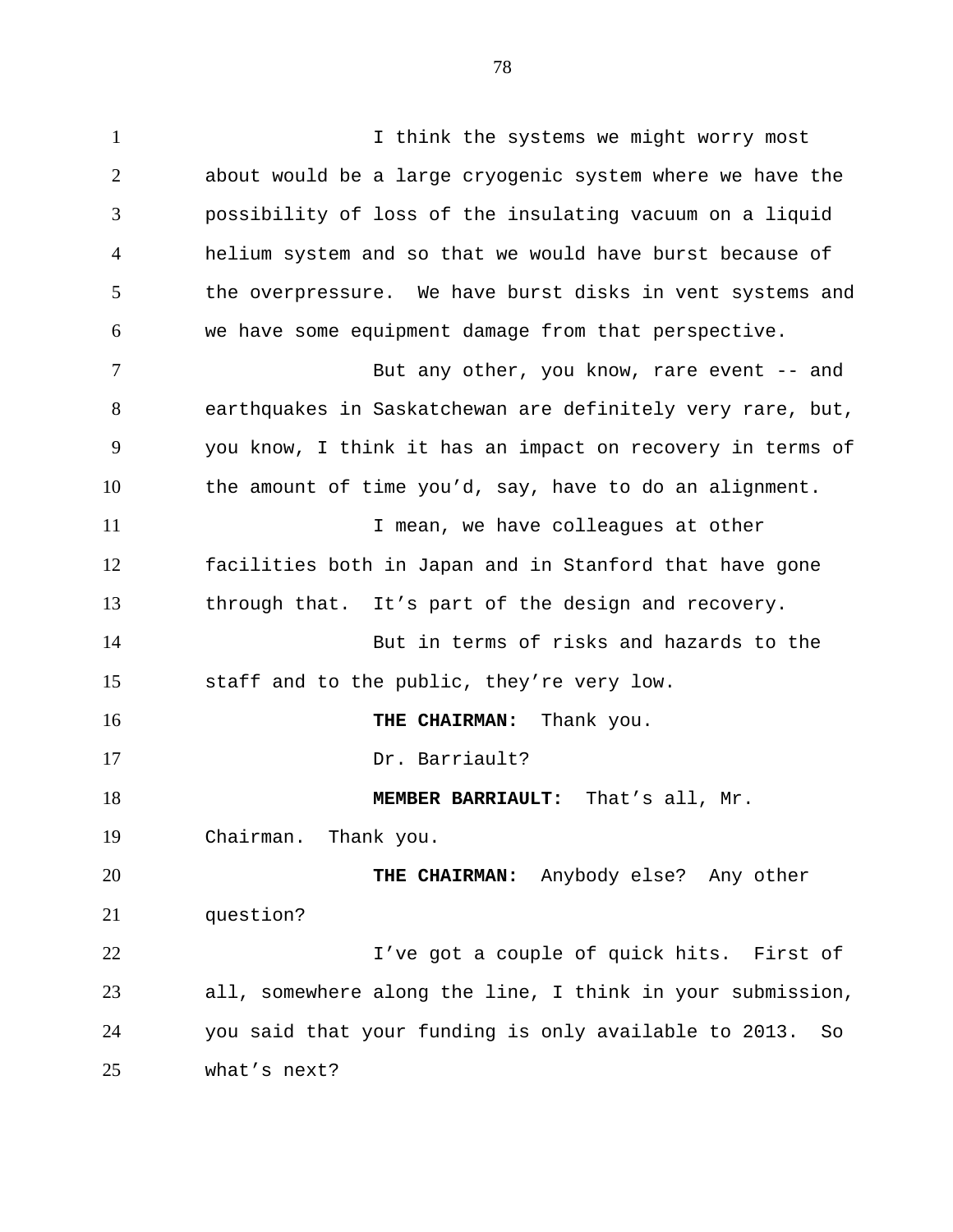I think the systems we might worry most about would be a large cryogenic system where we have the possibility of loss of the insulating vacuum on a liquid helium system and so that we would have burst because of the overpressure. We have burst disks in vent systems and we have some equipment damage from that perspective.

But any other, you know, rare event -- and earthquakes in Saskatchewan are definitely very rare, but, you know, I think it has an impact on recovery in terms of the amount of time you'd, say, have to do an alignment.

I mean, we have colleagues at other facilities both in Japan and in Stanford that have gone through that. It's part of the design and recovery.

But in terms of risks and hazards to the staff and to the public, they're very low.

**THE CHAIRMAN:** Thank you.

Dr. Barriault?

**MEMBER BARRIAULT:** That's all, Mr. Chairman. Thank you.

**THE CHAIRMAN:** Anybody else? Any other question?

I've got a couple of quick hits. First of all, somewhere along the line, I think in your submission, you said that your funding is only available to 2013. So what's next?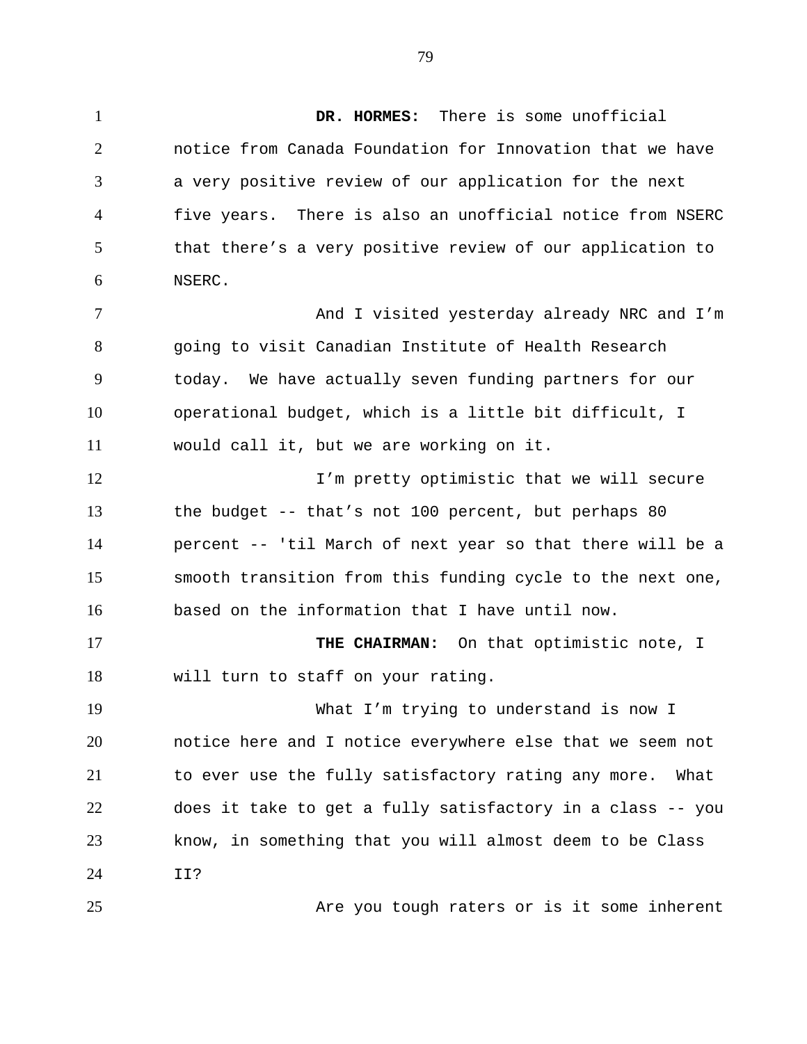**DR. HORMES:** There is some unofficial notice from Canada Foundation for Innovation that we have a very positive review of our application for the next five years. There is also an unofficial notice from NSERC that there's a very positive review of our application to NSERC.

And I visited yesterday already NRC and I'm going to visit Canadian Institute of Health Research today. We have actually seven funding partners for our operational budget, which is a little bit difficult, I would call it, but we are working on it.

I'm pretty optimistic that we will secure the budget -- that's not 100 percent, but perhaps 80 percent -- 'til March of next year so that there will be a smooth transition from this funding cycle to the next one, based on the information that I have until now.

**THE CHAIRMAN:** On that optimistic note, I will turn to staff on your rating.

What I'm trying to understand is now I notice here and I notice everywhere else that we seem not to ever use the fully satisfactory rating any more. What does it take to get a fully satisfactory in a class -- you know, in something that you will almost deem to be Class II?

Are you tough raters or is it some inherent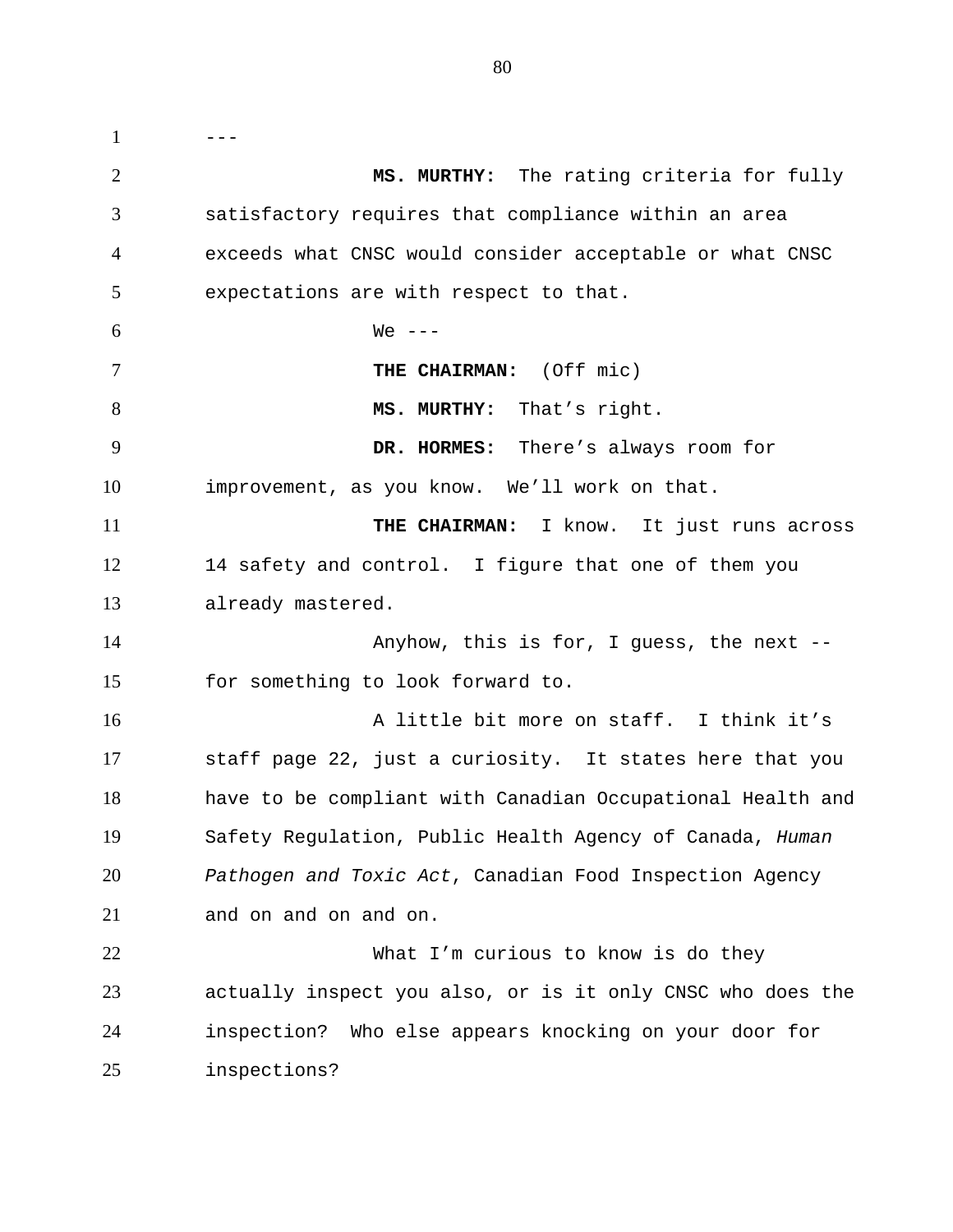---

**MS. MURTHY:** The rating criteria for fully satisfactory requires that compliance within an area exceeds what CNSC would consider acceptable or what CNSC expectations are with respect to that.

We ---

**THE CHAIRMAN:** (Off mic)

**MS. MURTHY:** That's right.

**DR. HORMES:** There's always room for improvement, as you know. We'll work on that.

**THE CHAIRMAN:** I know. It just runs across 14 safety and control. I figure that one of them you already mastered.

Anyhow, this is for, I guess, the next -- for something to look forward to.

A little bit more on staff. I think it's staff page 22, just a curiosity. It states here that you have to be compliant with Canadian Occupational Health and Safety Regulation, Public Health Agency of Canada, *Human Pathogen and Toxic Act*, Canadian Food Inspection Agency and on and on and on.

What I'm curious to know is do they actually inspect you also, or is it only CNSC who does the inspection? Who else appears knocking on your door for inspections?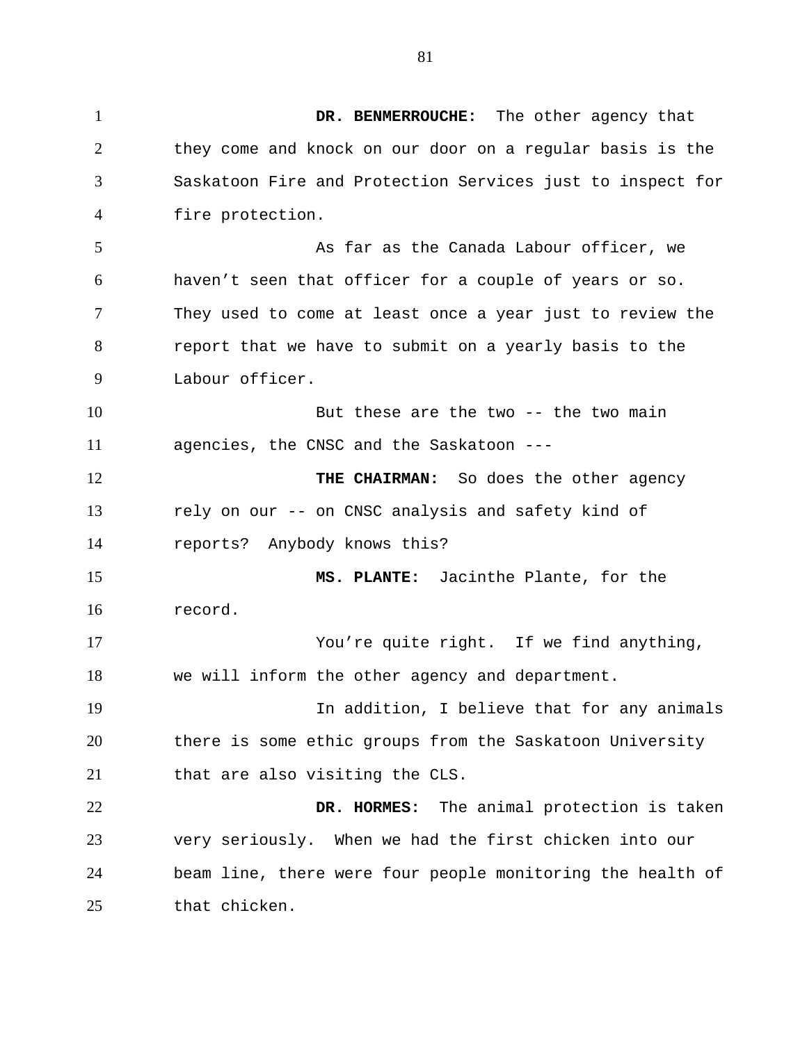**DR. BENMERROUCHE:** The other agency that they come and knock on our door on a regular basis is the Saskatoon Fire and Protection Services just to inspect for fire protection.

As far as the Canada Labour officer, we haven't seen that officer for a couple of years or so. They used to come at least once a year just to review the report that we have to submit on a yearly basis to the Labour officer.

But these are the two -- the two main agencies, the CNSC and the Saskatoon ---

**THE CHAIRMAN:** So does the other agency rely on our -- on CNSC analysis and safety kind of reports? Anybody knows this?

**MS. PLANTE:** Jacinthe Plante, for the record.

You're quite right. If we find anything, we will inform the other agency and department.

In addition, I believe that for any animals there is some ethic groups from the Saskatoon University that are also visiting the CLS.

**DR. HORMES:** The animal protection is taken very seriously. When we had the first chicken into our beam line, there were four people monitoring the health of that chicken.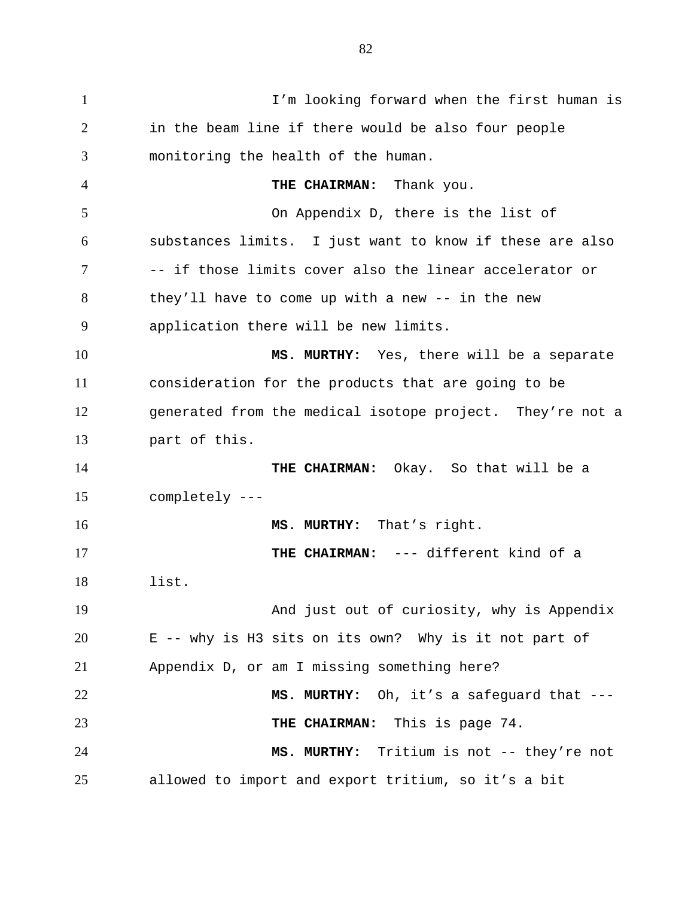I'm looking forward when the first human is in the beam line if there would be also four people monitoring the health of the human.

**THE CHAIRMAN:** Thank you.

On Appendix D, there is the list of substances limits. I just want to know if these are also -- if those limits cover also the linear accelerator or they'll have to come up with a new -- in the new application there will be new limits.

**MS. MURTHY:** Yes, there will be a separate consideration for the products that are going to be generated from the medical isotope project. They're not a part of this.

**THE CHAIRMAN:** Okay. So that will be a completely ---

**MS. MURTHY:** That's right.

**THE CHAIRMAN:** --- different kind of a list.

And just out of curiosity, why is Appendix E -- why is H3 sits on its own? Why is it not part of Appendix D, or am I missing something here?

**MS. MURTHY:** Oh, it's a safeguard that ---

**THE CHAIRMAN:** This is page 74.

**MS. MURTHY:** Tritium is not -- they're not allowed to import and export tritium, so it's a bit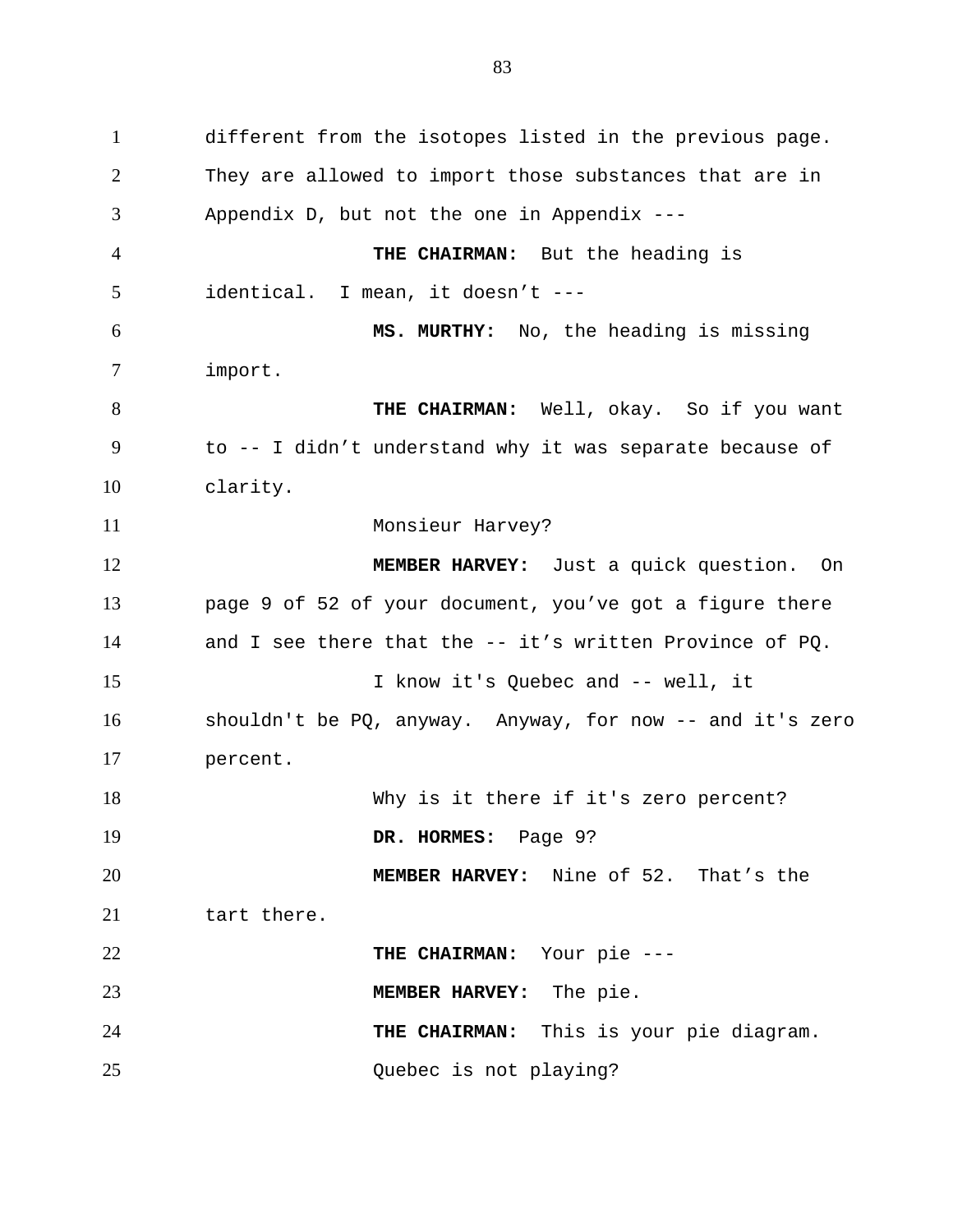different from the isotopes listed in the previous page. They are allowed to import those substances that are in Appendix D, but not the one in Appendix ---

**THE CHAIRMAN:** But the heading is identical. I mean, it doesn't ---

**MS. MURTHY:** No, the heading is missing import.

**THE CHAIRMAN:** Well, okay. So if you want to -- I didn't understand why it was separate because of clarity.

Monsieur Harvey?

**MEMBER HARVEY:** Just a quick question. On page 9 of 52 of your document, you've got a figure there and I see there that the -- it's written Province of PQ.

I know it's Quebec and -- well, it shouldn't be PQ, anyway. Anyway, for now -- and it's zero percent.

Why is it there if it's zero percent?

**DR. HORMES:** Page 9?

**MEMBER HARVEY:** Nine of 52. That's the tart there.

**THE CHAIRMAN:** Your pie ---

**MEMBER HARVEY:** The pie.

**THE CHAIRMAN:** This is your pie diagram.

Quebec is not playing?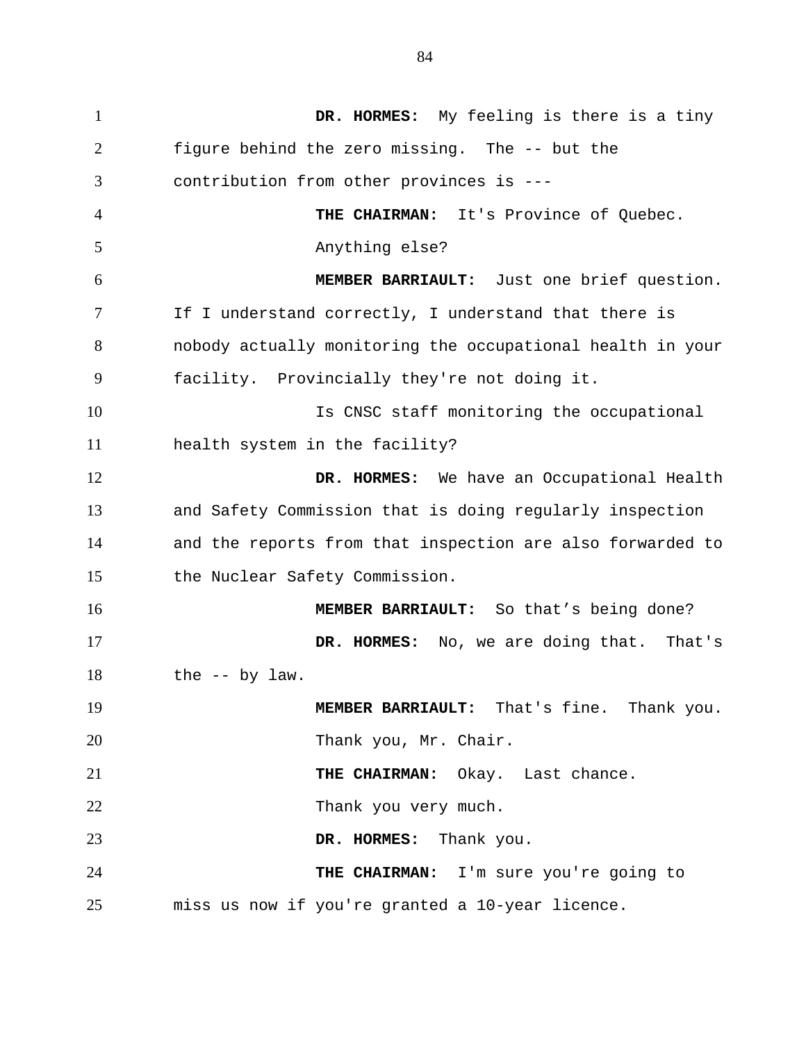**DR. HORMES:** My feeling is there is a tiny figure behind the zero missing. The -- but the contribution from other provinces is ---

**THE CHAIRMAN:** It's Province of Quebec.

Anything else?

**MEMBER BARRIAULT:** Just one brief question. If I understand correctly, I understand that there is nobody actually monitoring the occupational health in your facility. Provincially they're not doing it.

Is CNSC staff monitoring the occupational health system in the facility?

**DR. HORMES:** We have an Occupational Health and Safety Commission that is doing regularly inspection and the reports from that inspection are also forwarded to the Nuclear Safety Commission.

**MEMBER BARRIAULT:** So that’s being done?

**DR. HORMES:** No, we are doing that. That's the -- by law.

**MEMBER BARRIAULT:** That's fine. Thank you.

Thank you, Mr. Chair.

**THE CHAIRMAN:** Okay. Last chance.

Thank you very much.

**DR. HORMES:** Thank you.

**THE CHAIRMAN:** I'm sure you're going to miss us now if you're granted a 10-year licence.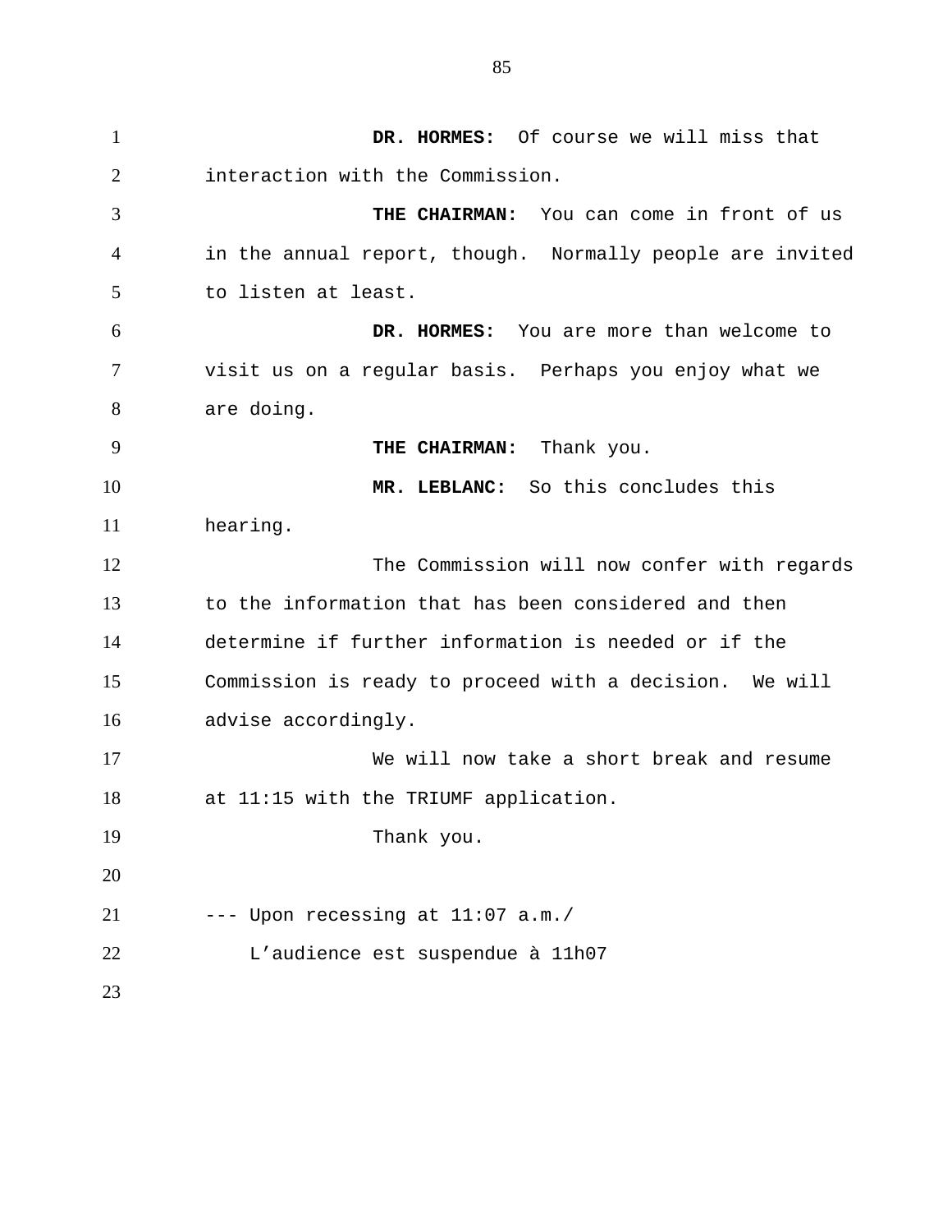**DR. HORMES:** Of course we will miss that interaction with the Commission.

**THE CHAIRMAN:** You can come in front of us in the annual report, though. Normally people are invited to listen at least.

**DR. HORMES:** You are more than welcome to visit us on a regular basis. Perhaps you enjoy what we are doing.

**THE CHAIRMAN:** Thank you.

**MR. LEBLANC:** So this concludes this hearing.

The Commission will now confer with regards to the information that has been considered and then determine if further information is needed or if the Commission is ready to proceed with a decision. We will advise accordingly.

We will now take a short break and resume at 11:15 with the TRIUMF application.

Thank you.

--- Upon recessing at 11:07 a.m./
L’audience est suspendue à 11h07